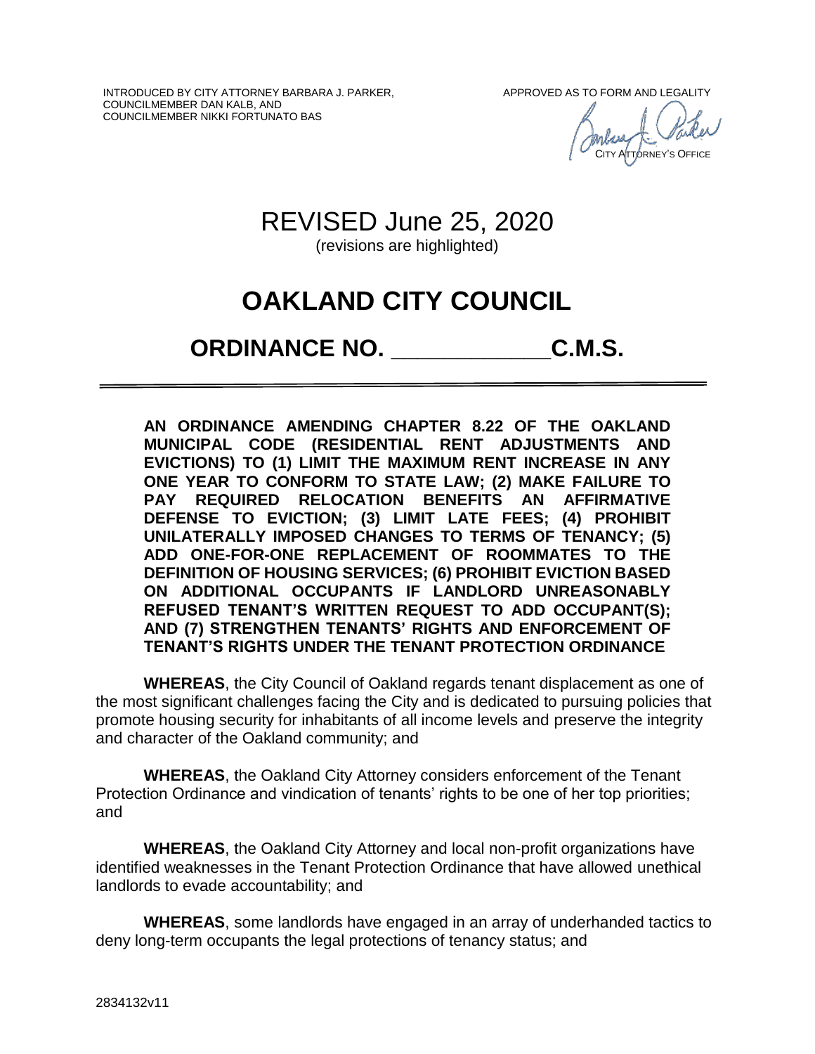INTRODUCED BY CITY ATTORNEY BARBARA J. PARKER,
COUNCILMEMBER DAN KALB, AND
COUNCILMEMBER NIKKI FORTUNATO BAS

APPROVED AS TO FORM AND LEGALITY

CITY ATTORNEY'S OFFICE

REVISED June 25, 2020
(revisions are highlighted)

# OAKLAND CITY COUNCIL

## ORDINANCE NO. _____________ C.M.S.

**AN ORDINANCE AMENDING CHAPTER 8.22 OF THE OAKLAND MUNICIPAL CODE (RESIDENTIAL RENT ADJUSTMENTS AND EVICTIONS) TO (1) LIMIT THE MAXIMUM RENT INCREASE IN ANY ONE YEAR TO CONFORM TO STATE LAW; (2) MAKE FAILURE TO PAY REQUIRED RELOCATION BENEFITS AN AFFIRMATIVE DEFENSE TO EVICTION; (3) LIMIT LATE FEES; (4) PROHIBIT UNILATERALLY IMPOSED CHANGES TO TERMS OF TENANCY; (5) ADD ONE-FOR-ONE REPLACEMENT OF ROOMMATES TO THE DEFINITION OF HOUSING SERVICES; (6) PROHIBIT EVICTION BASED ON ADDITIONAL OCCUPANTS IF LANDLORD UNREASONABLY REFUSED TENANT'S WRITTEN REQUEST TO ADD OCCUPANT(S); AND (7) STRENGTHEN TENANTS' RIGHTS AND ENFORCEMENT OF TENANT'S RIGHTS UNDER THE TENANT PROTECTION ORDINANCE**

**WHEREAS**, the City Council of Oakland regards tenant displacement as one of the most significant challenges facing the City and is dedicated to pursuing policies that promote housing security for inhabitants of all income levels and preserve the integrity and character of the Oakland community; and

**WHEREAS**, the Oakland City Attorney considers enforcement of the Tenant Protection Ordinance and vindication of tenants' rights to be one of her top priorities; and

**WHEREAS**, the Oakland City Attorney and local non-profit organizations have identified weaknesses in the Tenant Protection Ordinance that have allowed unethical landlords to evade accountability; and

**WHEREAS**, some landlords have engaged in an array of underhanded tactics to deny long-term occupants the legal protections of tenancy status; and

2834132v11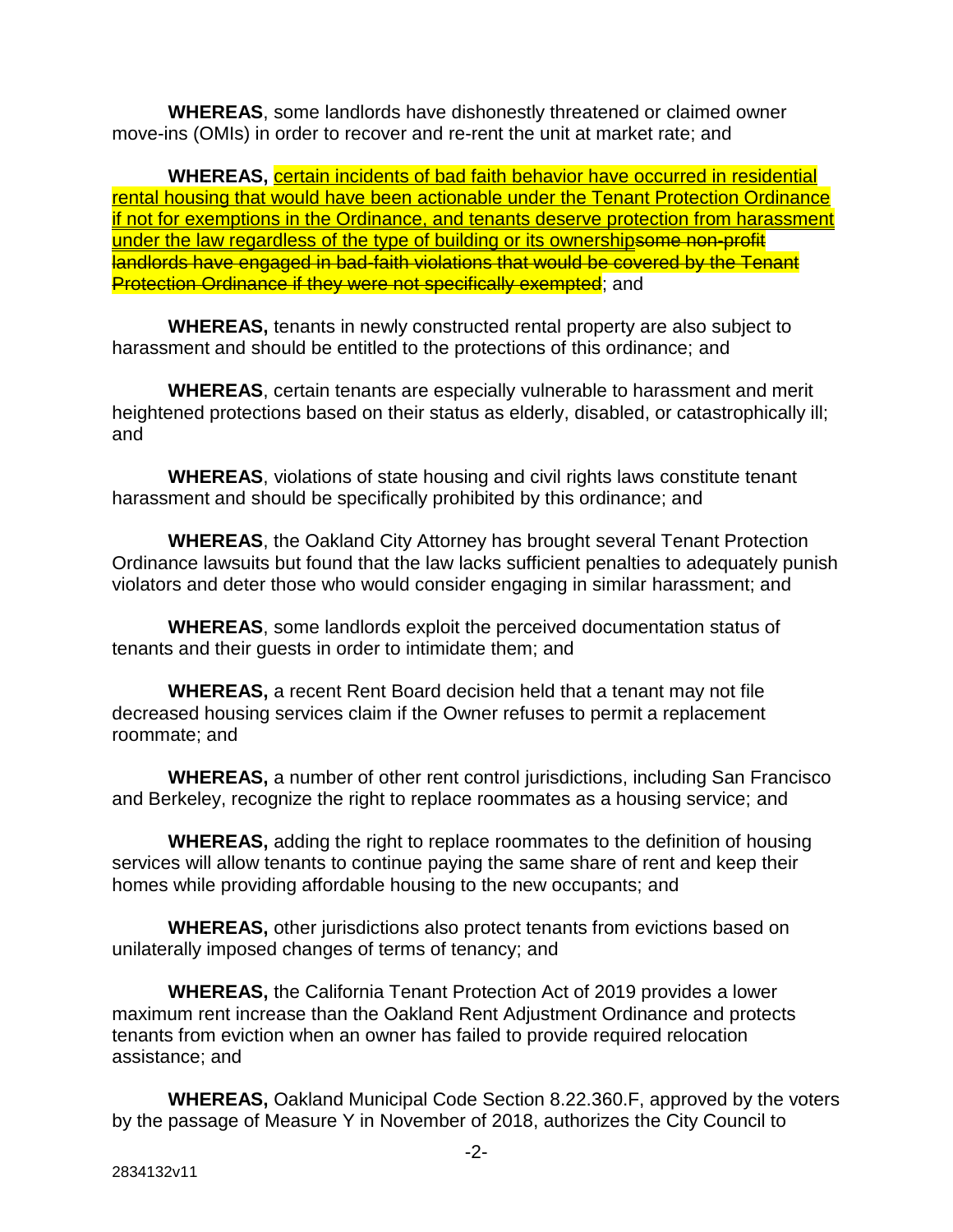**WHEREAS**, some landlords have dishonestly threatened or claimed owner move-ins (OMIs) in order to recover and re-rent the unit at market rate; and

**WHEREAS,** <u>certain incidents of bad faith behavior have occurred in residential rental housing that would have been actionable under the Tenant Protection Ordinance if not for exemptions in the Ordinance, and tenants deserve protection from harassment under the law regardless of the type of building or its ownership</u>~~some non-profit landlords have engaged in bad-faith violations that would be covered by the Tenant Protection Ordinance if they were not specifically exempted~~; and

**WHEREAS,** tenants in newly constructed rental property are also subject to harassment and should be entitled to the protections of this ordinance; and

**WHEREAS**, certain tenants are especially vulnerable to harassment and merit heightened protections based on their status as elderly, disabled, or catastrophically ill; and

**WHEREAS**, violations of state housing and civil rights laws constitute tenant harassment and should be specifically prohibited by this ordinance; and

**WHEREAS**, the Oakland City Attorney has brought several Tenant Protection Ordinance lawsuits but found that the law lacks sufficient penalties to adequately punish violators and deter those who would consider engaging in similar harassment; and

**WHEREAS**, some landlords exploit the perceived documentation status of tenants and their guests in order to intimidate them; and

**WHEREAS,** a recent Rent Board decision held that a tenant may not file decreased housing services claim if the Owner refuses to permit a replacement roommate; and

**WHEREAS,** a number of other rent control jurisdictions, including San Francisco and Berkeley, recognize the right to replace roommates as a housing service; and

**WHEREAS,** adding the right to replace roommates to the definition of housing services will allow tenants to continue paying the same share of rent and keep their homes while providing affordable housing to the new occupants; and

**WHEREAS,** other jurisdictions also protect tenants from evictions based on unilaterally imposed changes of terms of tenancy; and

**WHEREAS,** the California Tenant Protection Act of 2019 provides a lower maximum rent increase than the Oakland Rent Adjustment Ordinance and protects tenants from eviction when an owner has failed to provide required relocation assistance; and

**WHEREAS,** Oakland Municipal Code Section 8.22.360.F, approved by the voters by the passage of Measure Y in November of 2018, authorizes the City Council to

2834132v11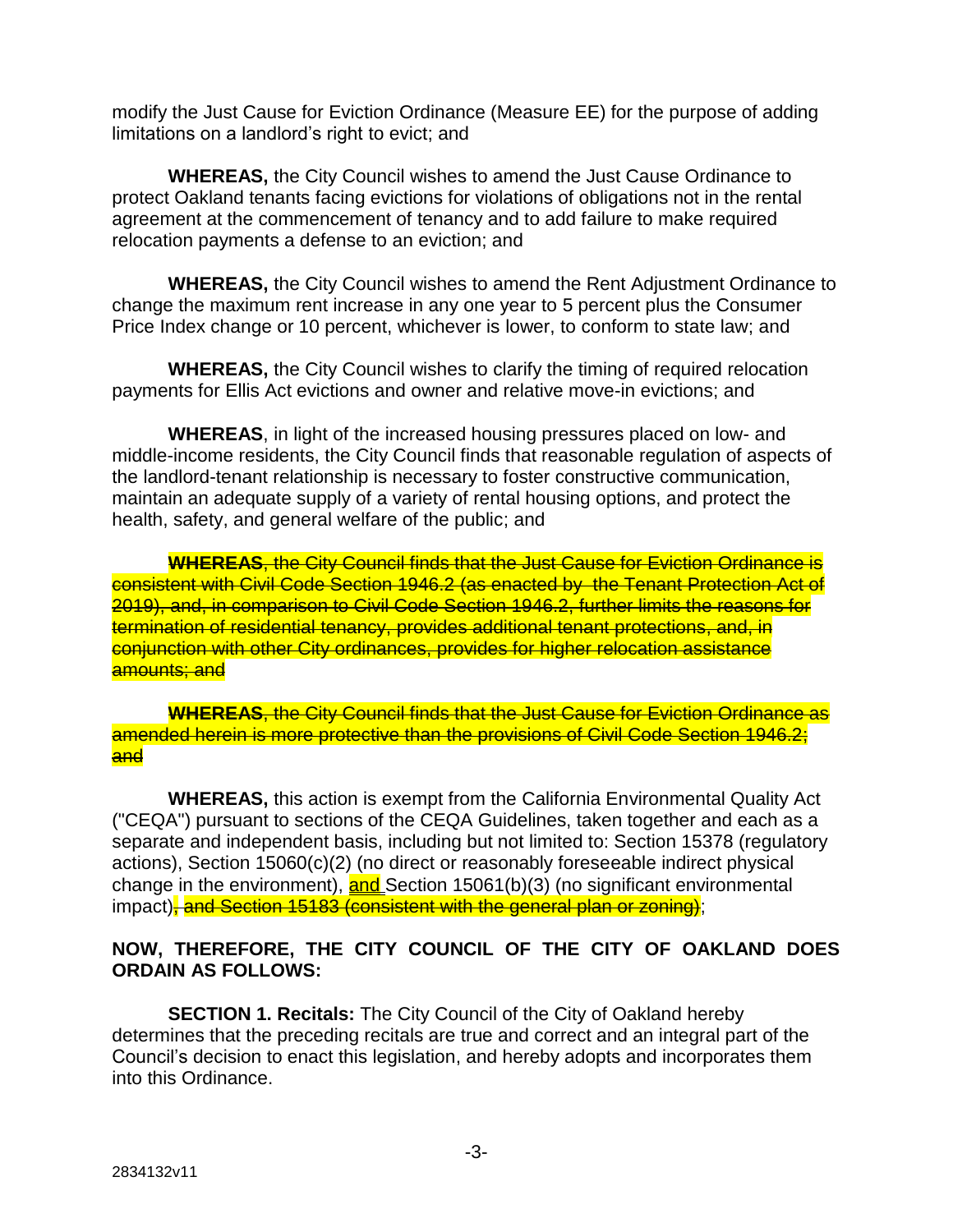modify the Just Cause for Eviction Ordinance (Measure EE) for the purpose of adding limitations on a landlord's right to evict; and

**WHEREAS,** the City Council wishes to amend the Just Cause Ordinance to protect Oakland tenants facing evictions for violations of obligations not in the rental agreement at the commencement of tenancy and to add failure to make required relocation payments a defense to an eviction; and

**WHEREAS,** the City Council wishes to amend the Rent Adjustment Ordinance to change the maximum rent increase in any one year to 5 percent plus the Consumer Price Index change or 10 percent, whichever is lower, to conform to state law; and

**WHEREAS,** the City Council wishes to clarify the timing of required relocation payments for Ellis Act evictions and owner and relative move-in evictions; and

**WHEREAS**, in light of the increased housing pressures placed on low- and middle-income residents, the City Council finds that reasonable regulation of aspects of the landlord-tenant relationship is necessary to foster constructive communication, maintain an adequate supply of a variety of rental housing options, and protect the health, safety, and general welfare of the public; and

~~**WHEREAS**, the City Council finds that the Just Cause for Eviction Ordinance is consistent with Civil Code Section 1946.2 (as enacted by the Tenant Protection Act of 2019), and, in comparison to Civil Code Section 1946.2, further limits the reasons for termination of residential tenancy, provides additional tenant protections, and, in conjunction with other City ordinances, provides for higher relocation assistance amounts; and~~

~~**WHEREAS**, the City Council finds that the Just Cause for Eviction Ordinance as amended herein is more protective than the provisions of Civil Code Section 1946.2; and~~

**WHEREAS,** this action is exempt from the California Environmental Quality Act ("CEQA") pursuant to sections of the CEQA Guidelines, taken together and each as a separate and independent basis, including but not limited to: Section 15378 (regulatory actions), Section 15060(c)(2) (no direct or reasonably foreseeable indirect physical change in the environment), <u>and</u> Section 15061(b)(3) (no significant environmental impact)~~, and Section 15183 (consistent with the general plan or zoning)~~;

**NOW, THEREFORE, THE CITY COUNCIL OF THE CITY OF OAKLAND DOES ORDAIN AS FOLLOWS:**

**SECTION 1. Recitals:** The City Council of the City of Oakland hereby determines that the preceding recitals are true and correct and an integral part of the Council's decision to enact this legislation, and hereby adopts and incorporates them into this Ordinance.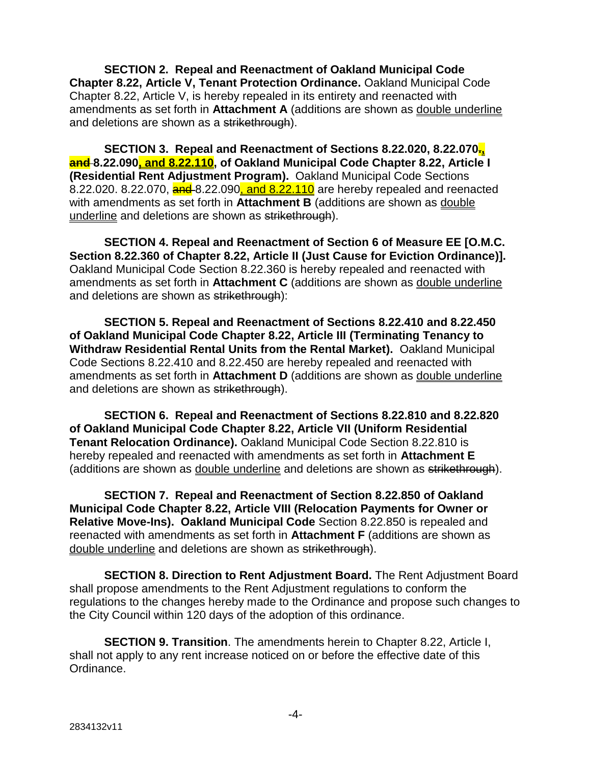**SECTION 2. Repeal and Reenactment of Oakland Municipal Code Chapter 8.22, Article V, Tenant Protection Ordinance.** Oakland Municipal Code Chapter 8.22, Article V, is hereby repealed in its entirety and reenacted with amendments as set forth in **Attachment A** (additions are shown as <u>double underline</u> and deletions are shown as a ~~strikethrough~~).

**SECTION 3. Repeal and Reenactment of Sections 8.22.020, 8.22.070~~,~~<u>,</u> ~~and~~ 8.22.090<u>, and 8.22.110</u>, of Oakland Municipal Code Chapter 8.22, Article I (Residential Rent Adjustment Program).** Oakland Municipal Code Sections 8.22.020. 8.22.070, ~~and~~ 8.22.090<u>, and 8.22.110</u> are hereby repealed and reenacted with amendments as set forth in **Attachment B** (additions are shown as <u>double underline</u> and deletions are shown as ~~strikethrough~~).

**SECTION 4. Repeal and Reenactment of Section 6 of Measure EE [O.M.C. Section 8.22.360 of Chapter 8.22, Article II (Just Cause for Eviction Ordinance)].** Oakland Municipal Code Section 8.22.360 is hereby repealed and reenacted with amendments as set forth in **Attachment C** (additions are shown as <u>double underline</u> and deletions are shown as ~~strikethrough~~):

**SECTION 5. Repeal and Reenactment of Sections 8.22.410 and 8.22.450 of Oakland Municipal Code Chapter 8.22, Article III (Terminating Tenancy to Withdraw Residential Rental Units from the Rental Market).** Oakland Municipal Code Sections 8.22.410 and 8.22.450 are hereby repealed and reenacted with amendments as set forth in **Attachment D** (additions are shown as <u>double underline</u> and deletions are shown as ~~strikethrough~~).

**SECTION 6. Repeal and Reenactment of Sections 8.22.810 and 8.22.820 of Oakland Municipal Code Chapter 8.22, Article VII (Uniform Residential Tenant Relocation Ordinance).** Oakland Municipal Code Section 8.22.810 is hereby repealed and reenacted with amendments as set forth in **Attachment E** (additions are shown as <u>double underline</u> and deletions are shown as ~~strikethrough~~).

**SECTION 7. Repeal and Reenactment of Section 8.22.850 of Oakland Municipal Code Chapter 8.22, Article VIII (Relocation Payments for Owner or Relative Move-Ins). Oakland Municipal Code** Section 8.22.850 is repealed and reenacted with amendments as set forth in **Attachment F** (additions are shown as <u>double underline</u> and deletions are shown as ~~strikethrough~~).

**SECTION 8. Direction to Rent Adjustment Board.** The Rent Adjustment Board shall propose amendments to the Rent Adjustment regulations to conform the regulations to the changes hereby made to the Ordinance and propose such changes to the City Council within 120 days of the adoption of this ordinance.

**SECTION 9. Transition**. The amendments herein to Chapter 8.22, Article I, shall not apply to any rent increase noticed on or before the effective date of this Ordinance.

2834132v11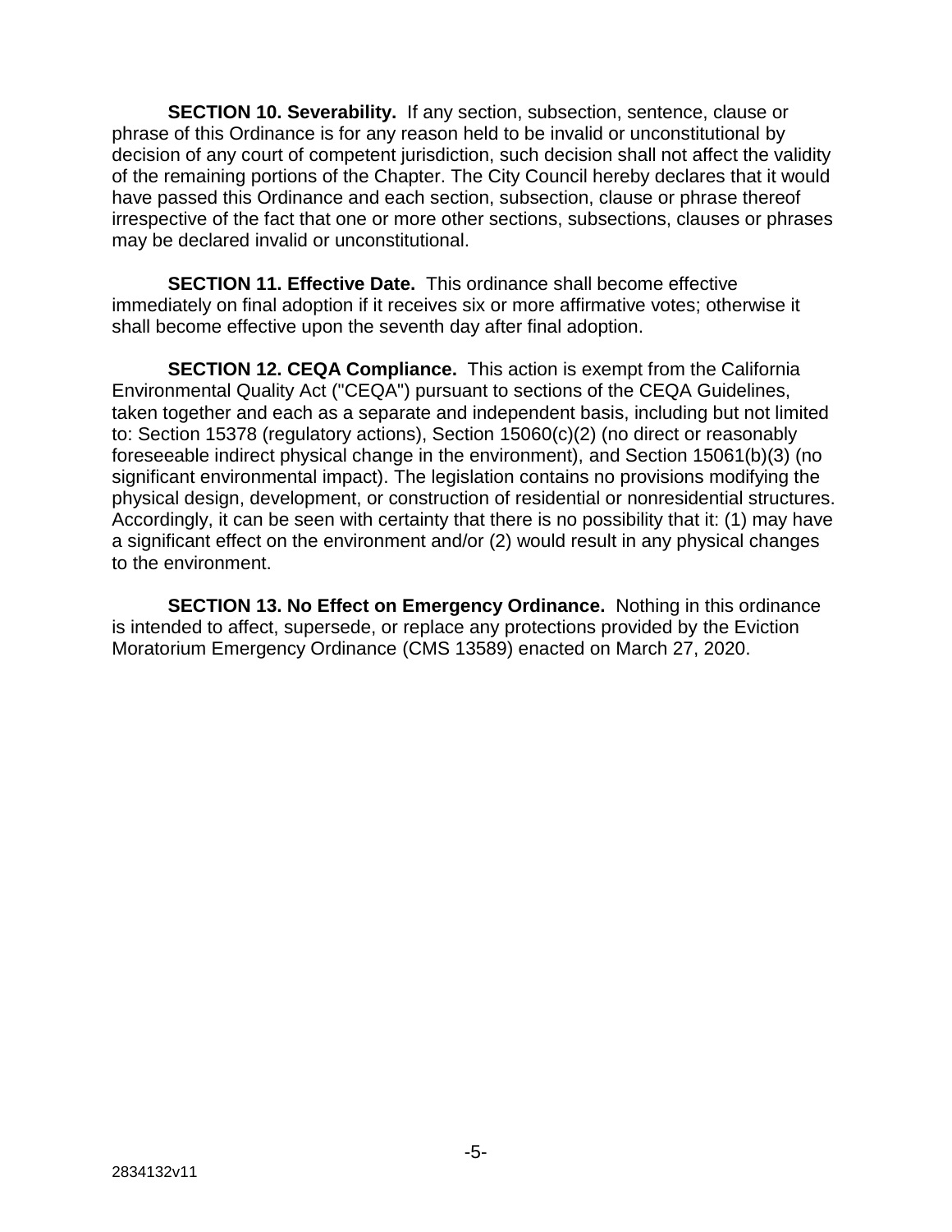**SECTION 10. Severability.** If any section, subsection, sentence, clause or phrase of this Ordinance is for any reason held to be invalid or unconstitutional by decision of any court of competent jurisdiction, such decision shall not affect the validity of the remaining portions of the Chapter. The City Council hereby declares that it would have passed this Ordinance and each section, subsection, clause or phrase thereof irrespective of the fact that one or more other sections, subsections, clauses or phrases may be declared invalid or unconstitutional.

**SECTION 11. Effective Date.** This ordinance shall become effective immediately on final adoption if it receives six or more affirmative votes; otherwise it shall become effective upon the seventh day after final adoption.

**SECTION 12. CEQA Compliance.** This action is exempt from the California Environmental Quality Act ("CEQA") pursuant to sections of the CEQA Guidelines, taken together and each as a separate and independent basis, including but not limited to: Section 15378 (regulatory actions), Section 15060(c)(2) (no direct or reasonably foreseeable indirect physical change in the environment), and Section 15061(b)(3) (no significant environmental impact). The legislation contains no provisions modifying the physical design, development, or construction of residential or nonresidential structures. Accordingly, it can be seen with certainty that there is no possibility that it: (1) may have a significant effect on the environment and/or (2) would result in any physical changes to the environment.

**SECTION 13. No Effect on Emergency Ordinance.** Nothing in this ordinance is intended to affect, supersede, or replace any protections provided by the Eviction Moratorium Emergency Ordinance (CMS 13589) enacted on March 27, 2020.

2834132v11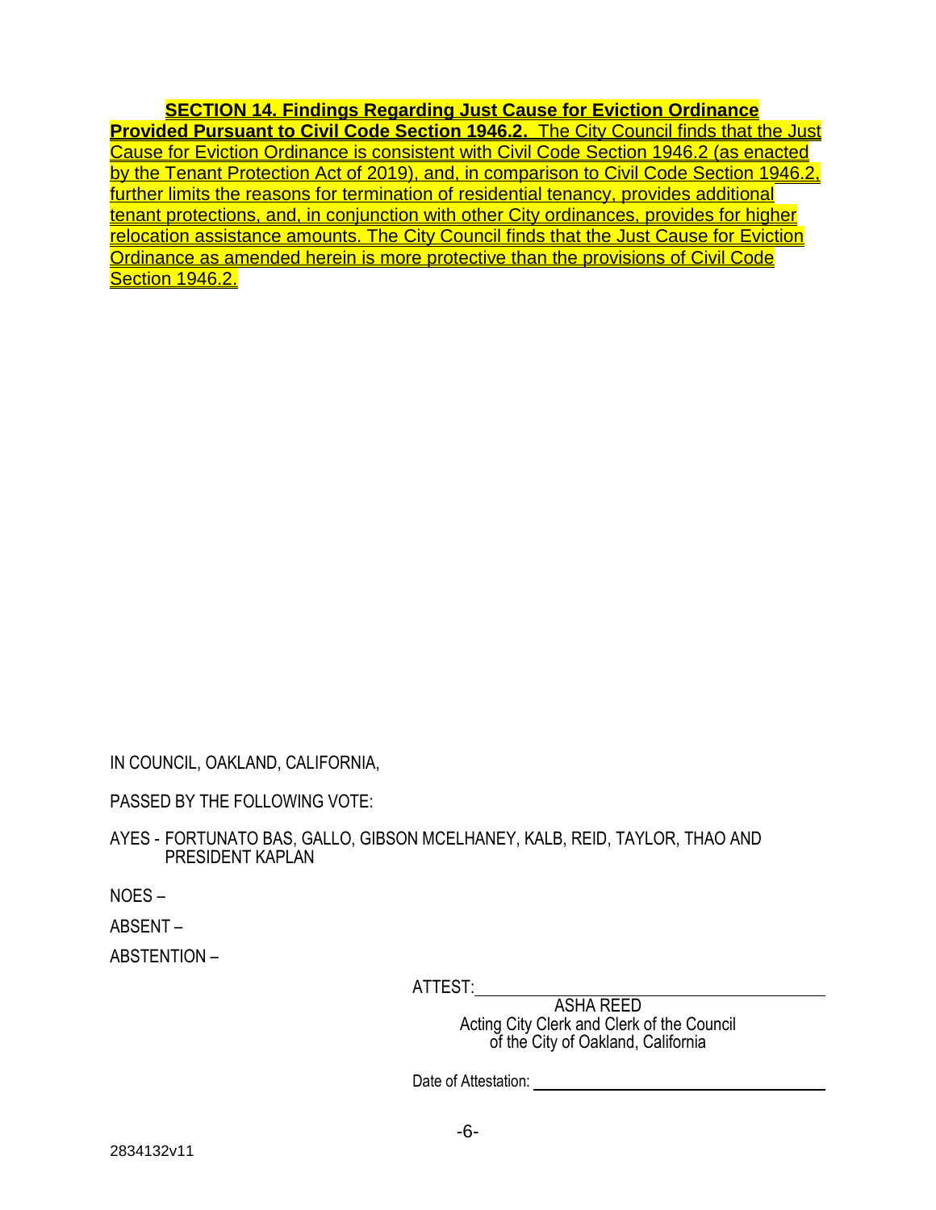**SECTION 14. Findings Regarding Just Cause for Eviction Ordinance Provided Pursuant to Civil Code Section 1946.2.** The City Council finds that the Just Cause for Eviction Ordinance is consistent with Civil Code Section 1946.2 (as enacted by the Tenant Protection Act of 2019), and, in comparison to Civil Code Section 1946.2, further limits the reasons for termination of residential tenancy, provides additional tenant protections, and, in conjunction with other City ordinances, provides for higher relocation assistance amounts. The City Council finds that the Just Cause for Eviction Ordinance as amended herein is more protective than the provisions of Civil Code Section 1946.2.

IN COUNCIL, OAKLAND, CALIFORNIA,

PASSED BY THE FOLLOWING VOTE:

AYES - FORTUNATO BAS, GALLO, GIBSON MCELHANEY, KALB, REID, TAYLOR, THAO AND PRESIDENT KAPLAN

NOES –

ABSENT –

ABSTENTION –

ATTEST: ______________________________

ASHA REED
Acting City Clerk and Clerk of the Council
of the City of Oakland, California

Date of Attestation: ______________________________

2834132v11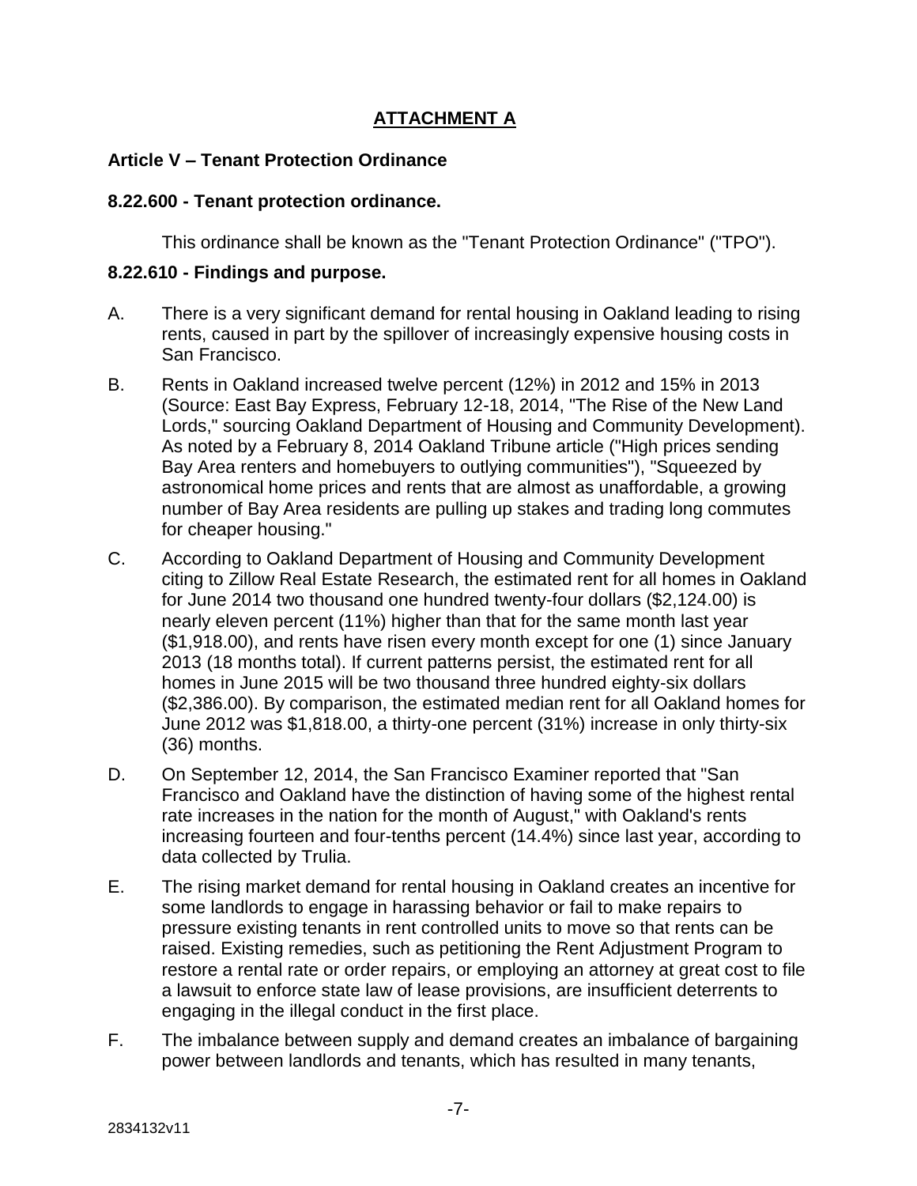## ATTACHMENT A

### Article V – Tenant Protection Ordinance

### 8.22.600 - Tenant protection ordinance.

This ordinance shall be known as the "Tenant Protection Ordinance" ("TPO").

### 8.22.610 - Findings and purpose.

A. There is a very significant demand for rental housing in Oakland leading to rising rents, caused in part by the spillover of increasingly expensive housing costs in San Francisco.

B. Rents in Oakland increased twelve percent (12%) in 2012 and 15% in 2013 (Source: East Bay Express, February 12-18, 2014, "The Rise of the New Land Lords," sourcing Oakland Department of Housing and Community Development). As noted by a February 8, 2014 Oakland Tribune article ("High prices sending Bay Area renters and homebuyers to outlying communities"), "Squeezed by astronomical home prices and rents that are almost as unaffordable, a growing number of Bay Area residents are pulling up stakes and trading long commutes for cheaper housing."

C. According to Oakland Department of Housing and Community Development citing to Zillow Real Estate Research, the estimated rent for all homes in Oakland for June 2014 two thousand one hundred twenty-four dollars ($2,124.00) is nearly eleven percent (11%) higher than that for the same month last year ($1,918.00), and rents have risen every month except for one (1) since January 2013 (18 months total). If current patterns persist, the estimated rent for all homes in June 2015 will be two thousand three hundred eighty-six dollars ($2,386.00). By comparison, the estimated median rent for all Oakland homes for June 2012 was $1,818.00, a thirty-one percent (31%) increase in only thirty-six (36) months.

D. On September 12, 2014, the San Francisco Examiner reported that "San Francisco and Oakland have the distinction of having some of the highest rental rate increases in the nation for the month of August," with Oakland's rents increasing fourteen and four-tenths percent (14.4%) since last year, according to data collected by Trulia.

E. The rising market demand for rental housing in Oakland creates an incentive for some landlords to engage in harassing behavior or fail to make repairs to pressure existing tenants in rent controlled units to move so that rents can be raised. Existing remedies, such as petitioning the Rent Adjustment Program to restore a rental rate or order repairs, or employing an attorney at great cost to file a lawsuit to enforce state law of lease provisions, are insufficient deterrents to engaging in the illegal conduct in the first place.

F. The imbalance between supply and demand creates an imbalance of bargaining power between landlords and tenants, which has resulted in many tenants,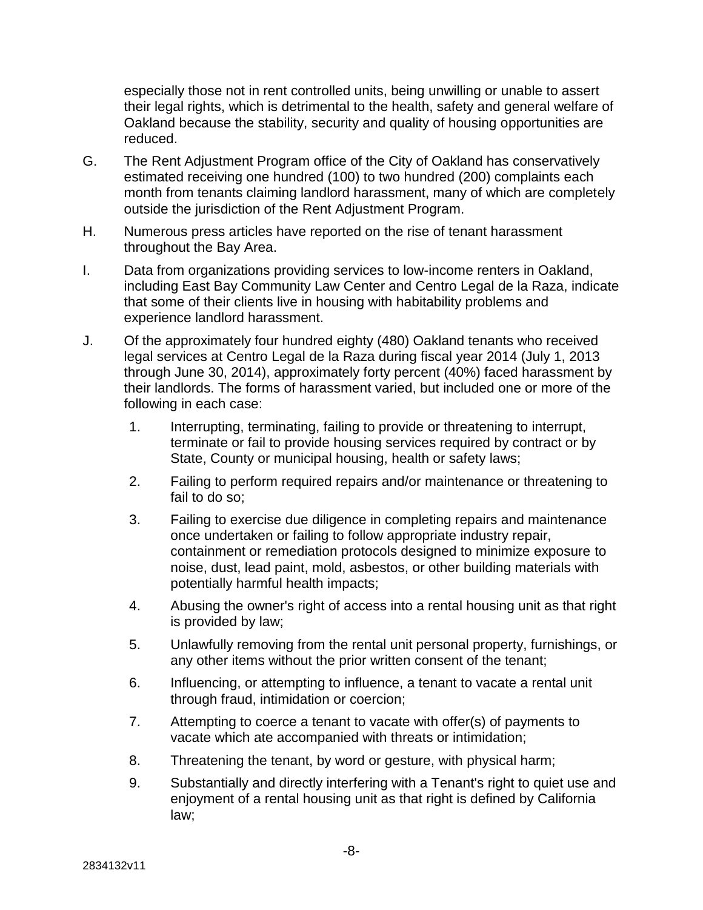especially those not in rent controlled units, being unwilling or unable to assert their legal rights, which is detrimental to the health, safety and general welfare of Oakland because the stability, security and quality of housing opportunities are reduced.

G. The Rent Adjustment Program office of the City of Oakland has conservatively estimated receiving one hundred (100) to two hundred (200) complaints each month from tenants claiming landlord harassment, many of which are completely outside the jurisdiction of the Rent Adjustment Program.

H. Numerous press articles have reported on the rise of tenant harassment throughout the Bay Area.

I. Data from organizations providing services to low-income renters in Oakland, including East Bay Community Law Center and Centro Legal de la Raza, indicate that some of their clients live in housing with habitability problems and experience landlord harassment.

J. Of the approximately four hundred eighty (480) Oakland tenants who received legal services at Centro Legal de la Raza during fiscal year 2014 (July 1, 2013 through June 30, 2014), approximately forty percent (40%) faced harassment by their landlords. The forms of harassment varied, but included one or more of the following in each case:

1. Interrupting, terminating, failing to provide or threatening to interrupt, terminate or fail to provide housing services required by contract or by State, County or municipal housing, health or safety laws;

2. Failing to perform required repairs and/or maintenance or threatening to fail to do so;

3. Failing to exercise due diligence in completing repairs and maintenance once undertaken or failing to follow appropriate industry repair, containment or remediation protocols designed to minimize exposure to noise, dust, lead paint, mold, asbestos, or other building materials with potentially harmful health impacts;

4. Abusing the owner's right of access into a rental housing unit as that right is provided by law;

5. Unlawfully removing from the rental unit personal property, furnishings, or any other items without the prior written consent of the tenant;

6. Influencing, or attempting to influence, a tenant to vacate a rental unit through fraud, intimidation or coercion;

7. Attempting to coerce a tenant to vacate with offer(s) of payments to vacate which ate accompanied with threats or intimidation;

8. Threatening the tenant, by word or gesture, with physical harm;

9. Substantially and directly interfering with a Tenant's right to quiet use and enjoyment of a rental housing unit as that right is defined by California law;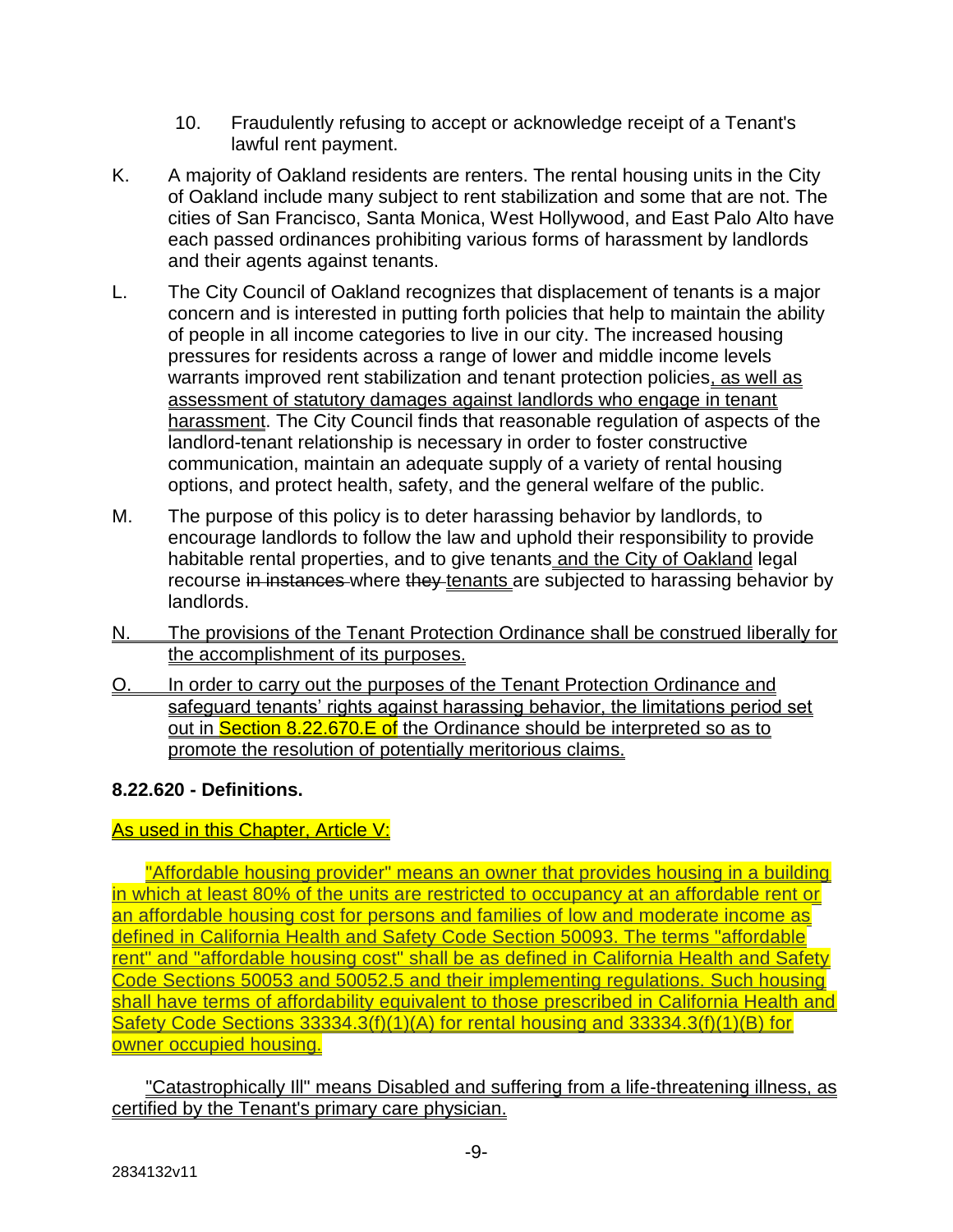10. Fraudulently refusing to accept or acknowledge receipt of a Tenant's lawful rent payment.

K. A majority of Oakland residents are renters. The rental housing units in the City of Oakland include many subject to rent stabilization and some that are not. The cities of San Francisco, Santa Monica, West Hollywood, and East Palo Alto have each passed ordinances prohibiting various forms of harassment by landlords and their agents against tenants.

L. The City Council of Oakland recognizes that displacement of tenants is a major concern and is interested in putting forth policies that help to maintain the ability of people in all income categories to live in our city. The increased housing pressures for residents across a range of lower and middle income levels warrants improved rent stabilization and tenant protection policies, as well as assessment of statutory damages against landlords who engage in tenant harassment. The City Council finds that reasonable regulation of aspects of the landlord-tenant relationship is necessary in order to foster constructive communication, maintain an adequate supply of a variety of rental housing options, and protect health, safety, and the general welfare of the public.

M. The purpose of this policy is to deter harassing behavior by landlords, to encourage landlords to follow the law and uphold their responsibility to provide habitable rental properties, and to give tenants and the City of Oakland legal recourse ~~in instances~~ where ~~they~~ tenants are subjected to harassing behavior by landlords.

N. The provisions of the Tenant Protection Ordinance shall be construed liberally for the accomplishment of its purposes.

O. In order to carry out the purposes of the Tenant Protection Ordinance and safeguard tenants' rights against harassing behavior, the limitations period set out in Section 8.22.670.E of the Ordinance should be interpreted so as to promote the resolution of potentially meritorious claims.

**8.22.620 - Definitions.**

As used in this Chapter, Article V:

"Affordable housing provider" means an owner that provides housing in a building in which at least 80% of the units are restricted to occupancy at an affordable rent or an affordable housing cost for persons and families of low and moderate income as defined in California Health and Safety Code Section 50093. The terms "affordable rent" and "affordable housing cost" shall be as defined in California Health and Safety Code Sections 50053 and 50052.5 and their implementing regulations. Such housing shall have terms of affordability equivalent to those prescribed in California Health and Safety Code Sections 33334.3(f)(1)(A) for rental housing and 33334.3(f)(1)(B) for owner occupied housing.

"Catastrophically Ill" means Disabled and suffering from a life-threatening illness, as certified by the Tenant's primary care physician.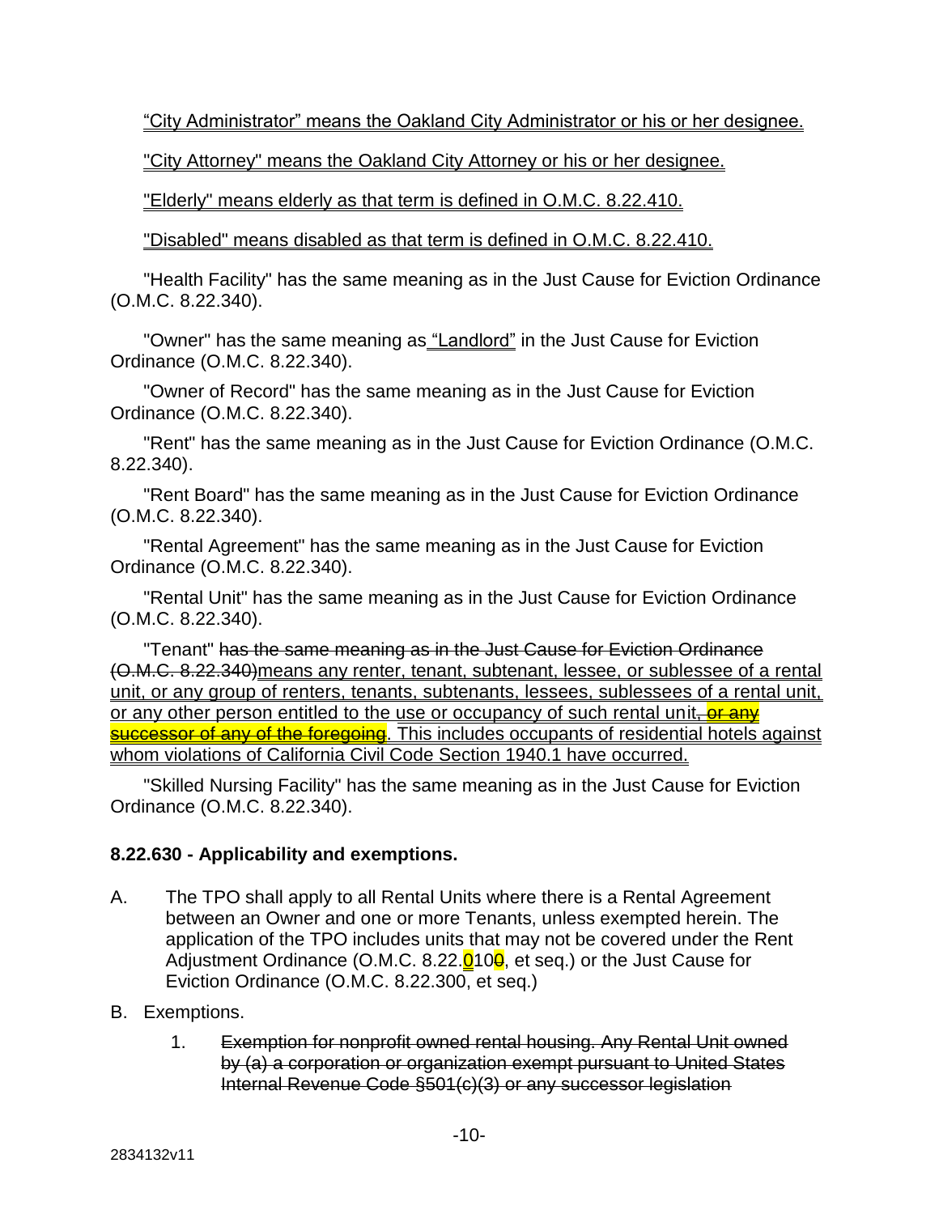"City Administrator" means the Oakland City Administrator or his or her designee.

"City Attorney" means the Oakland City Attorney or his or her designee.

"Elderly" means elderly as that term is defined in O.M.C. 8.22.410.

"Disabled" means disabled as that term is defined in O.M.C. 8.22.410.

"Health Facility" has the same meaning as in the Just Cause for Eviction Ordinance (O.M.C. 8.22.340).

"Owner" has the same meaning as "Landlord" in the Just Cause for Eviction Ordinance (O.M.C. 8.22.340).

"Owner of Record" has the same meaning as in the Just Cause for Eviction Ordinance (O.M.C. 8.22.340).

"Rent" has the same meaning as in the Just Cause for Eviction Ordinance (O.M.C. 8.22.340).

"Rent Board" has the same meaning as in the Just Cause for Eviction Ordinance (O.M.C. 8.22.340).

"Rental Agreement" has the same meaning as in the Just Cause for Eviction Ordinance (O.M.C. 8.22.340).

"Rental Unit" has the same meaning as in the Just Cause for Eviction Ordinance (O.M.C. 8.22.340).

"Tenant" ~~has the same meaning as in the Just Cause for Eviction Ordinance (O.M.C. 8.22.340)~~means any renter, tenant, subtenant, lessee, or sublessee of a rental unit, or any group of renters, tenants, subtenants, lessees, sublessees of a rental unit, or any other person entitled to the use or occupancy of such rental unit~~, or any successor of any of the foregoing~~. This includes occupants of residential hotels against whom violations of California Civil Code Section 1940.1 have occurred.

"Skilled Nursing Facility" has the same meaning as in the Just Cause for Eviction Ordinance (O.M.C. 8.22.340).

**8.22.630 - Applicability and exemptions.**

A. The TPO shall apply to all Rental Units where there is a Rental Agreement between an Owner and one or more Tenants, unless exempted herein. The application of the TPO includes units that may not be covered under the Rent Adjustment Ordinance (O.M.C. 8.22.~~0~~10~~0~~, et seq.) or the Just Cause for Eviction Ordinance (O.M.C. 8.22.300, et seq.)

B. Exemptions.

1. ~~Exemption for nonprofit owned rental housing. Any Rental Unit owned by (a) a corporation or organization exempt pursuant to United States Internal Revenue Code §501(c)(3) or any successor legislation~~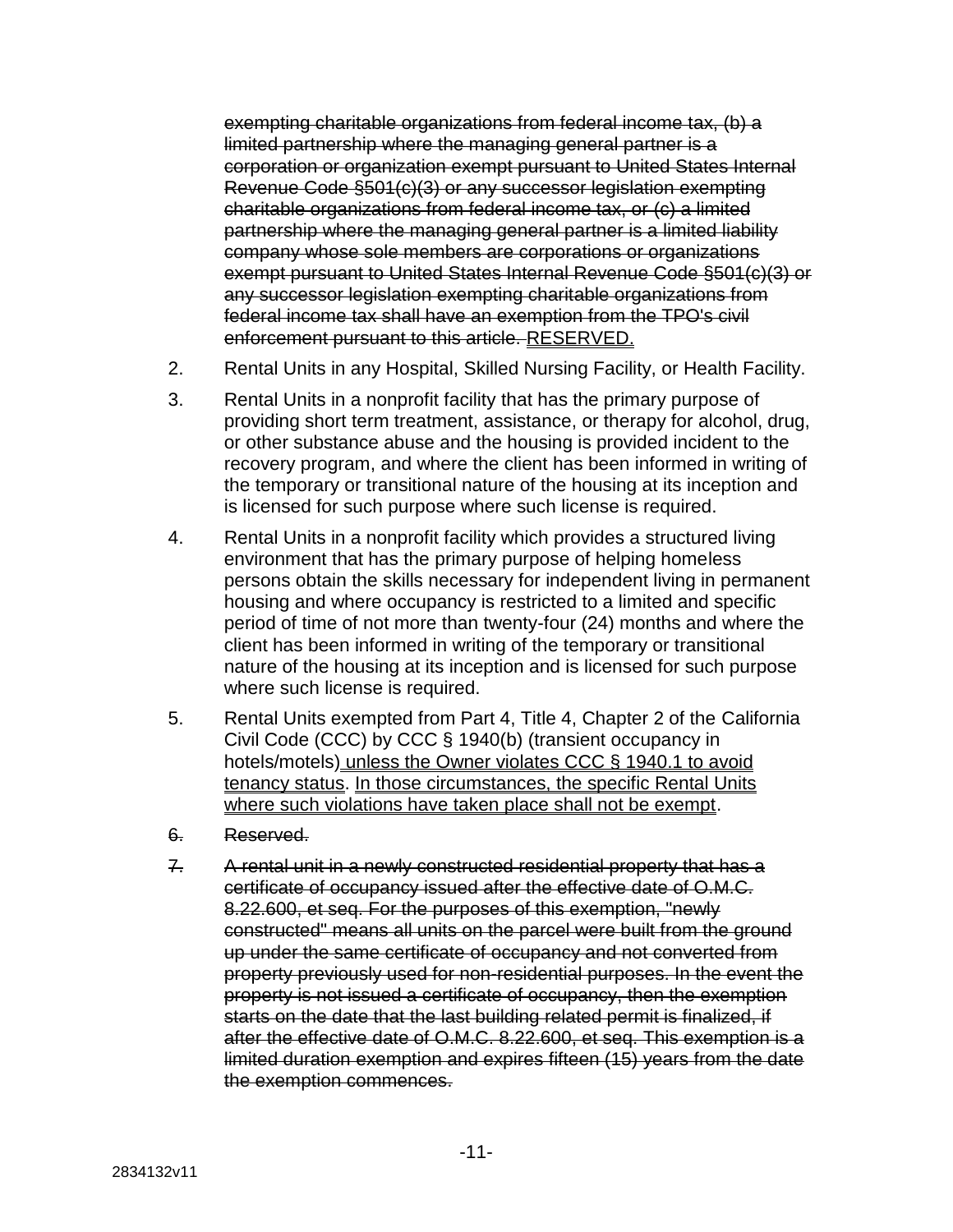~~exempting charitable organizations from federal income tax, (b) a limited partnership where the managing general partner is a corporation or organization exempt pursuant to United States Internal Revenue Code §501(c)(3) or any successor legislation exempting charitable organizations from federal income tax, or (c) a limited partnership where the managing general partner is a limited liability company whose sole members are corporations or organizations exempt pursuant to United States Internal Revenue Code §501(c)(3) or any successor legislation exempting charitable organizations from federal income tax shall have an exemption from the TPO's civil enforcement pursuant to this article.~~ <u>RESERVED.</u>

2. Rental Units in any Hospital, Skilled Nursing Facility, or Health Facility.

3. Rental Units in a nonprofit facility that has the primary purpose of providing short term treatment, assistance, or therapy for alcohol, drug, or other substance abuse and the housing is provided incident to the recovery program, and where the client has been informed in writing of the temporary or transitional nature of the housing at its inception and is licensed for such purpose where such license is required.

4. Rental Units in a nonprofit facility which provides a structured living environment that has the primary purpose of helping homeless persons obtain the skills necessary for independent living in permanent housing and where occupancy is restricted to a limited and specific period of time of not more than twenty-four (24) months and where the client has been informed in writing of the temporary or transitional nature of the housing at its inception and is licensed for such purpose where such license is required.

5. Rental Units exempted from Part 4, Title 4, Chapter 2 of the California Civil Code (CCC) by CCC § 1940(b) (transient occupancy in hotels/motels)<u> unless the Owner violates CCC § 1940.1 to avoid tenancy status</u>. <u>In those circumstances, the specific Rental Units where such violations have taken place shall not be exempt</u>.

6. ~~Reserved.~~

7. ~~A rental unit in a newly constructed residential property that has a certificate of occupancy issued after the effective date of O.M.C. 8.22.600, et seq. For the purposes of this exemption, "newly constructed" means all units on the parcel were built from the ground up under the same certificate of occupancy and not converted from property previously used for non-residential purposes. In the event the property is not issued a certificate of occupancy, then the exemption starts on the date that the last building related permit is finalized, if after the effective date of O.M.C. 8.22.600, et seq. This exemption is a limited duration exemption and expires fifteen (15) years from the date the exemption commences.~~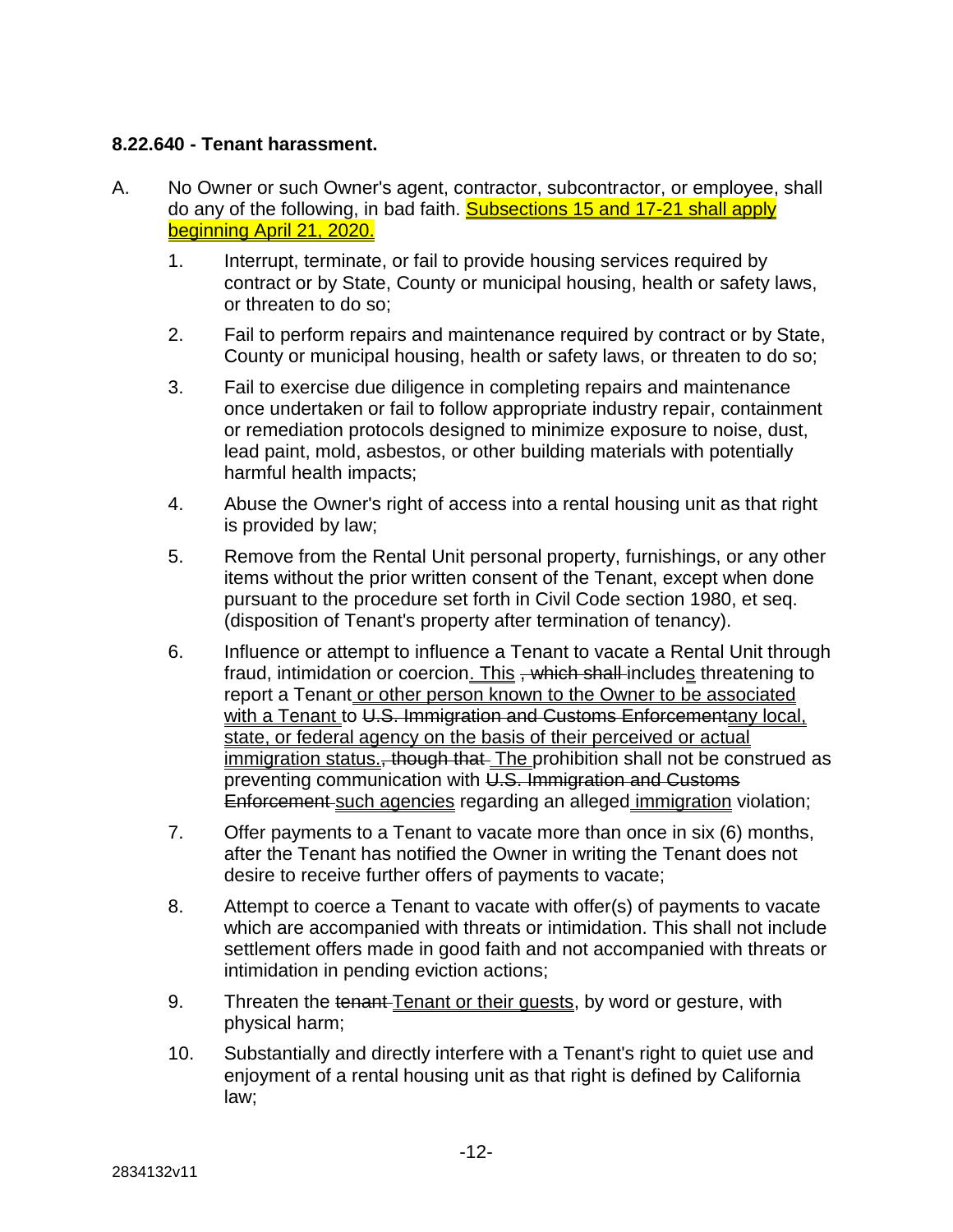**8.22.640 - Tenant harassment.**

A. No Owner or such Owner's agent, contractor, subcontractor, or employee, shall do any of the following, in bad faith. <u>Subsections 15 and 17-21 shall apply beginning April 21, 2020.</u>

1. Interrupt, terminate, or fail to provide housing services required by contract or by State, County or municipal housing, health or safety laws, or threaten to do so;

2. Fail to perform repairs and maintenance required by contract or by State, County or municipal housing, health or safety laws, or threaten to do so;

3. Fail to exercise due diligence in completing repairs and maintenance once undertaken or fail to follow appropriate industry repair, containment or remediation protocols designed to minimize exposure to noise, dust, lead paint, mold, asbestos, or other building materials with potentially harmful health impacts;

4. Abuse the Owner's right of access into a rental housing unit as that right is provided by law;

5. Remove from the Rental Unit personal property, furnishings, or any other items without the prior written consent of the Tenant, except when done pursuant to the procedure set forth in Civil Code section 1980, et seq. (disposition of Tenant's property after termination of tenancy).

6. Influence or attempt to influence a Tenant to vacate a Rental Unit through fraud, intimidation or coercion<u>. This</u> ~~, which shall~~ include<u>s</u> threatening to report a Tenant<u> or other person known to the Owner to be associated with a Tenant</u> to ~~U.S. Immigration and Customs Enforcement~~<u>any local, state, or federal agency on the basis of their perceived or actual immigration status.</u>~~, though that~~ <u>The</u> prohibition shall not be construed as preventing communication with ~~U.S. Immigration and Customs Enforcement~~ <u>such agencies</u> regarding an alleged<u> immigration</u> violation;

7. Offer payments to a Tenant to vacate more than once in six (6) months, after the Tenant has notified the Owner in writing the Tenant does not desire to receive further offers of payments to vacate;

8. Attempt to coerce a Tenant to vacate with offer(s) of payments to vacate which are accompanied with threats or intimidation. This shall not include settlement offers made in good faith and not accompanied with threats or intimidation in pending eviction actions;

9. Threaten the ~~tenant~~ <u>Tenant or their guests</u>, by word or gesture, with physical harm;

10. Substantially and directly interfere with a Tenant's right to quiet use and enjoyment of a rental housing unit as that right is defined by California law;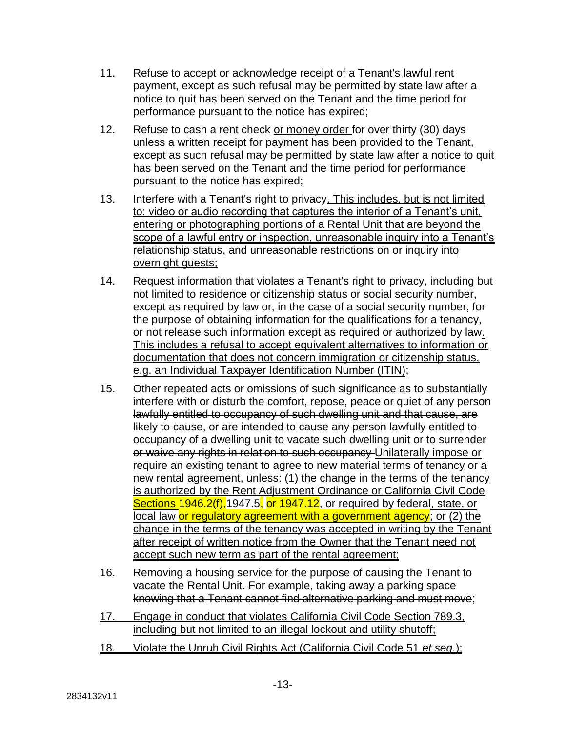11. Refuse to accept or acknowledge receipt of a Tenant's lawful rent payment, except as such refusal may be permitted by state law after a notice to quit has been served on the Tenant and the time period for performance pursuant to the notice has expired;

12. Refuse to cash a rent check or money order for over thirty (30) days unless a written receipt for payment has been provided to the Tenant, except as such refusal may be permitted by state law after a notice to quit has been served on the Tenant and the time period for performance pursuant to the notice has expired;

13. Interfere with a Tenant's right to privacy. This includes, but is not limited to: video or audio recording that captures the interior of a Tenant's unit, entering or photographing portions of a Rental Unit that are beyond the scope of a lawful entry or inspection, unreasonable inquiry into a Tenant's relationship status, and unreasonable restrictions on or inquiry into overnight guests;

14. Request information that violates a Tenant's right to privacy, including but not limited to residence or citizenship status or social security number, except as required by law or, in the case of a social security number, for the purpose of obtaining information for the qualifications for a tenancy, or not release such information except as required or authorized by law. This includes a refusal to accept equivalent alternatives to information or documentation that does not concern immigration or citizenship status, e.g. an Individual Taxpayer Identification Number (ITIN);

15. ~~Other repeated acts or omissions of such significance as to substantially interfere with or disturb the comfort, repose, peace or quiet of any person lawfully entitled to occupancy of such dwelling unit and that cause, are likely to cause, or are intended to cause any person lawfully entitled to occupancy of a dwelling unit to vacate such dwelling unit or to surrender or waive any rights in relation to such occupancy~~ Unilaterally impose or require an existing tenant to agree to new material terms of tenancy or a new rental agreement, unless: (1) the change in the terms of the tenancy is authorized by the Rent Adjustment Ordinance or California Civil Code Sections 1946.2(f), 1947.5, or 1947.12, or required by federal, state, or local law or regulatory agreement with a government agency; or (2) the change in the terms of the tenancy was accepted in writing by the Tenant after receipt of written notice from the Owner that the Tenant need not accept such new term as part of the rental agreement;

16. Removing a housing service for the purpose of causing the Tenant to vacate the Rental Unit~~. For example, taking away a parking space knowing that a Tenant cannot find alternative parking and must move~~;

17. Engage in conduct that violates California Civil Code Section 789.3, including but not limited to an illegal lockout and utility shutoff;

18. Violate the Unruh Civil Rights Act (California Civil Code 51 *et seq.*);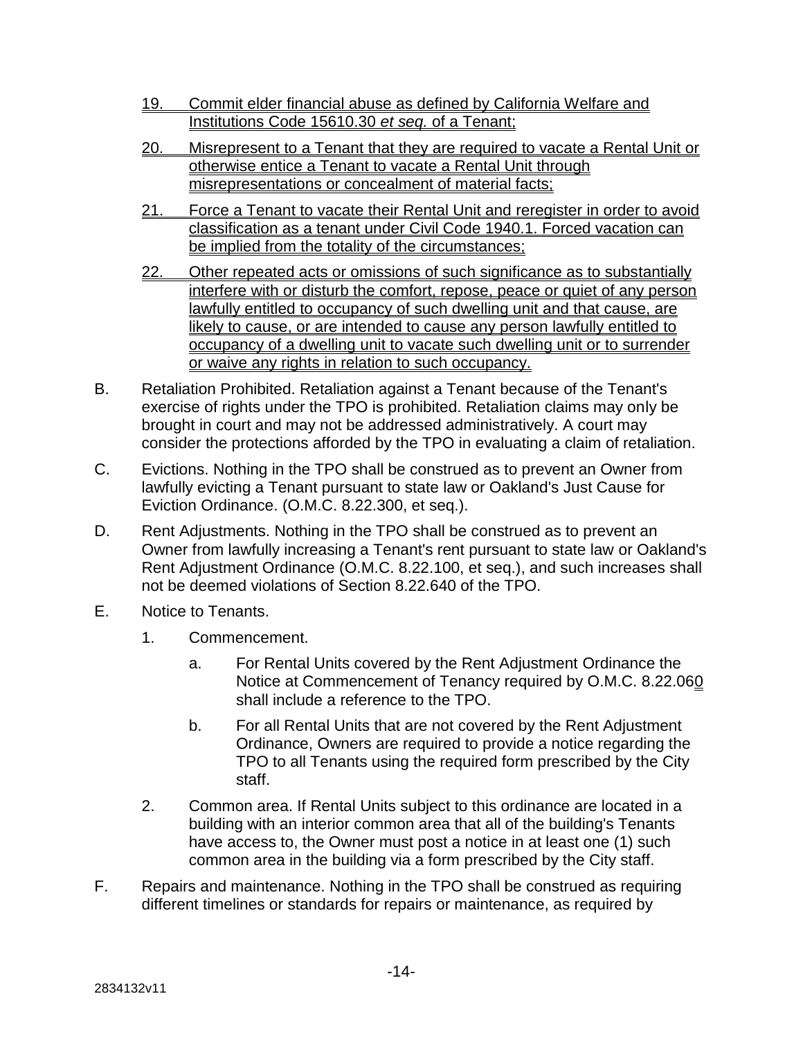19. Commit elder financial abuse as defined by California Welfare and Institutions Code 15610.30 *et seq.* of a Tenant;

20. Misrepresent to a Tenant that they are required to vacate a Rental Unit or otherwise entice a Tenant to vacate a Rental Unit through misrepresentations or concealment of material facts;

21. Force a Tenant to vacate their Rental Unit and reregister in order to avoid classification as a tenant under Civil Code 1940.1. Forced vacation can be implied from the totality of the circumstances;

22. Other repeated acts or omissions of such significance as to substantially interfere with or disturb the comfort, repose, peace or quiet of any person lawfully entitled to occupancy of such dwelling unit and that cause, are likely to cause, or are intended to cause any person lawfully entitled to occupancy of a dwelling unit to vacate such dwelling unit or to surrender or waive any rights in relation to such occupancy.

B. Retaliation Prohibited. Retaliation against a Tenant because of the Tenant's exercise of rights under the TPO is prohibited. Retaliation claims may only be brought in court and may not be addressed administratively. A court may consider the protections afforded by the TPO in evaluating a claim of retaliation.

C. Evictions. Nothing in the TPO shall be construed as to prevent an Owner from lawfully evicting a Tenant pursuant to state law or Oakland's Just Cause for Eviction Ordinance. (O.M.C. 8.22.300, et seq.).

D. Rent Adjustments. Nothing in the TPO shall be construed as to prevent an Owner from lawfully increasing a Tenant's rent pursuant to state law or Oakland's Rent Adjustment Ordinance (O.M.C. 8.22.100, et seq.), and such increases shall not be deemed violations of Section 8.22.640 of the TPO.

E. Notice to Tenants.

1. Commencement.

   a. For Rental Units covered by the Rent Adjustment Ordinance the Notice at Commencement of Tenancy required by O.M.C. 8.22.060 shall include a reference to the TPO.

   b. For all Rental Units that are not covered by the Rent Adjustment Ordinance, Owners are required to provide a notice regarding the TPO to all Tenants using the required form prescribed by the City staff.

2. Common area. If Rental Units subject to this ordinance are located in a building with an interior common area that all of the building's Tenants have access to, the Owner must post a notice in at least one (1) such common area in the building via a form prescribed by the City staff.

F. Repairs and maintenance. Nothing in the TPO shall be construed as requiring different timelines or standards for repairs or maintenance, as required by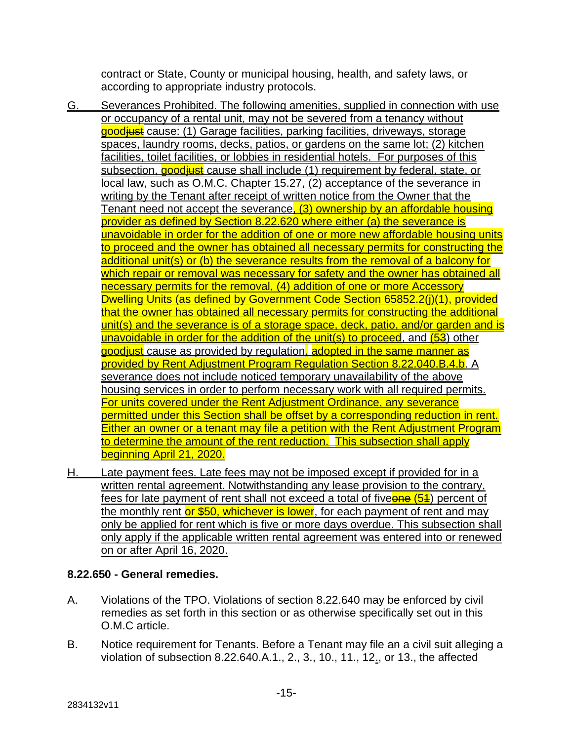contract or State, County or municipal housing, health, and safety laws, or according to appropriate industry protocols.

G. Severances Prohibited. The following amenities, supplied in connection with use or occupancy of a rental unit, may not be severed from a tenancy without goodjust cause: (1) Garage facilities, parking facilities, driveways, storage spaces, laundry rooms, decks, patios, or gardens on the same lot; (2) kitchen facilities, toilet facilities, or lobbies in residential hotels. For purposes of this subsection, goodjust cause shall include (1) requirement by federal, state, or local law, such as O.M.C. Chapter 15.27, (2) acceptance of the severance in writing by the Tenant after receipt of written notice from the Owner that the Tenant need not accept the severance, (3) ownership by an affordable housing provider as defined by Section 8.22.620 where either (a) the severance is unavoidable in order for the addition of one or more new affordable housing units to proceed and the owner has obtained all necessary permits for constructing the additional unit(s) or (b) the severance results from the removal of a balcony for which repair or removal was necessary for safety and the owner has obtained all necessary permits for the removal, (4) addition of one or more Accessory Dwelling Units (as defined by Government Code Section 65852.2(j)(1), provided that the owner has obtained all necessary permits for constructing the additional unit(s) and the severance is of a storage space, deck, patio, and/or garden and is unavoidable in order for the addition of the unit(s) to proceed, and (53) other goodjust cause as provided by regulation, adopted in the same manner as provided by Rent Adjustment Program Regulation Section 8.22.040.B.4.b. A severance does not include noticed temporary unavailability of the above housing services in order to perform necessary work with all required permits. For units covered under the Rent Adjustment Ordinance, any severance permitted under this Section shall be offset by a corresponding reduction in rent. Either an owner or a tenant may file a petition with the Rent Adjustment Program to determine the amount of the rent reduction. This subsection shall apply beginning April 21, 2020.

H. Late payment fees. Late fees may not be imposed except if provided for in a written rental agreement. Notwithstanding any lease provision to the contrary, fees for late payment of rent shall not exceed a total of fiveone (51) percent of the monthly rent or $50, whichever is lower, for each payment of rent and may only be applied for rent which is five or more days overdue. This subsection shall only apply if the applicable written rental agreement was entered into or renewed on or after April 16, 2020.

**8.22.650 - General remedies.**

A. Violations of the TPO. Violations of section 8.22.640 may be enforced by civil remedies as set forth in this section or as otherwise specifically set out in this O.M.C article.

B. Notice requirement for Tenants. Before a Tenant may file an a civil suit alleging a violation of subsection 8.22.640.A.1., 2., 3., 10., 11., 12,, or 13., the affected

2834132v11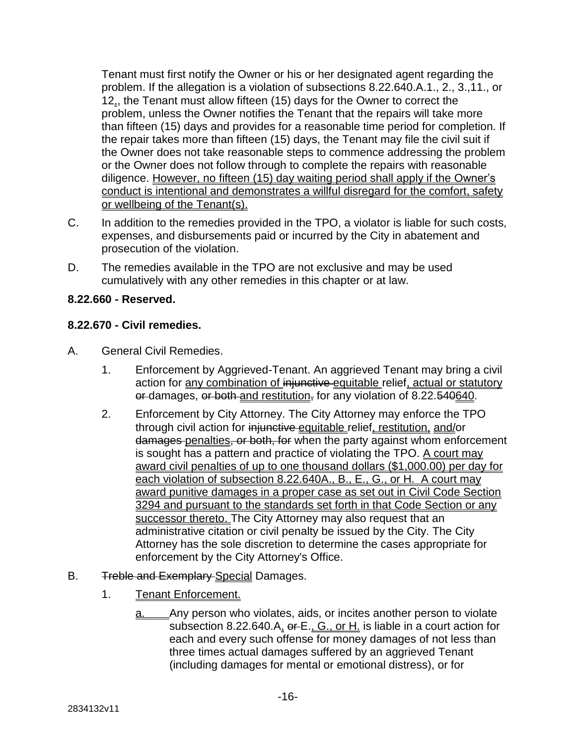Tenant must first notify the Owner or his or her designated agent regarding the problem. If the allegation is a violation of subsections 8.22.640.A.1., 2., 3.,11., or 12., the Tenant must allow fifteen (15) days for the Owner to correct the problem, unless the Owner notifies the Tenant that the repairs will take more than fifteen (15) days and provides for a reasonable time period for completion. If the repair takes more than fifteen (15) days, the Tenant may file the civil suit if the Owner does not take reasonable steps to commence addressing the problem or the Owner does not follow through to complete the repairs with reasonable diligence. However, no fifteen (15) day waiting period shall apply if the Owner's conduct is intentional and demonstrates a willful disregard for the comfort, safety or wellbeing of the Tenant(s).

C. In addition to the remedies provided in the TPO, a violator is liable for such costs, expenses, and disbursements paid or incurred by the City in abatement and prosecution of the violation.

D. The remedies available in the TPO are not exclusive and may be used cumulatively with any other remedies in this chapter or at law.

**8.22.660 - Reserved.**

**8.22.670 - Civil remedies.**

A. General Civil Remedies.

1. Enforcement by Aggrieved-Tenant. An aggrieved Tenant may bring a civil action for any combination of ~~injunctive~~ equitable relief, actual or statutory ~~or~~ damages, ~~or both~~ and restitution~~,~~ for any violation of 8.22.~~540~~640.

2. Enforcement by City Attorney. The City Attorney may enforce the TPO through civil action for ~~injunctive~~ equitable relief, restitution, and/or ~~damages~~ penalties~~, or both, for~~ when the party against whom enforcement is sought has a pattern and practice of violating the TPO. A court may award civil penalties of up to one thousand dollars ($1,000.00) per day for each violation of subsection 8.22.640A., B., E., G., or H. A court may award punitive damages in a proper case as set out in Civil Code Section 3294 and pursuant to the standards set forth in that Code Section or any successor thereto. The City Attorney may also request that an administrative citation or civil penalty be issued by the City. The City Attorney has the sole discretion to determine the cases appropriate for enforcement by the City Attorney's Office.

B. ~~Treble and Exemplary~~ Special Damages.

1. Tenant Enforcement.

a. Any person who violates, aids, or incites another person to violate subsection 8.22.640.A, ~~or~~ E., G., or H. is liable in a court action for each and every such offense for money damages of not less than three times actual damages suffered by an aggrieved Tenant (including damages for mental or emotional distress), or for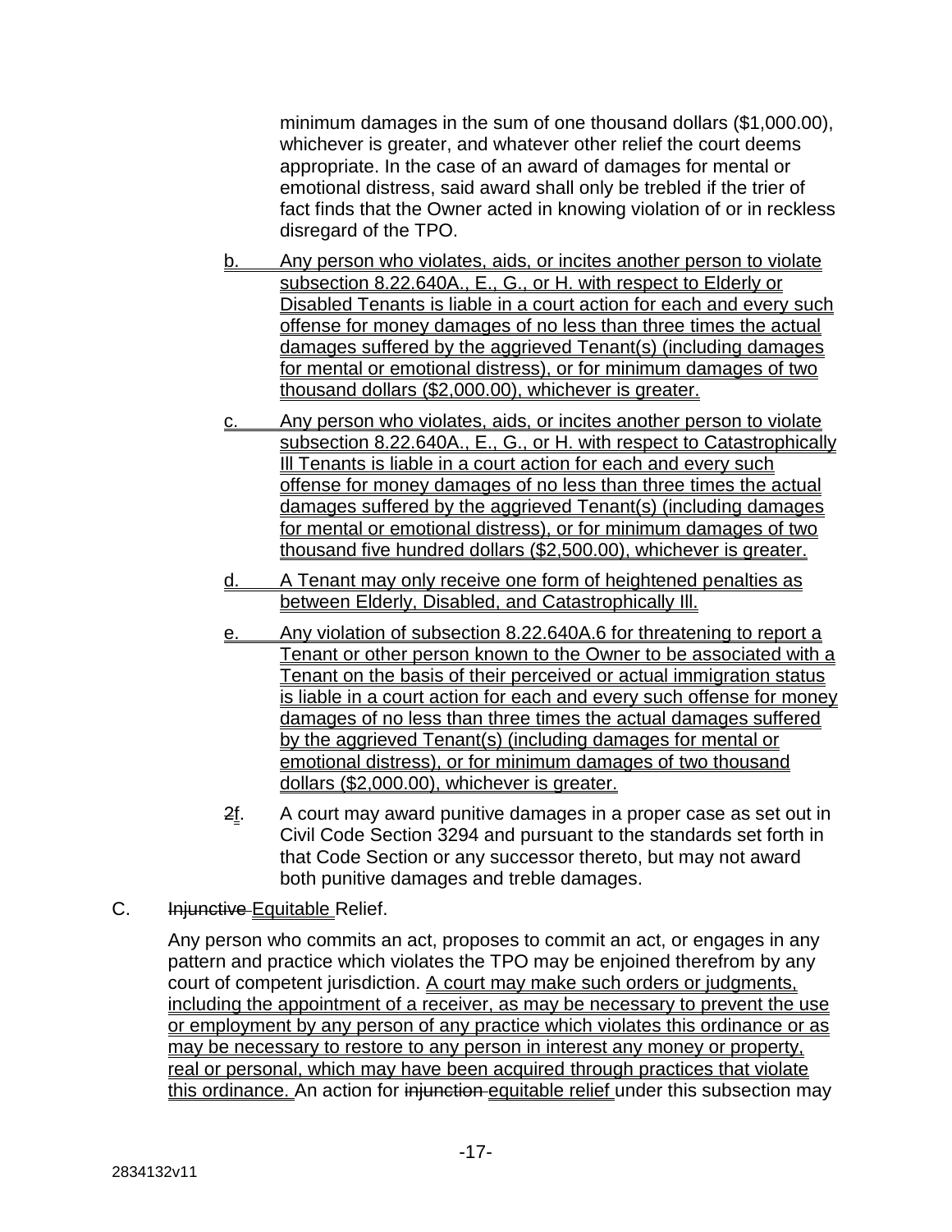minimum damages in the sum of one thousand dollars ($1,000.00), whichever is greater, and whatever other relief the court deems appropriate. In the case of an award of damages for mental or emotional distress, said award shall only be trebled if the trier of fact finds that the Owner acted in knowing violation of or in reckless disregard of the TPO.

b. Any person who violates, aids, or incites another person to violate subsection 8.22.640A., E., G., or H. with respect to Elderly or Disabled Tenants is liable in a court action for each and every such offense for money damages of no less than three times the actual damages suffered by the aggrieved Tenant(s) (including damages for mental or emotional distress), or for minimum damages of two thousand dollars ($2,000.00), whichever is greater.

c. Any person who violates, aids, or incites another person to violate subsection 8.22.640A., E., G., or H. with respect to Catastrophically Ill Tenants is liable in a court action for each and every such offense for money damages of no less than three times the actual damages suffered by the aggrieved Tenant(s) (including damages for mental or emotional distress), or for minimum damages of two thousand five hundred dollars ($2,500.00), whichever is greater.

d. A Tenant may only receive one form of heightened penalties as between Elderly, Disabled, and Catastrophically Ill.

e. Any violation of subsection 8.22.640A.6 for threatening to report a Tenant or other person known to the Owner to be associated with a Tenant on the basis of their perceived or actual immigration status is liable in a court action for each and every such offense for money damages of no less than three times the actual damages suffered by the aggrieved Tenant(s) (including damages for mental or emotional distress), or for minimum damages of two thousand dollars ($2,000.00), whichever is greater.

~~2~~f. A court may award punitive damages in a proper case as set out in Civil Code Section 3294 and pursuant to the standards set forth in that Code Section or any successor thereto, but may not award both punitive damages and treble damages.

C. ~~Injunctive~~ Equitable Relief.

Any person who commits an act, proposes to commit an act, or engages in any pattern and practice which violates the TPO may be enjoined therefrom by any court of competent jurisdiction. A court may make such orders or judgments, including the appointment of a receiver, as may be necessary to prevent the use or employment by any person of any practice which violates this ordinance or as may be necessary to restore to any person in interest any money or property, real or personal, which may have been acquired through practices that violate this ordinance. An action for ~~injunction~~ equitable relief under this subsection may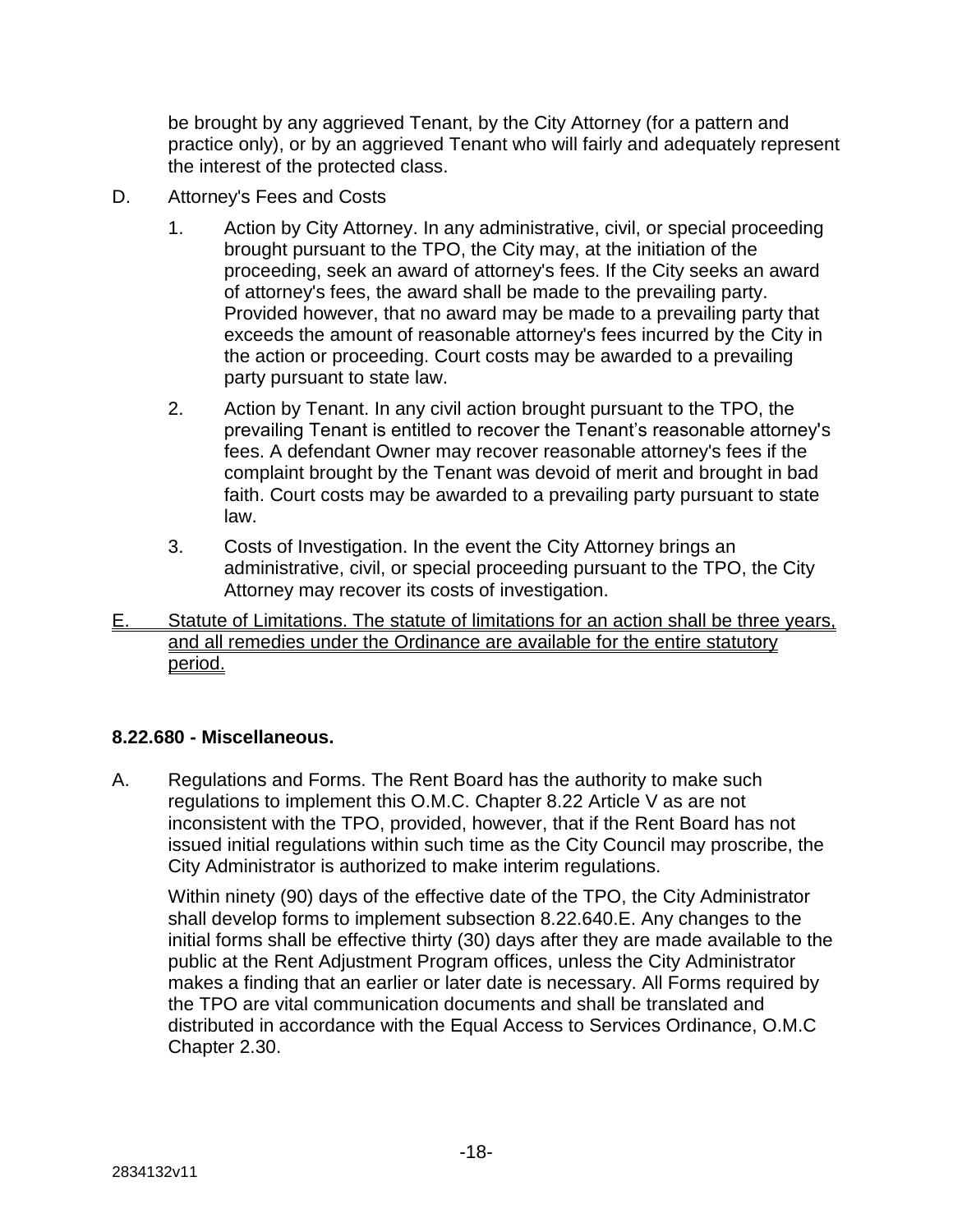be brought by any aggrieved Tenant, by the City Attorney (for a pattern and practice only), or by an aggrieved Tenant who will fairly and adequately represent the interest of the protected class.

D. Attorney's Fees and Costs

1. Action by City Attorney. In any administrative, civil, or special proceeding brought pursuant to the TPO, the City may, at the initiation of the proceeding, seek an award of attorney's fees. If the City seeks an award of attorney's fees, the award shall be made to the prevailing party. Provided however, that no award may be made to a prevailing party that exceeds the amount of reasonable attorney's fees incurred by the City in the action or proceeding. Court costs may be awarded to a prevailing party pursuant to state law.

2. Action by Tenant. In any civil action brought pursuant to the TPO, the prevailing Tenant is entitled to recover the Tenant's reasonable attorney's fees. A defendant Owner may recover reasonable attorney's fees if the complaint brought by the Tenant was devoid of merit and brought in bad faith. Court costs may be awarded to a prevailing party pursuant to state law.

3. Costs of Investigation. In the event the City Attorney brings an administrative, civil, or special proceeding pursuant to the TPO, the City Attorney may recover its costs of investigation.

<u>E. Statute of Limitations. The statute of limitations for an action shall be three years, and all remedies under the Ordinance are available for the entire statutory period.</u>

**8.22.680 - Miscellaneous.**

A. Regulations and Forms. The Rent Board has the authority to make such regulations to implement this O.M.C. Chapter 8.22 Article V as are not inconsistent with the TPO, provided, however, that if the Rent Board has not issued initial regulations within such time as the City Council may proscribe, the City Administrator is authorized to make interim regulations.

Within ninety (90) days of the effective date of the TPO, the City Administrator shall develop forms to implement subsection 8.22.640.E. Any changes to the initial forms shall be effective thirty (30) days after they are made available to the public at the Rent Adjustment Program offices, unless the City Administrator makes a finding that an earlier or later date is necessary. All Forms required by the TPO are vital communication documents and shall be translated and distributed in accordance with the Equal Access to Services Ordinance, O.M.C Chapter 2.30.

2834132v11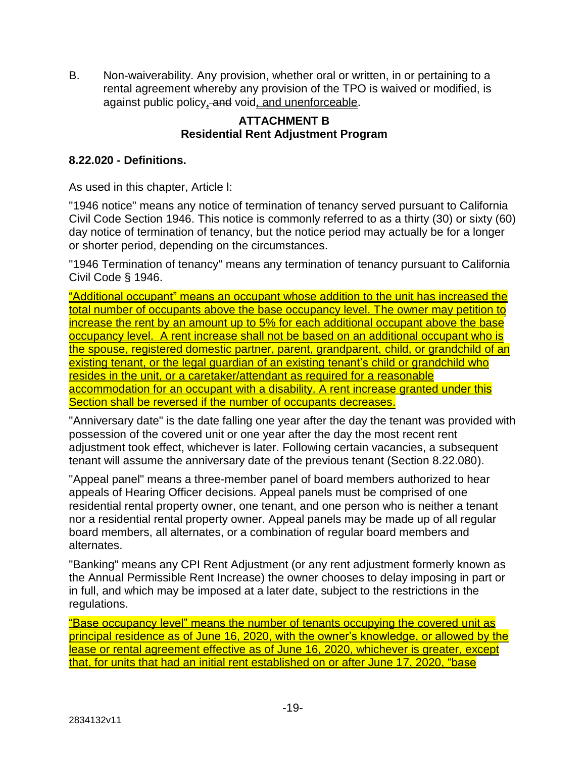B. Non-waiverability. Any provision, whether oral or written, in or pertaining to a rental agreement whereby any provision of the TPO is waived or modified, is against public policy, ~~and~~ void, and unenforceable.

**ATTACHMENT B**
**Residential Rent Adjustment Program**

**8.22.020 - Definitions.**

As used in this chapter, Article I:

"1946 notice" means any notice of termination of tenancy served pursuant to California Civil Code Section 1946. This notice is commonly referred to as a thirty (30) or sixty (60) day notice of termination of tenancy, but the notice period may actually be for a longer or shorter period, depending on the circumstances.

"1946 Termination of tenancy" means any termination of tenancy pursuant to California Civil Code § 1946.

"Additional occupant" means an occupant whose addition to the unit has increased the total number of occupants above the base occupancy level. The owner may petition to increase the rent by an amount up to 5% for each additional occupant above the base occupancy level. A rent increase shall not be based on an additional occupant who is the spouse, registered domestic partner, parent, grandparent, child, or grandchild of an existing tenant, or the legal guardian of an existing tenant's child or grandchild who resides in the unit, or a caretaker/attendant as required for a reasonable accommodation for an occupant with a disability. A rent increase granted under this Section shall be reversed if the number of occupants decreases.

"Anniversary date" is the date falling one year after the day the tenant was provided with possession of the covered unit or one year after the day the most recent rent adjustment took effect, whichever is later. Following certain vacancies, a subsequent tenant will assume the anniversary date of the previous tenant (Section 8.22.080).

"Appeal panel" means a three-member panel of board members authorized to hear appeals of Hearing Officer decisions. Appeal panels must be comprised of one residential rental property owner, one tenant, and one person who is neither a tenant nor a residential rental property owner. Appeal panels may be made up of all regular board members, all alternates, or a combination of regular board members and alternates.

"Banking" means any CPI Rent Adjustment (or any rent adjustment formerly known as the Annual Permissible Rent Increase) the owner chooses to delay imposing in part or in full, and which may be imposed at a later date, subject to the restrictions in the regulations.

"Base occupancy level" means the number of tenants occupying the covered unit as principal residence as of June 16, 2020, with the owner's knowledge, or allowed by the lease or rental agreement effective as of June 16, 2020, whichever is greater, except that, for units that had an initial rent established on or after June 17, 2020, "base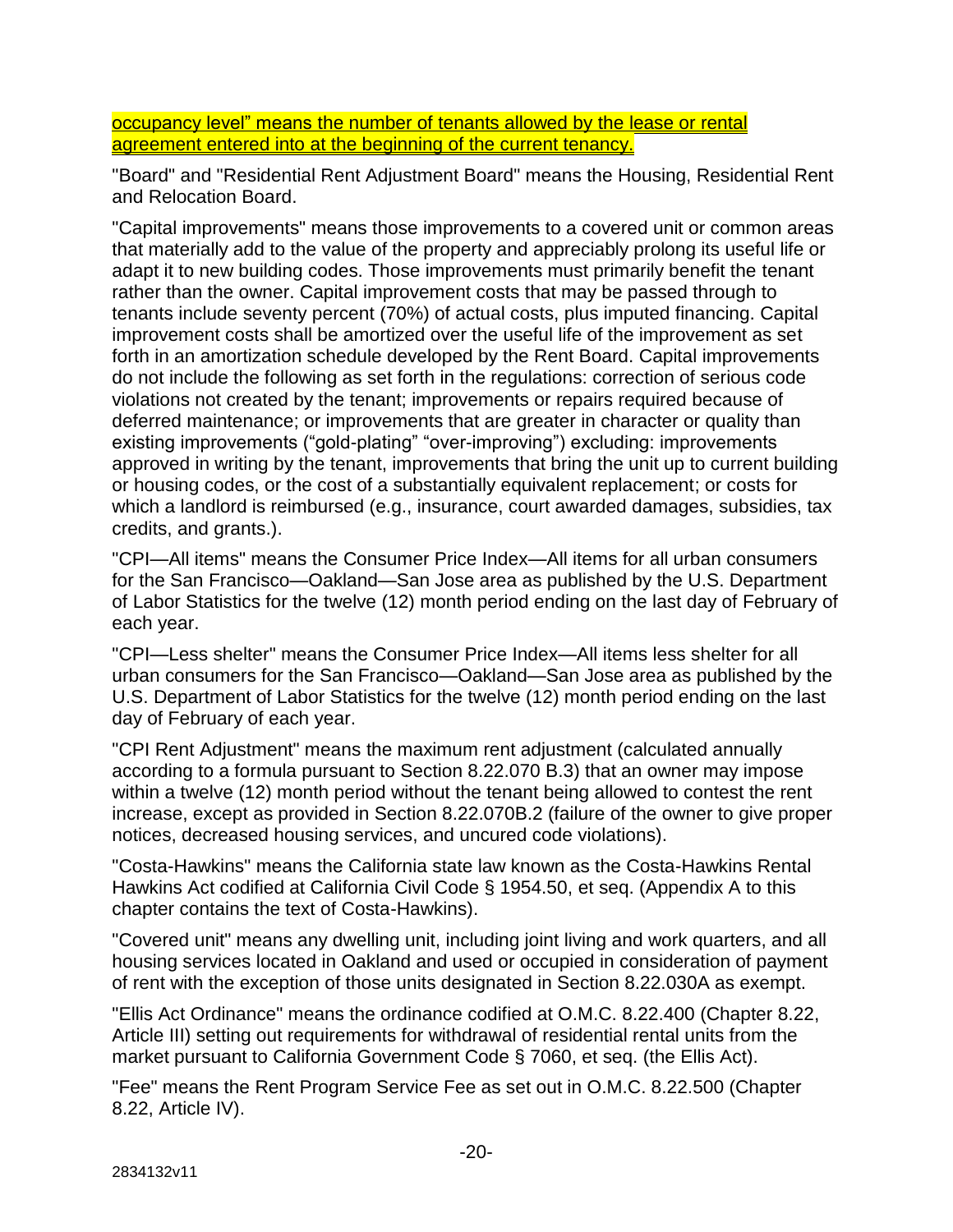occupancy level" means the number of tenants allowed by the lease or rental agreement entered into at the beginning of the current tenancy.

"Board" and "Residential Rent Adjustment Board" means the Housing, Residential Rent and Relocation Board.

"Capital improvements" means those improvements to a covered unit or common areas that materially add to the value of the property and appreciably prolong its useful life or adapt it to new building codes. Those improvements must primarily benefit the tenant rather than the owner. Capital improvement costs that may be passed through to tenants include seventy percent (70%) of actual costs, plus imputed financing. Capital improvement costs shall be amortized over the useful life of the improvement as set forth in an amortization schedule developed by the Rent Board. Capital improvements do not include the following as set forth in the regulations: correction of serious code violations not created by the tenant; improvements or repairs required because of deferred maintenance; or improvements that are greater in character or quality than existing improvements ("gold-plating" "over-improving") excluding: improvements approved in writing by the tenant, improvements that bring the unit up to current building or housing codes, or the cost of a substantially equivalent replacement; or costs for which a landlord is reimbursed (e.g., insurance, court awarded damages, subsidies, tax credits, and grants.).

"CPI—All items" means the Consumer Price Index—All items for all urban consumers for the San Francisco—Oakland—San Jose area as published by the U.S. Department of Labor Statistics for the twelve (12) month period ending on the last day of February of each year.

"CPI—Less shelter" means the Consumer Price Index—All items less shelter for all urban consumers for the San Francisco—Oakland—San Jose area as published by the U.S. Department of Labor Statistics for the twelve (12) month period ending on the last day of February of each year.

"CPI Rent Adjustment" means the maximum rent adjustment (calculated annually according to a formula pursuant to Section 8.22.070 B.3) that an owner may impose within a twelve (12) month period without the tenant being allowed to contest the rent increase, except as provided in Section 8.22.070B.2 (failure of the owner to give proper notices, decreased housing services, and uncured code violations).

"Costa-Hawkins" means the California state law known as the Costa-Hawkins Rental Hawkins Act codified at California Civil Code § 1954.50, et seq. (Appendix A to this chapter contains the text of Costa-Hawkins).

"Covered unit" means any dwelling unit, including joint living and work quarters, and all housing services located in Oakland and used or occupied in consideration of payment of rent with the exception of those units designated in Section 8.22.030A as exempt.

"Ellis Act Ordinance" means the ordinance codified at O.M.C. 8.22.400 (Chapter 8.22, Article III) setting out requirements for withdrawal of residential rental units from the market pursuant to California Government Code § 7060, et seq. (the Ellis Act).

"Fee" means the Rent Program Service Fee as set out in O.M.C. 8.22.500 (Chapter 8.22, Article IV).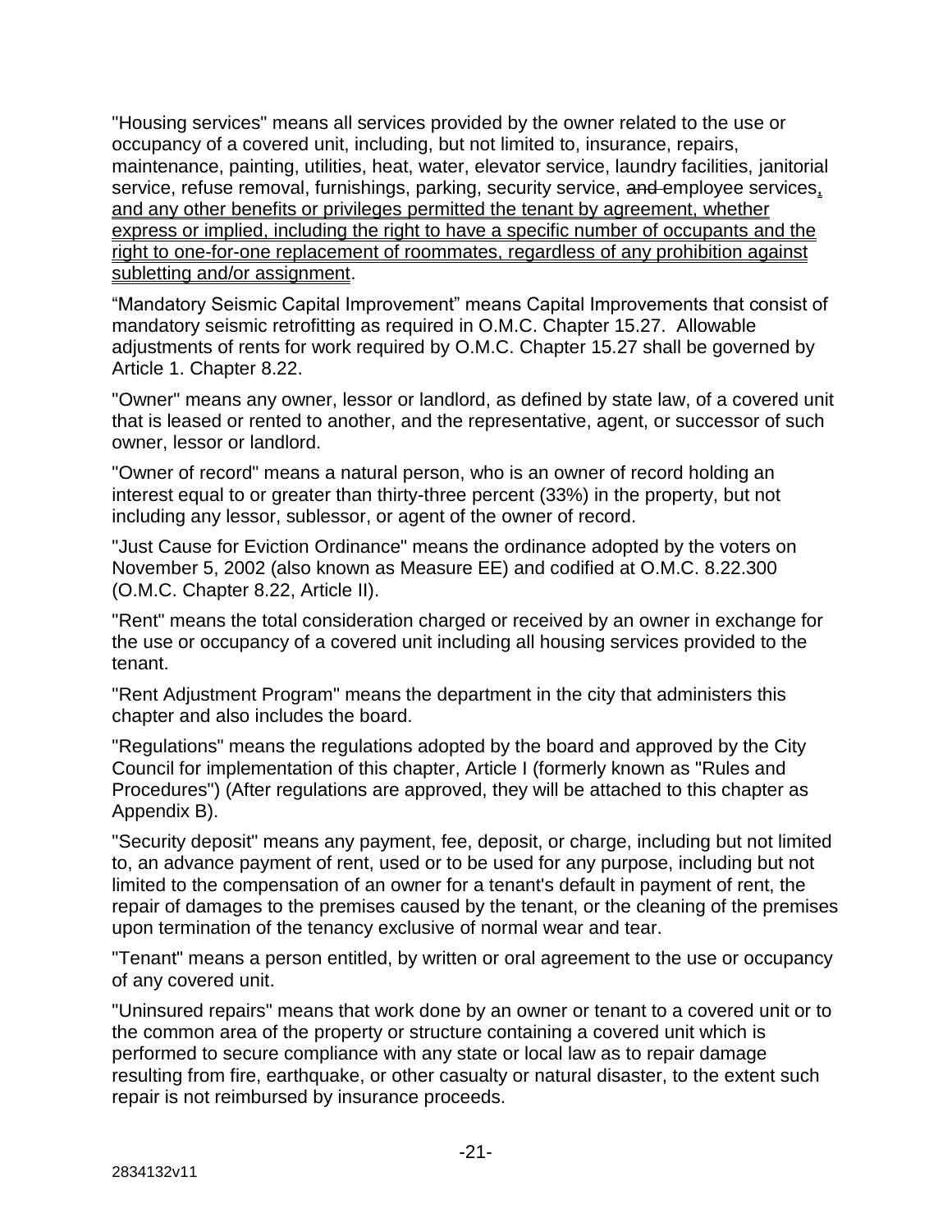"Housing services" means all services provided by the owner related to the use or occupancy of a covered unit, including, but not limited to, insurance, repairs, maintenance, painting, utilities, heat, water, elevator service, laundry facilities, janitorial service, refuse removal, furnishings, parking, security service, ~~and~~ employee services, and any other benefits or privileges permitted the tenant by agreement, whether express or implied, including the right to have a specific number of occupants and the right to one-for-one replacement of roommates, regardless of any prohibition against subletting and/or assignment.

"Mandatory Seismic Capital Improvement" means Capital Improvements that consist of mandatory seismic retrofitting as required in O.M.C. Chapter 15.27. Allowable adjustments of rents for work required by O.M.C. Chapter 15.27 shall be governed by Article 1. Chapter 8.22.

"Owner" means any owner, lessor or landlord, as defined by state law, of a covered unit that is leased or rented to another, and the representative, agent, or successor of such owner, lessor or landlord.

"Owner of record" means a natural person, who is an owner of record holding an interest equal to or greater than thirty-three percent (33%) in the property, but not including any lessor, sublessor, or agent of the owner of record.

"Just Cause for Eviction Ordinance" means the ordinance adopted by the voters on November 5, 2002 (also known as Measure EE) and codified at O.M.C. 8.22.300 (O.M.C. Chapter 8.22, Article II).

"Rent" means the total consideration charged or received by an owner in exchange for the use or occupancy of a covered unit including all housing services provided to the tenant.

"Rent Adjustment Program" means the department in the city that administers this chapter and also includes the board.

"Regulations" means the regulations adopted by the board and approved by the City Council for implementation of this chapter, Article I (formerly known as "Rules and Procedures") (After regulations are approved, they will be attached to this chapter as Appendix B).

"Security deposit" means any payment, fee, deposit, or charge, including but not limited to, an advance payment of rent, used or to be used for any purpose, including but not limited to the compensation of an owner for a tenant's default in payment of rent, the repair of damages to the premises caused by the tenant, or the cleaning of the premises upon termination of the tenancy exclusive of normal wear and tear.

"Tenant" means a person entitled, by written or oral agreement to the use or occupancy of any covered unit.

"Uninsured repairs" means that work done by an owner or tenant to a covered unit or to the common area of the property or structure containing a covered unit which is performed to secure compliance with any state or local law as to repair damage resulting from fire, earthquake, or other casualty or natural disaster, to the extent such repair is not reimbursed by insurance proceeds.

2834132v11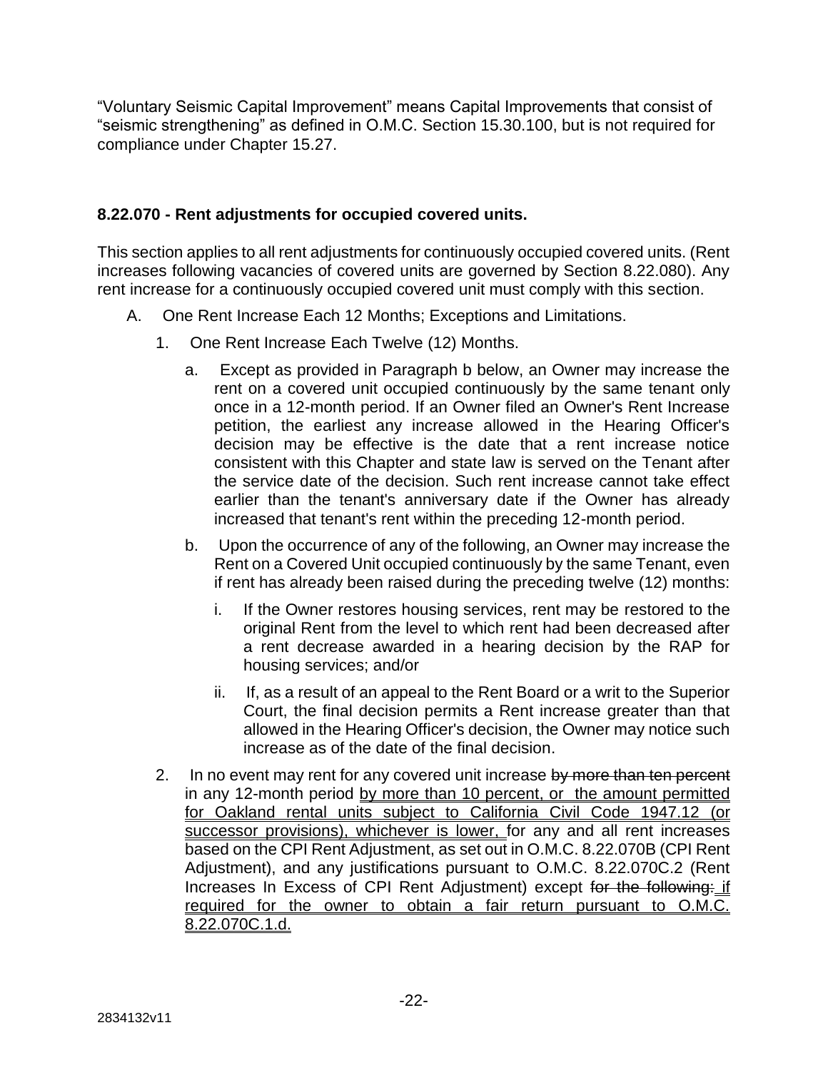"Voluntary Seismic Capital Improvement" means Capital Improvements that consist of "seismic strengthening" as defined in O.M.C. Section 15.30.100, but is not required for compliance under Chapter 15.27.

### 8.22.070 - Rent adjustments for occupied covered units.

This section applies to all rent adjustments for continuously occupied covered units. (Rent increases following vacancies of covered units are governed by Section 8.22.080). Any rent increase for a continuously occupied covered unit must comply with this section.

A. One Rent Increase Each 12 Months; Exceptions and Limitations.

1. One Rent Increase Each Twelve (12) Months.

   a. Except as provided in Paragraph b below, an Owner may increase the rent on a covered unit occupied continuously by the same tenant only once in a 12-month period. If an Owner filed an Owner's Rent Increase petition, the earliest any increase allowed in the Hearing Officer's decision may be effective is the date that a rent increase notice consistent with this Chapter and state law is served on the Tenant after the service date of the decision. Such rent increase cannot take effect earlier than the tenant's anniversary date if the Owner has already increased that tenant's rent within the preceding 12-month period.

   b. Upon the occurrence of any of the following, an Owner may increase the Rent on a Covered Unit occupied continuously by the same Tenant, even if rent has already been raised during the preceding twelve (12) months:

      i. If the Owner restores housing services, rent may be restored to the original Rent from the level to which rent had been decreased after a rent decrease awarded in a hearing decision by the RAP for housing services; and/or

      ii. If, as a result of an appeal to the Rent Board or a writ to the Superior Court, the final decision permits a Rent increase greater than that allowed in the Hearing Officer's decision, the Owner may notice such increase as of the date of the final decision.

2. In no event may rent for any covered unit increase ~~by more than ten percent~~ in any 12-month period <u>by more than 10 percent, or the amount permitted for Oakland rental units subject to California Civil Code 1947.12 (or successor provisions), whichever is lower,</u> for any and all rent increases based on the CPI Rent Adjustment, as set out in O.M.C. 8.22.070B (CPI Rent Adjustment), and any justifications pursuant to O.M.C. 8.22.070C.2 (Rent Increases In Excess of CPI Rent Adjustment) except ~~for the following:~~ <u>if required for the owner to obtain a fair return pursuant to O.M.C. 8.22.070C.1.d.</u>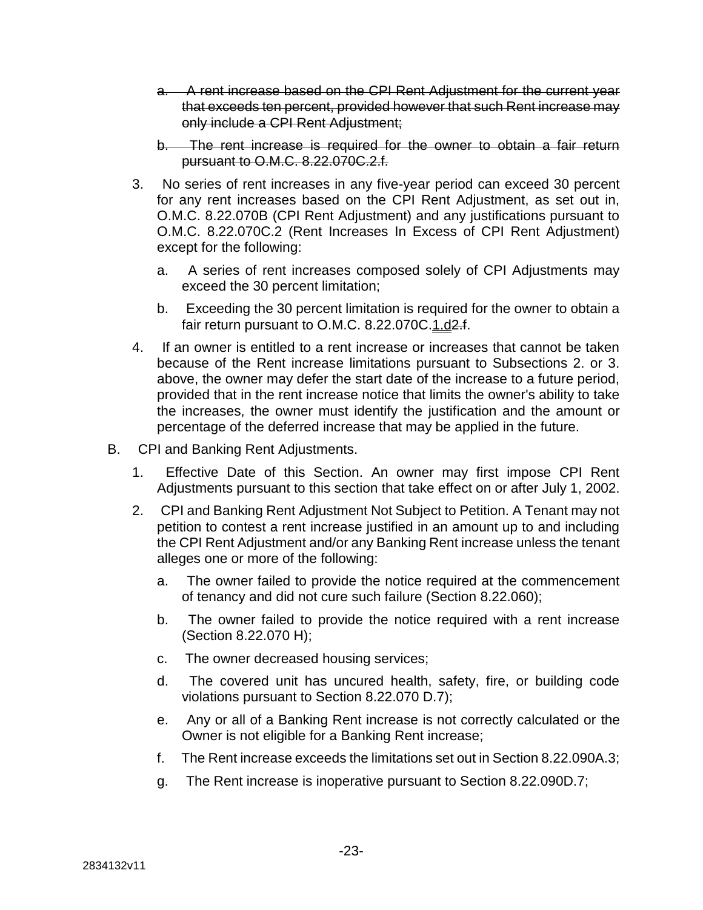a. ~~A rent increase based on the CPI Rent Adjustment for the current year that exceeds ten percent, provided however that such Rent increase may only include a CPI Rent Adjustment;~~

b. ~~The rent increase is required for the owner to obtain a fair return pursuant to O.M.C. 8.22.070C.2.f.~~

3. No series of rent increases in any five-year period can exceed 30 percent for any rent increases based on the CPI Rent Adjustment, as set out in, O.M.C. 8.22.070B (CPI Rent Adjustment) and any justifications pursuant to O.M.C. 8.22.070C.2 (Rent Increases In Excess of CPI Rent Adjustment) except for the following:

   a. A series of rent increases composed solely of CPI Adjustments may exceed the 30 percent limitation;

   b. Exceeding the 30 percent limitation is required for the owner to obtain a fair return pursuant to O.M.C. 8.22.070C.1.d~~2.f~~.

4. If an owner is entitled to a rent increase or increases that cannot be taken because of the Rent increase limitations pursuant to Subsections 2. or 3. above, the owner may defer the start date of the increase to a future period, provided that in the rent increase notice that limits the owner's ability to take the increases, the owner must identify the justification and the amount or percentage of the deferred increase that may be applied in the future.

B. CPI and Banking Rent Adjustments.

1. Effective Date of this Section. An owner may first impose CPI Rent Adjustments pursuant to this section that take effect on or after July 1, 2002.

2. CPI and Banking Rent Adjustment Not Subject to Petition. A Tenant may not petition to contest a rent increase justified in an amount up to and including the CPI Rent Adjustment and/or any Banking Rent increase unless the tenant alleges one or more of the following:

   a. The owner failed to provide the notice required at the commencement of tenancy and did not cure such failure (Section 8.22.060);

   b. The owner failed to provide the notice required with a rent increase (Section 8.22.070 H);

   c. The owner decreased housing services;

   d. The covered unit has uncured health, safety, fire, or building code violations pursuant to Section 8.22.070 D.7);

   e. Any or all of a Banking Rent increase is not correctly calculated or the Owner is not eligible for a Banking Rent increase;

   f. The Rent increase exceeds the limitations set out in Section 8.22.090A.3;

   g. The Rent increase is inoperative pursuant to Section 8.22.090D.7;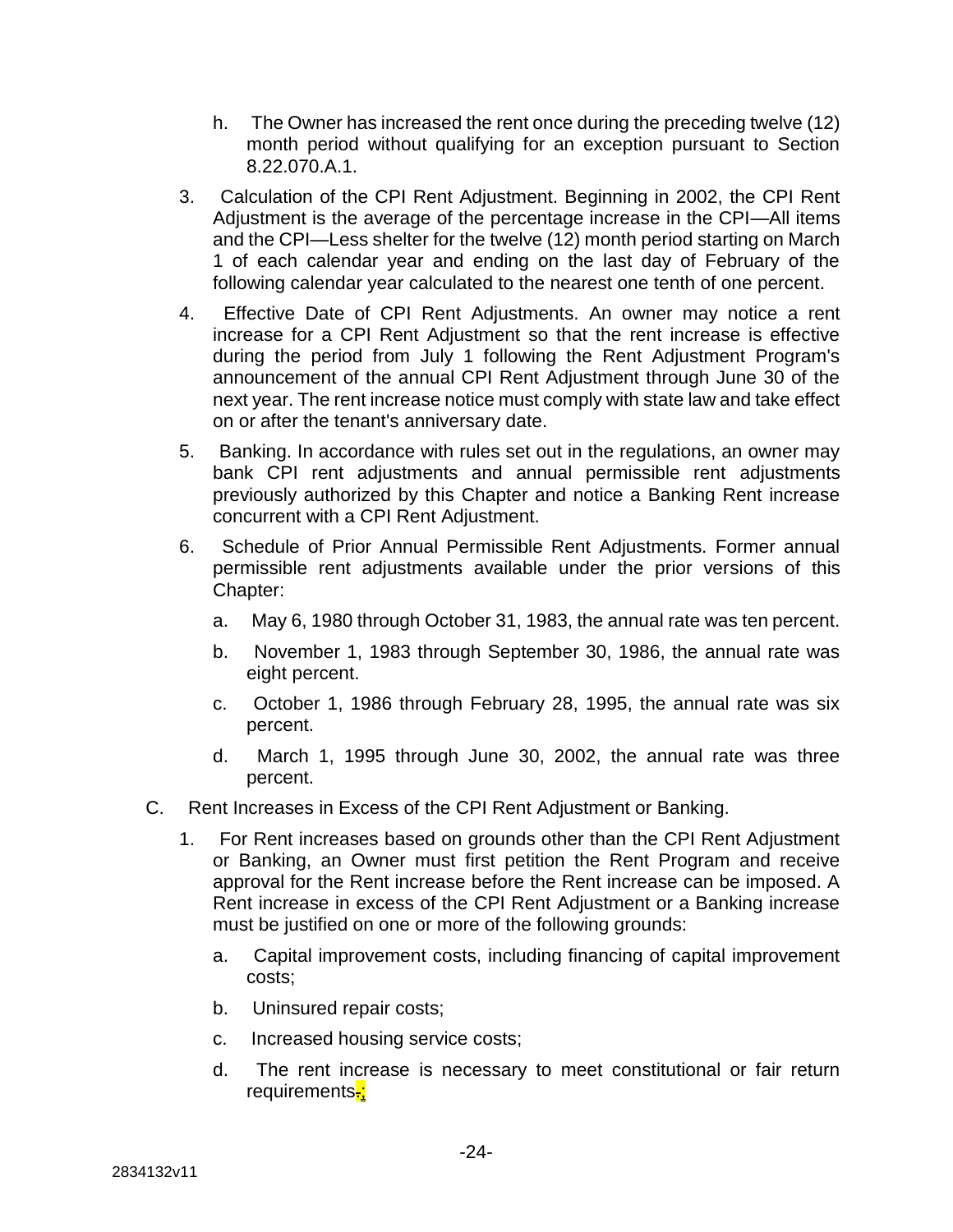h. The Owner has increased the rent once during the preceding twelve (12) month period without qualifying for an exception pursuant to Section 8.22.070.A.1.

3. Calculation of the CPI Rent Adjustment. Beginning in 2002, the CPI Rent Adjustment is the average of the percentage increase in the CPI—All items and the CPI—Less shelter for the twelve (12) month period starting on March 1 of each calendar year and ending on the last day of February of the following calendar year calculated to the nearest one tenth of one percent.

4. Effective Date of CPI Rent Adjustments. An owner may notice a rent increase for a CPI Rent Adjustment so that the rent increase is effective during the period from July 1 following the Rent Adjustment Program's announcement of the annual CPI Rent Adjustment through June 30 of the next year. The rent increase notice must comply with state law and take effect on or after the tenant's anniversary date.

5. Banking. In accordance with rules set out in the regulations, an owner may bank CPI rent adjustments and annual permissible rent adjustments previously authorized by this Chapter and notice a Banking Rent increase concurrent with a CPI Rent Adjustment.

6. Schedule of Prior Annual Permissible Rent Adjustments. Former annual permissible rent adjustments available under the prior versions of this Chapter:

   a. May 6, 1980 through October 31, 1983, the annual rate was ten percent.

   b. November 1, 1983 through September 30, 1986, the annual rate was eight percent.

   c. October 1, 1986 through February 28, 1995, the annual rate was six percent.

   d. March 1, 1995 through June 30, 2002, the annual rate was three percent.

C. Rent Increases in Excess of the CPI Rent Adjustment or Banking.

1. For Rent increases based on grounds other than the CPI Rent Adjustment or Banking, an Owner must first petition the Rent Program and receive approval for the Rent increase before the Rent increase can be imposed. A Rent increase in excess of the CPI Rent Adjustment or a Banking increase must be justified on one or more of the following grounds:

   a. Capital improvement costs, including financing of capital improvement costs;

   b. Uninsured repair costs;

   c. Increased housing service costs;

   d. The rent increase is necessary to meet constitutional or fair return requirements.;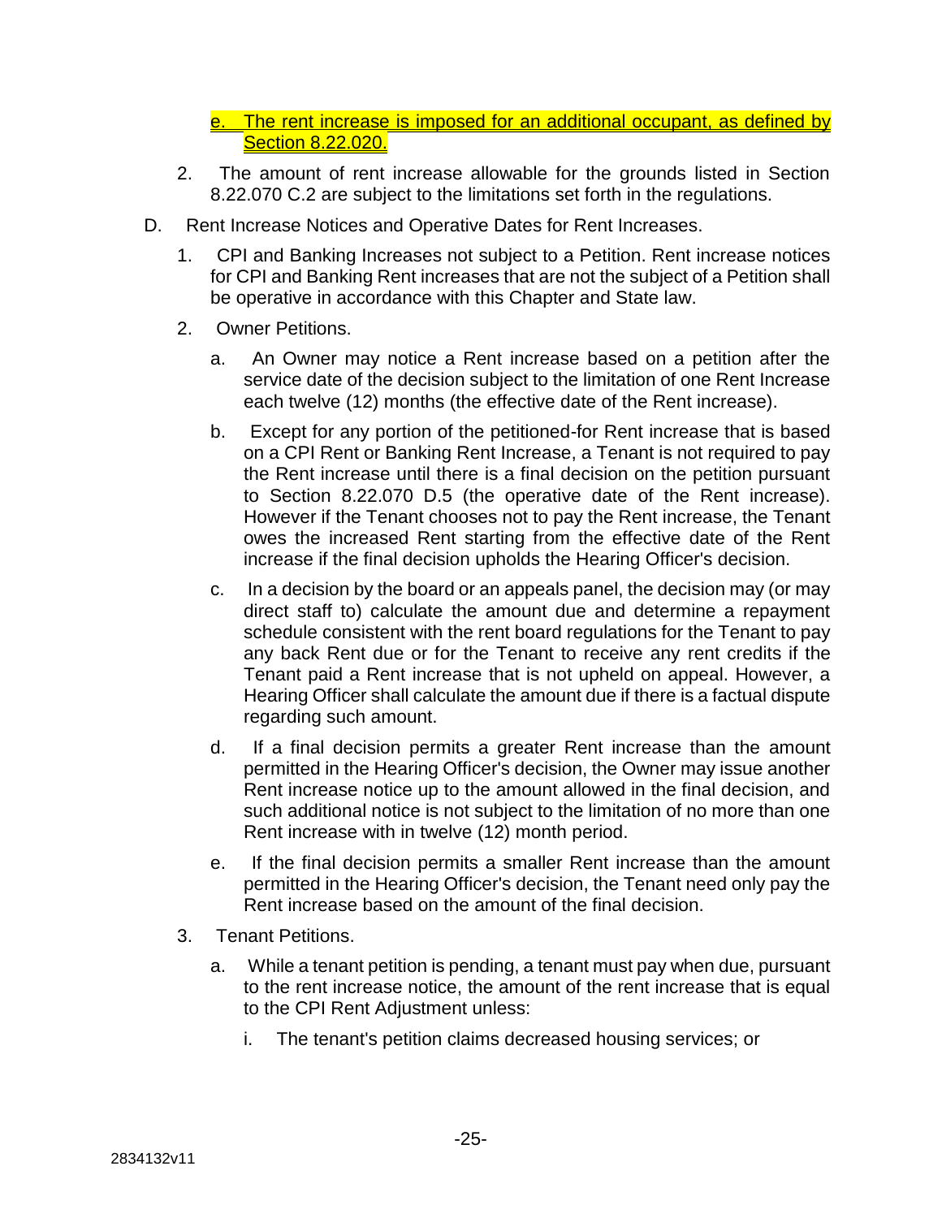e. The rent increase is imposed for an additional occupant, as defined by Section 8.22.020.

2. The amount of rent increase allowable for the grounds listed in Section 8.22.070 C.2 are subject to the limitations set forth in the regulations.

D. Rent Increase Notices and Operative Dates for Rent Increases.

1. CPI and Banking Increases not subject to a Petition. Rent increase notices for CPI and Banking Rent increases that are not the subject of a Petition shall be operative in accordance with this Chapter and State law.

2. Owner Petitions.

a. An Owner may notice a Rent increase based on a petition after the service date of the decision subject to the limitation of one Rent Increase each twelve (12) months (the effective date of the Rent increase).

b. Except for any portion of the petitioned-for Rent increase that is based on a CPI Rent or Banking Rent Increase, a Tenant is not required to pay the Rent increase until there is a final decision on the petition pursuant to Section 8.22.070 D.5 (the operative date of the Rent increase). However if the Tenant chooses not to pay the Rent increase, the Tenant owes the increased Rent starting from the effective date of the Rent increase if the final decision upholds the Hearing Officer's decision.

c. In a decision by the board or an appeals panel, the decision may (or may direct staff to) calculate the amount due and determine a repayment schedule consistent with the rent board regulations for the Tenant to pay any back Rent due or for the Tenant to receive any rent credits if the Tenant paid a Rent increase that is not upheld on appeal. However, a Hearing Officer shall calculate the amount due if there is a factual dispute regarding such amount.

d. If a final decision permits a greater Rent increase than the amount permitted in the Hearing Officer's decision, the Owner may issue another Rent increase notice up to the amount allowed in the final decision, and such additional notice is not subject to the limitation of no more than one Rent increase with in twelve (12) month period.

e. If the final decision permits a smaller Rent increase than the amount permitted in the Hearing Officer's decision, the Tenant need only pay the Rent increase based on the amount of the final decision.

3. Tenant Petitions.

a. While a tenant petition is pending, a tenant must pay when due, pursuant to the rent increase notice, the amount of the rent increase that is equal to the CPI Rent Adjustment unless:

i. The tenant's petition claims decreased housing services; or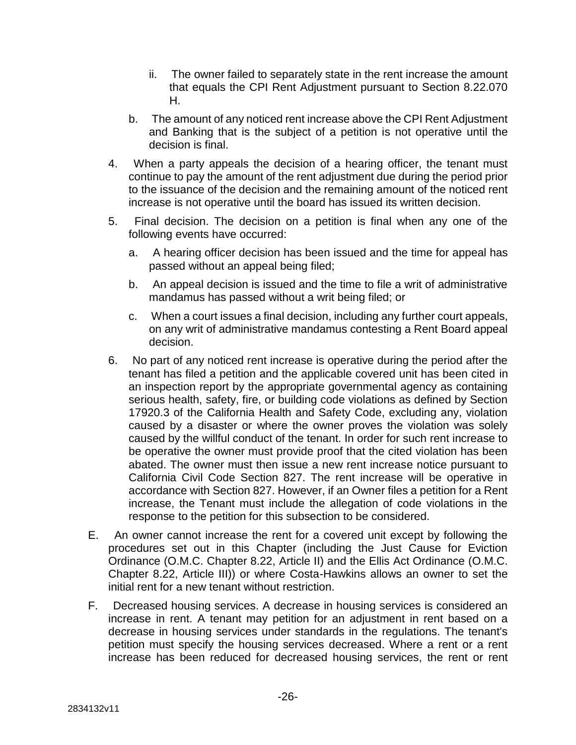ii. The owner failed to separately state in the rent increase the amount that equals the CPI Rent Adjustment pursuant to Section 8.22.070 H.

b. The amount of any noticed rent increase above the CPI Rent Adjustment and Banking that is the subject of a petition is not operative until the decision is final.

4. When a party appeals the decision of a hearing officer, the tenant must continue to pay the amount of the rent adjustment due during the period prior to the issuance of the decision and the remaining amount of the noticed rent increase is not operative until the board has issued its written decision.

5. Final decision. The decision on a petition is final when any one of the following events have occurred:

   a. A hearing officer decision has been issued and the time for appeal has passed without an appeal being filed;

   b. An appeal decision is issued and the time to file a writ of administrative mandamus has passed without a writ being filed; or

   c. When a court issues a final decision, including any further court appeals, on any writ of administrative mandamus contesting a Rent Board appeal decision.

6. No part of any noticed rent increase is operative during the period after the tenant has filed a petition and the applicable covered unit has been cited in an inspection report by the appropriate governmental agency as containing serious health, safety, fire, or building code violations as defined by Section 17920.3 of the California Health and Safety Code, excluding any, violation caused by a disaster or where the owner proves the violation was solely caused by the willful conduct of the tenant. In order for such rent increase to be operative the owner must provide proof that the cited violation has been abated. The owner must then issue a new rent increase notice pursuant to California Civil Code Section 827. The rent increase will be operative in accordance with Section 827. However, if an Owner files a petition for a Rent increase, the Tenant must include the allegation of code violations in the response to the petition for this subsection to be considered.

E. An owner cannot increase the rent for a covered unit except by following the procedures set out in this Chapter (including the Just Cause for Eviction Ordinance (O.M.C. Chapter 8.22, Article II) and the Ellis Act Ordinance (O.M.C. Chapter 8.22, Article III)) or where Costa-Hawkins allows an owner to set the initial rent for a new tenant without restriction.

F. Decreased housing services. A decrease in housing services is considered an increase in rent. A tenant may petition for an adjustment in rent based on a decrease in housing services under standards in the regulations. The tenant's petition must specify the housing services decreased. Where a rent or a rent increase has been reduced for decreased housing services, the rent or rent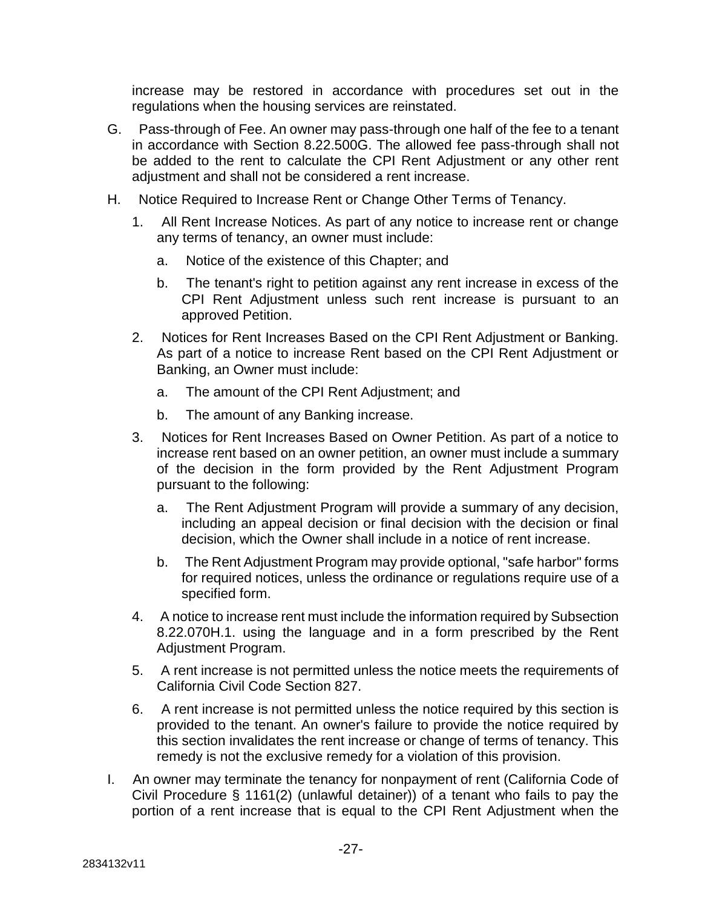increase may be restored in accordance with procedures set out in the regulations when the housing services are reinstated.

G. Pass-through of Fee. An owner may pass-through one half of the fee to a tenant in accordance with Section 8.22.500G. The allowed fee pass-through shall not be added to the rent to calculate the CPI Rent Adjustment or any other rent adjustment and shall not be considered a rent increase.

H. Notice Required to Increase Rent or Change Other Terms of Tenancy.

   1. All Rent Increase Notices. As part of any notice to increase rent or change any terms of tenancy, an owner must include:

      a. Notice of the existence of this Chapter; and

      b. The tenant's right to petition against any rent increase in excess of the CPI Rent Adjustment unless such rent increase is pursuant to an approved Petition.

   2. Notices for Rent Increases Based on the CPI Rent Adjustment or Banking. As part of a notice to increase Rent based on the CPI Rent Adjustment or Banking, an Owner must include:

      a. The amount of the CPI Rent Adjustment; and

      b. The amount of any Banking increase.

   3. Notices for Rent Increases Based on Owner Petition. As part of a notice to increase rent based on an owner petition, an owner must include a summary of the decision in the form provided by the Rent Adjustment Program pursuant to the following:

      a. The Rent Adjustment Program will provide a summary of any decision, including an appeal decision or final decision with the decision or final decision, which the Owner shall include in a notice of rent increase.

      b. The Rent Adjustment Program may provide optional, "safe harbor" forms for required notices, unless the ordinance or regulations require use of a specified form.

   4. A notice to increase rent must include the information required by Subsection 8.22.070H.1. using the language and in a form prescribed by the Rent Adjustment Program.

   5. A rent increase is not permitted unless the notice meets the requirements of California Civil Code Section 827.

   6. A rent increase is not permitted unless the notice required by this section is provided to the tenant. An owner's failure to provide the notice required by this section invalidates the rent increase or change of terms of tenancy. This remedy is not the exclusive remedy for a violation of this provision.

I. An owner may terminate the tenancy for nonpayment of rent (California Code of Civil Procedure § 1161(2) (unlawful detainer)) of a tenant who fails to pay the portion of a rent increase that is equal to the CPI Rent Adjustment when the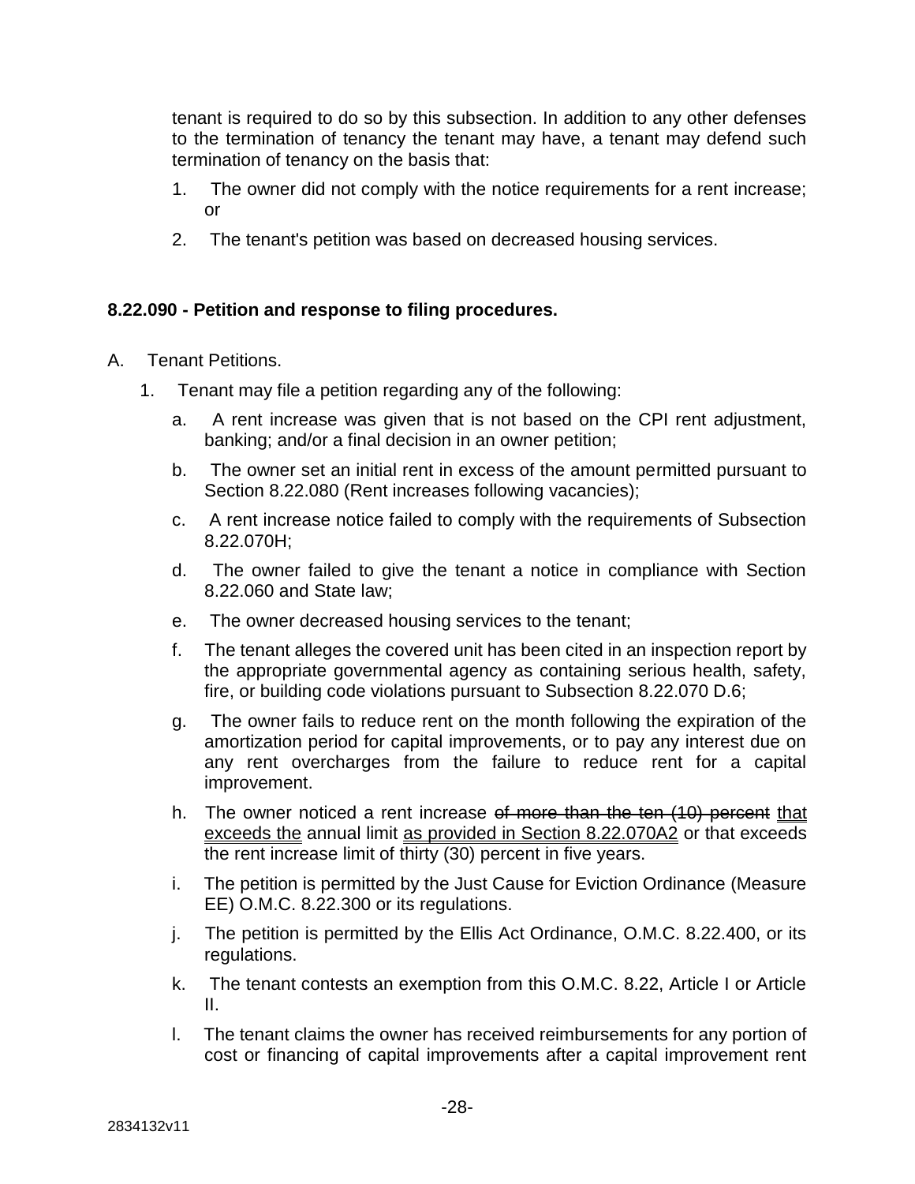tenant is required to do so by this subsection. In addition to any other defenses to the termination of tenancy the tenant may have, a tenant may defend such termination of tenancy on the basis that:

1. The owner did not comply with the notice requirements for a rent increase; or
2. The tenant's petition was based on decreased housing services.

**8.22.090 - Petition and response to filing procedures.**

A. Tenant Petitions.

1. Tenant may file a petition regarding any of the following:
    a. A rent increase was given that is not based on the CPI rent adjustment, banking; and/or a final decision in an owner petition;
    b. The owner set an initial rent in excess of the amount permitted pursuant to Section 8.22.080 (Rent increases following vacancies);
    c. A rent increase notice failed to comply with the requirements of Subsection 8.22.070H;
    d. The owner failed to give the tenant a notice in compliance with Section 8.22.060 and State law;
    e. The owner decreased housing services to the tenant;
    f. The tenant alleges the covered unit has been cited in an inspection report by the appropriate governmental agency as containing serious health, safety, fire, or building code violations pursuant to Subsection 8.22.070 D.6;
    g. The owner fails to reduce rent on the month following the expiration of the amortization period for capital improvements, or to pay any interest due on any rent overcharges from the failure to reduce rent for a capital improvement.
    h. The owner noticed a rent increase ~~of more than the ten (10) percent~~ that exceeds the annual limit as provided in Section 8.22.070A2 or that exceeds the rent increase limit of thirty (30) percent in five years.
    i. The petition is permitted by the Just Cause for Eviction Ordinance (Measure EE) O.M.C. 8.22.300 or its regulations.
    j. The petition is permitted by the Ellis Act Ordinance, O.M.C. 8.22.400, or its regulations.
    k. The tenant contests an exemption from this O.M.C. 8.22, Article I or Article II.
    l. The tenant claims the owner has received reimbursements for any portion of cost or financing of capital improvements after a capital improvement rent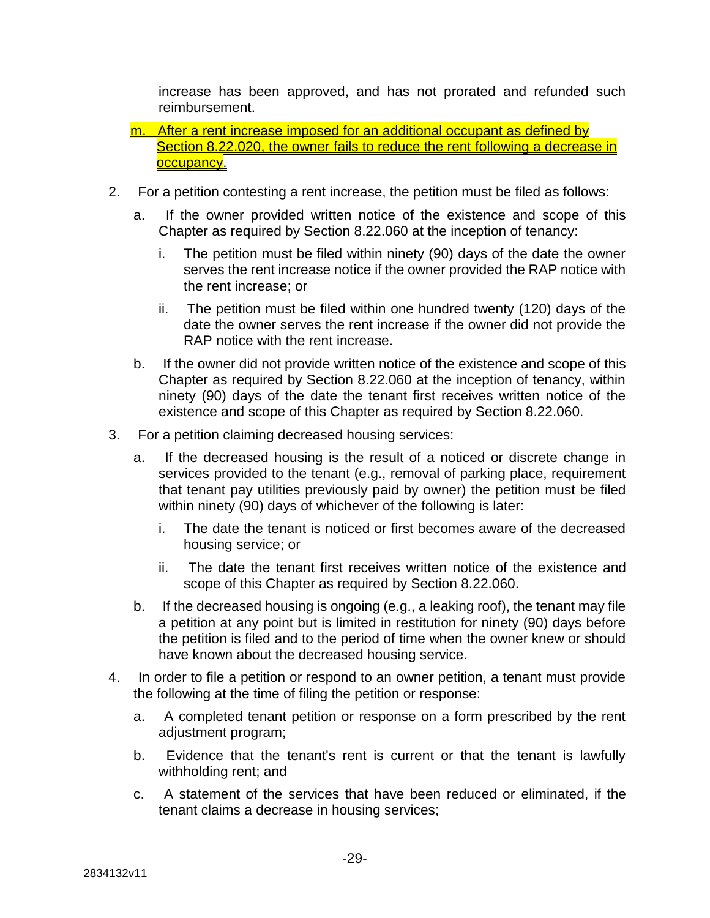increase has been approved, and has not prorated and refunded such reimbursement.

m. After a rent increase imposed for an additional occupant as defined by Section 8.22.020, the owner fails to reduce the rent following a decrease in occupancy.

2. For a petition contesting a rent increase, the petition must be filed as follows:

   a. If the owner provided written notice of the existence and scope of this Chapter as required by Section 8.22.060 at the inception of tenancy:

      i. The petition must be filed within ninety (90) days of the date the owner serves the rent increase notice if the owner provided the RAP notice with the rent increase; or

      ii. The petition must be filed within one hundred twenty (120) days of the date the owner serves the rent increase if the owner did not provide the RAP notice with the rent increase.

   b. If the owner did not provide written notice of the existence and scope of this Chapter as required by Section 8.22.060 at the inception of tenancy, within ninety (90) days of the date the tenant first receives written notice of the existence and scope of this Chapter as required by Section 8.22.060.

3. For a petition claiming decreased housing services:

   a. If the decreased housing is the result of a noticed or discrete change in services provided to the tenant (e.g., removal of parking place, requirement that tenant pay utilities previously paid by owner) the petition must be filed within ninety (90) days of whichever of the following is later:

      i. The date the tenant is noticed or first becomes aware of the decreased housing service; or

      ii. The date the tenant first receives written notice of the existence and scope of this Chapter as required by Section 8.22.060.

   b. If the decreased housing is ongoing (e.g., a leaking roof), the tenant may file a petition at any point but is limited in restitution for ninety (90) days before the petition is filed and to the period of time when the owner knew or should have known about the decreased housing service.

4. In order to file a petition or respond to an owner petition, a tenant must provide the following at the time of filing the petition or response:

   a. A completed tenant petition or response on a form prescribed by the rent adjustment program;

   b. Evidence that the tenant's rent is current or that the tenant is lawfully withholding rent; and

   c. A statement of the services that have been reduced or eliminated, if the tenant claims a decrease in housing services;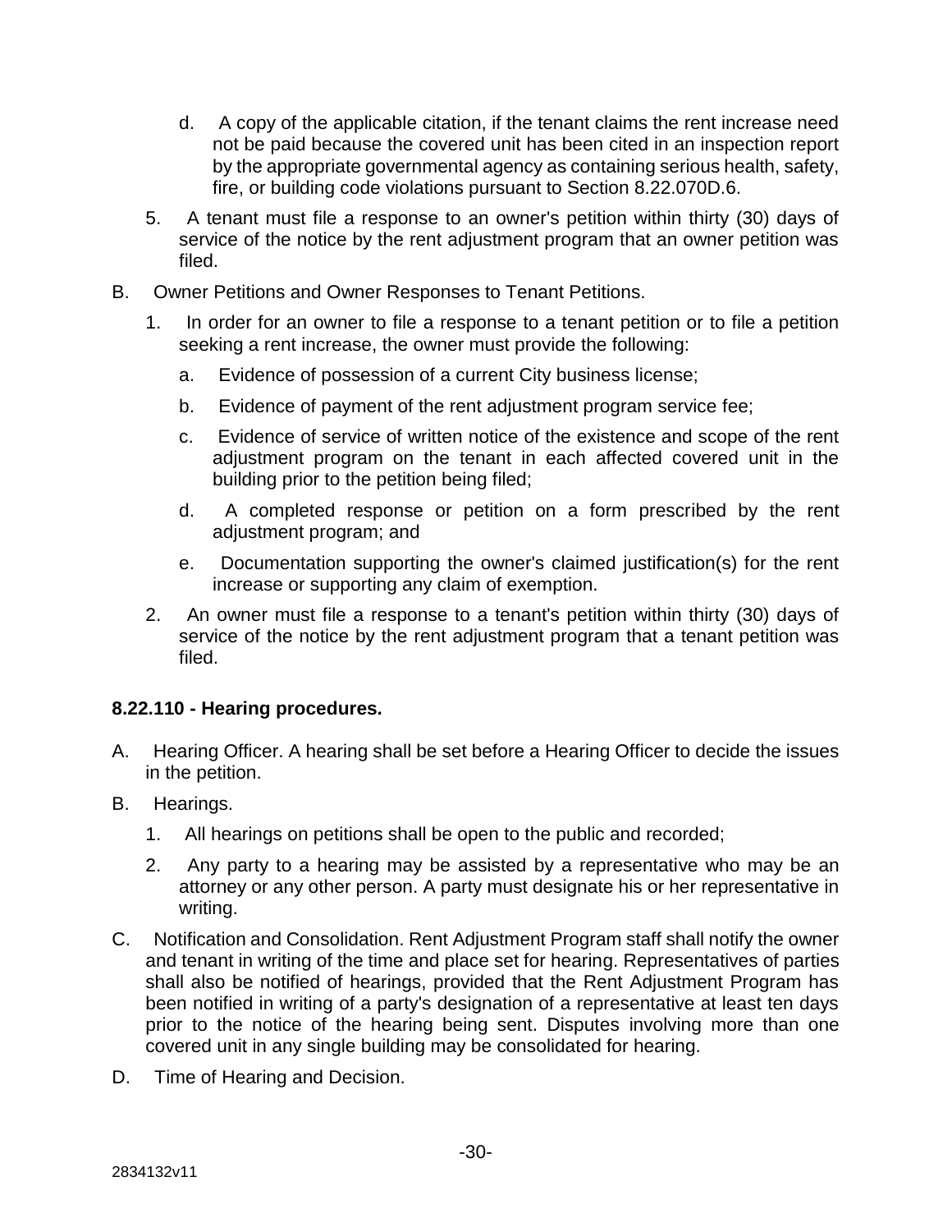d. A copy of the applicable citation, if the tenant claims the rent increase need not be paid because the covered unit has been cited in an inspection report by the appropriate governmental agency as containing serious health, safety, fire, or building code violations pursuant to Section 8.22.070D.6.

5. A tenant must file a response to an owner's petition within thirty (30) days of service of the notice by the rent adjustment program that an owner petition was filed.

B. Owner Petitions and Owner Responses to Tenant Petitions.

1. In order for an owner to file a response to a tenant petition or to file a petition seeking a rent increase, the owner must provide the following:

   a. Evidence of possession of a current City business license;

   b. Evidence of payment of the rent adjustment program service fee;

   c. Evidence of service of written notice of the existence and scope of the rent adjustment program on the tenant in each affected covered unit in the building prior to the petition being filed;

   d. A completed response or petition on a form prescribed by the rent adjustment program; and

   e. Documentation supporting the owner's claimed justification(s) for the rent increase or supporting any claim of exemption.

2. An owner must file a response to a tenant's petition within thirty (30) days of service of the notice by the rent adjustment program that a tenant petition was filed.

### 8.22.110 - Hearing procedures.

A. Hearing Officer. A hearing shall be set before a Hearing Officer to decide the issues in the petition.

B. Hearings.

1. All hearings on petitions shall be open to the public and recorded;

2. Any party to a hearing may be assisted by a representative who may be an attorney or any other person. A party must designate his or her representative in writing.

C. Notification and Consolidation. Rent Adjustment Program staff shall notify the owner and tenant in writing of the time and place set for hearing. Representatives of parties shall also be notified of hearings, provided that the Rent Adjustment Program has been notified in writing of a party's designation of a representative at least ten days prior to the notice of the hearing being sent. Disputes involving more than one covered unit in any single building may be consolidated for hearing.

D. Time of Hearing and Decision.

2834132v11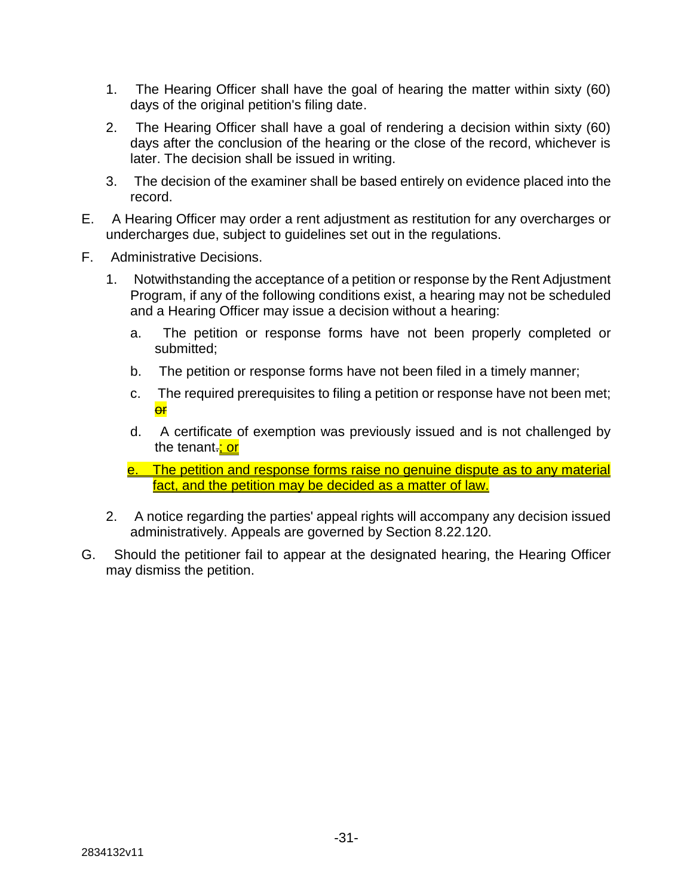1. The Hearing Officer shall have the goal of hearing the matter within sixty (60) days of the original petition's filing date.

2. The Hearing Officer shall have a goal of rendering a decision within sixty (60) days after the conclusion of the hearing or the close of the record, whichever is later. The decision shall be issued in writing.

3. The decision of the examiner shall be based entirely on evidence placed into the record.

E. A Hearing Officer may order a rent adjustment as restitution for any overcharges or undercharges due, subject to guidelines set out in the regulations.

F. Administrative Decisions.

1. Notwithstanding the acceptance of a petition or response by the Rent Adjustment Program, if any of the following conditions exist, a hearing may not be scheduled and a Hearing Officer may issue a decision without a hearing:

   a. The petition or response forms have not been properly completed or submitted;

   b. The petition or response forms have not been filed in a timely manner;

   c. The required prerequisites to filing a petition or response have not been met; ~~or~~

   d. A certificate of exemption was previously issued and is not challenged by the tenant~~.~~<u>; or</u>

   <u>e. The petition and response forms raise no genuine dispute as to any material fact, and the petition may be decided as a matter of law.</u>

2. A notice regarding the parties' appeal rights will accompany any decision issued administratively. Appeals are governed by Section 8.22.120.

G. Should the petitioner fail to appear at the designated hearing, the Hearing Officer may dismiss the petition.

2834132v11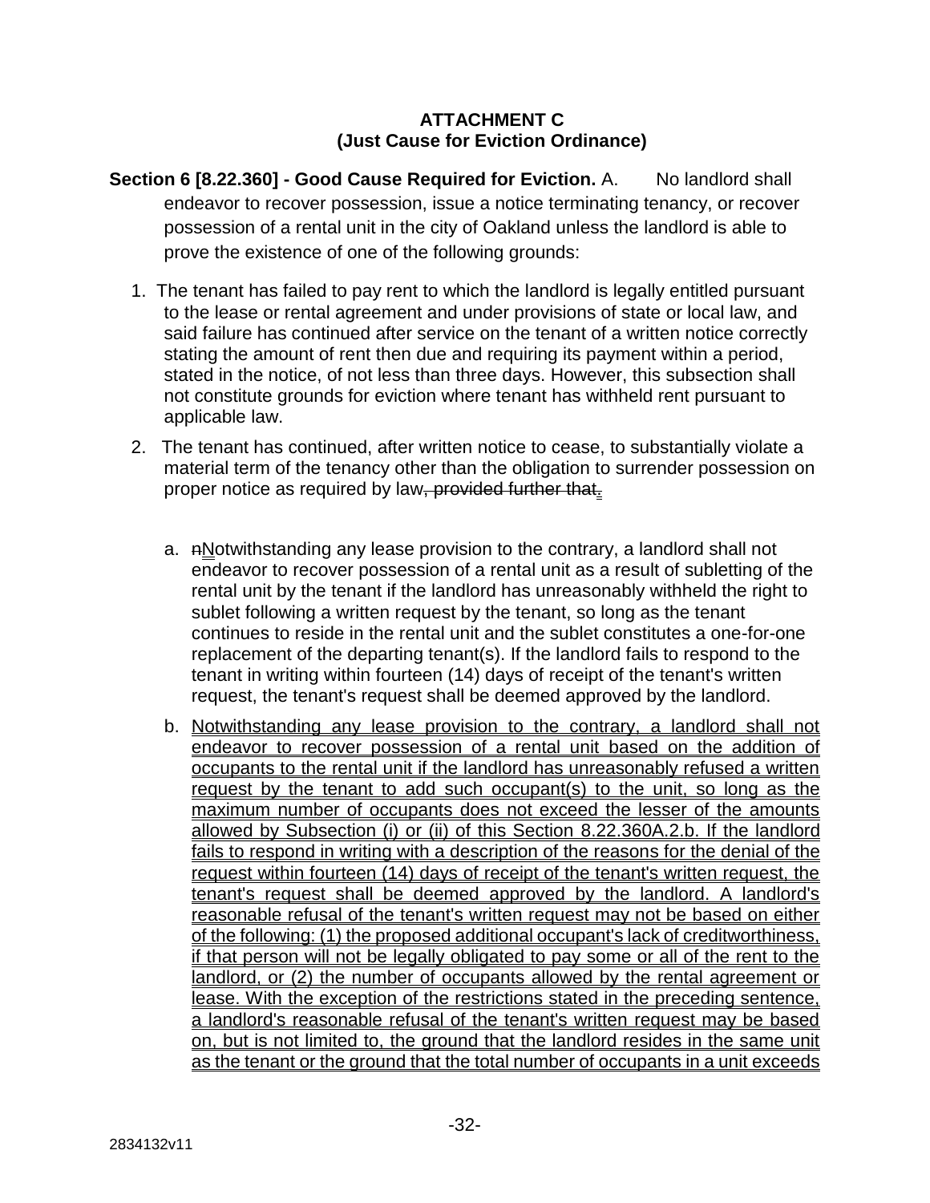**ATTACHMENT C**
**(Just Cause for Eviction Ordinance)**

**Section 6 [8.22.360] - Good Cause Required for Eviction.** A. No landlord shall endeavor to recover possession, issue a notice terminating tenancy, or recover possession of a rental unit in the city of Oakland unless the landlord is able to prove the existence of one of the following grounds:

1. The tenant has failed to pay rent to which the landlord is legally entitled pursuant to the lease or rental agreement and under provisions of state or local law, and said failure has continued after service on the tenant of a written notice correctly stating the amount of rent then due and requiring its payment within a period, stated in the notice, of not less than three days. However, this subsection shall not constitute grounds for eviction where tenant has withheld rent pursuant to applicable law.

2. The tenant has continued, after written notice to cease, to substantially violate a material term of the tenancy other than the obligation to surrender possession on proper notice as required by law~~, provided further that~~.

   a. ~~n~~Notwithstanding any lease provision to the contrary, a landlord shall not endeavor to recover possession of a rental unit as a result of subletting of the rental unit by the tenant if the landlord has unreasonably withheld the right to sublet following a written request by the tenant, so long as the tenant continues to reside in the rental unit and the sublet constitutes a one-for-one replacement of the departing tenant(s). If the landlord fails to respond to the tenant in writing within fourteen (14) days of receipt of the tenant's written request, the tenant's request shall be deemed approved by the landlord.

   b. Notwithstanding any lease provision to the contrary, a landlord shall not endeavor to recover possession of a rental unit based on the addition of occupants to the rental unit if the landlord has unreasonably refused a written request by the tenant to add such occupant(s) to the unit, so long as the maximum number of occupants does not exceed the lesser of the amounts allowed by Subsection (i) or (ii) of this Section 8.22.360A.2.b. If the landlord fails to respond in writing with a description of the reasons for the denial of the request within fourteen (14) days of receipt of the tenant's written request, the tenant's request shall be deemed approved by the landlord. A landlord's reasonable refusal of the tenant's written request may not be based on either of the following: (1) the proposed additional occupant's lack of creditworthiness, if that person will not be legally obligated to pay some or all of the rent to the landlord, or (2) the number of occupants allowed by the rental agreement or lease. With the exception of the restrictions stated in the preceding sentence, a landlord's reasonable refusal of the tenant's written request may be based on, but is not limited to, the ground that the landlord resides in the same unit as the tenant or the ground that the total number of occupants in a unit exceeds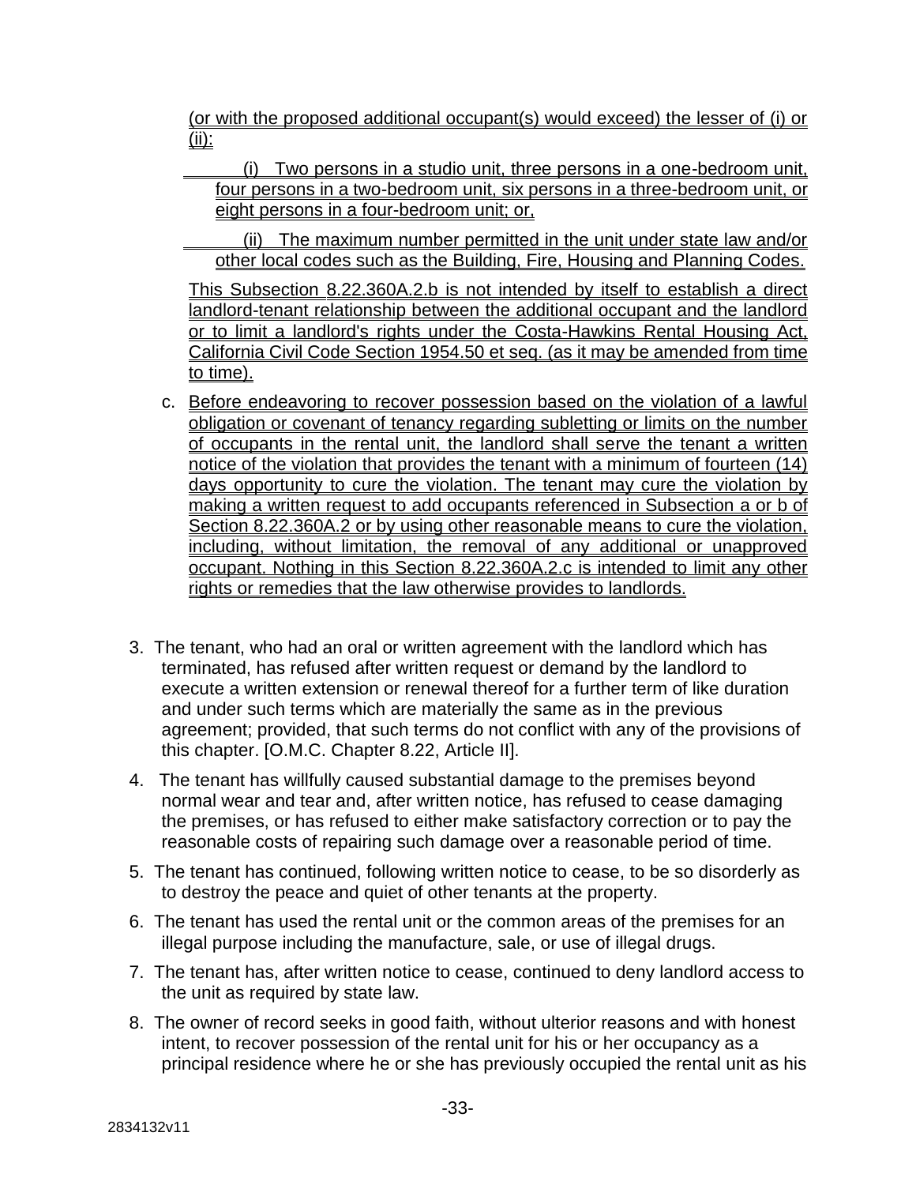(or with the proposed additional occupant(s) would exceed) the lesser of (i) or (ii):

(i) Two persons in a studio unit, three persons in a one-bedroom unit, four persons in a two-bedroom unit, six persons in a three-bedroom unit, or eight persons in a four-bedroom unit; or,

(ii) The maximum number permitted in the unit under state law and/or other local codes such as the Building, Fire, Housing and Planning Codes.

This Subsection 8.22.360A.2.b is not intended by itself to establish a direct landlord-tenant relationship between the additional occupant and the landlord or to limit a landlord's rights under the Costa-Hawkins Rental Housing Act, California Civil Code Section 1954.50 et seq. (as it may be amended from time to time).

c. Before endeavoring to recover possession based on the violation of a lawful obligation or covenant of tenancy regarding subletting or limits on the number of occupants in the rental unit, the landlord shall serve the tenant a written notice of the violation that provides the tenant with a minimum of fourteen (14) days opportunity to cure the violation. The tenant may cure the violation by making a written request to add occupants referenced in Subsection a or b of Section 8.22.360A.2 or by using other reasonable means to cure the violation, including, without limitation, the removal of any additional or unapproved occupant. Nothing in this Section 8.22.360A.2.c is intended to limit any other rights or remedies that the law otherwise provides to landlords.

3. The tenant, who had an oral or written agreement with the landlord which has terminated, has refused after written request or demand by the landlord to execute a written extension or renewal thereof for a further term of like duration and under such terms which are materially the same as in the previous agreement; provided, that such terms do not conflict with any of the provisions of this chapter. [O.M.C. Chapter 8.22, Article II].

4. The tenant has willfully caused substantial damage to the premises beyond normal wear and tear and, after written notice, has refused to cease damaging the premises, or has refused to either make satisfactory correction or to pay the reasonable costs of repairing such damage over a reasonable period of time.

5. The tenant has continued, following written notice to cease, to be so disorderly as to destroy the peace and quiet of other tenants at the property.

6. The tenant has used the rental unit or the common areas of the premises for an illegal purpose including the manufacture, sale, or use of illegal drugs.

7. The tenant has, after written notice to cease, continued to deny landlord access to the unit as required by state law.

8. The owner of record seeks in good faith, without ulterior reasons and with honest intent, to recover possession of the rental unit for his or her occupancy as a principal residence where he or she has previously occupied the rental unit as his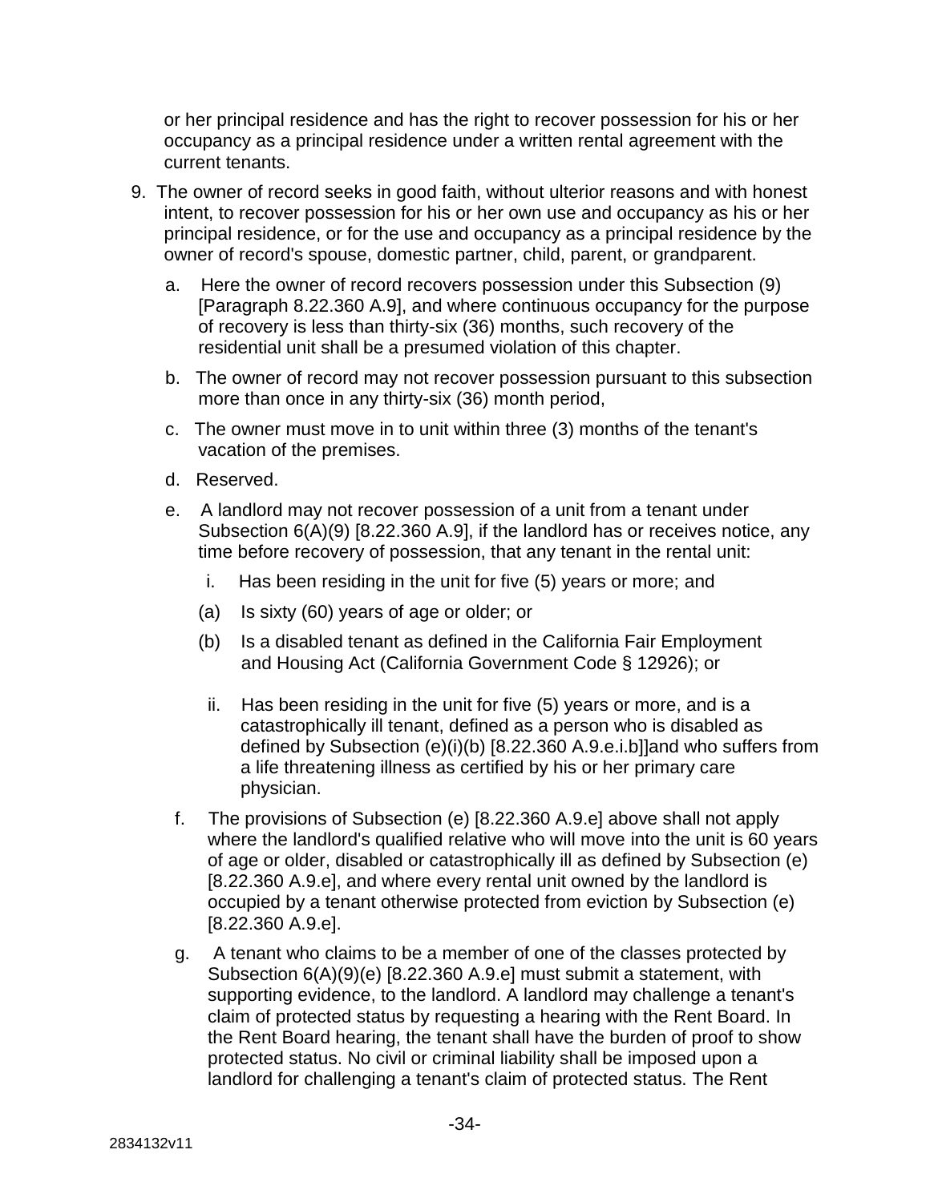or her principal residence and has the right to recover possession for his or her occupancy as a principal residence under a written rental agreement with the current tenants.

9. The owner of record seeks in good faith, without ulterior reasons and with honest intent, to recover possession for his or her own use and occupancy as his or her principal residence, or for the use and occupancy as a principal residence by the owner of record's spouse, domestic partner, child, parent, or grandparent.

   a. Here the owner of record recovers possession under this Subsection (9) [Paragraph 8.22.360 A.9], and where continuous occupancy for the purpose of recovery is less than thirty-six (36) months, such recovery of the residential unit shall be a presumed violation of this chapter.

   b. The owner of record may not recover possession pursuant to this subsection more than once in any thirty-six (36) month period,

   c. The owner must move in to unit within three (3) months of the tenant's vacation of the premises.

   d. Reserved.

   e. A landlord may not recover possession of a unit from a tenant under Subsection 6(A)(9) [8.22.360 A.9], if the landlord has or receives notice, any time before recovery of possession, that any tenant in the rental unit:

      i. Has been residing in the unit for five (5) years or more; and

      (a) Is sixty (60) years of age or older; or

      (b) Is a disabled tenant as defined in the California Fair Employment and Housing Act (California Government Code § 12926); or

      ii. Has been residing in the unit for five (5) years or more, and is a catastrophically ill tenant, defined as a person who is disabled as defined by Subsection (e)(i)(b) [8.22.360 A.9.e.i.b]]and who suffers from a life threatening illness as certified by his or her primary care physician.

   f. The provisions of Subsection (e) [8.22.360 A.9.e] above shall not apply where the landlord's qualified relative who will move into the unit is 60 years of age or older, disabled or catastrophically ill as defined by Subsection (e) [8.22.360 A.9.e], and where every rental unit owned by the landlord is occupied by a tenant otherwise protected from eviction by Subsection (e) [8.22.360 A.9.e].

   g. A tenant who claims to be a member of one of the classes protected by Subsection 6(A)(9)(e) [8.22.360 A.9.e] must submit a statement, with supporting evidence, to the landlord. A landlord may challenge a tenant's claim of protected status by requesting a hearing with the Rent Board. In the Rent Board hearing, the tenant shall have the burden of proof to show protected status. No civil or criminal liability shall be imposed upon a landlord for challenging a tenant's claim of protected status. The Rent

2834132v11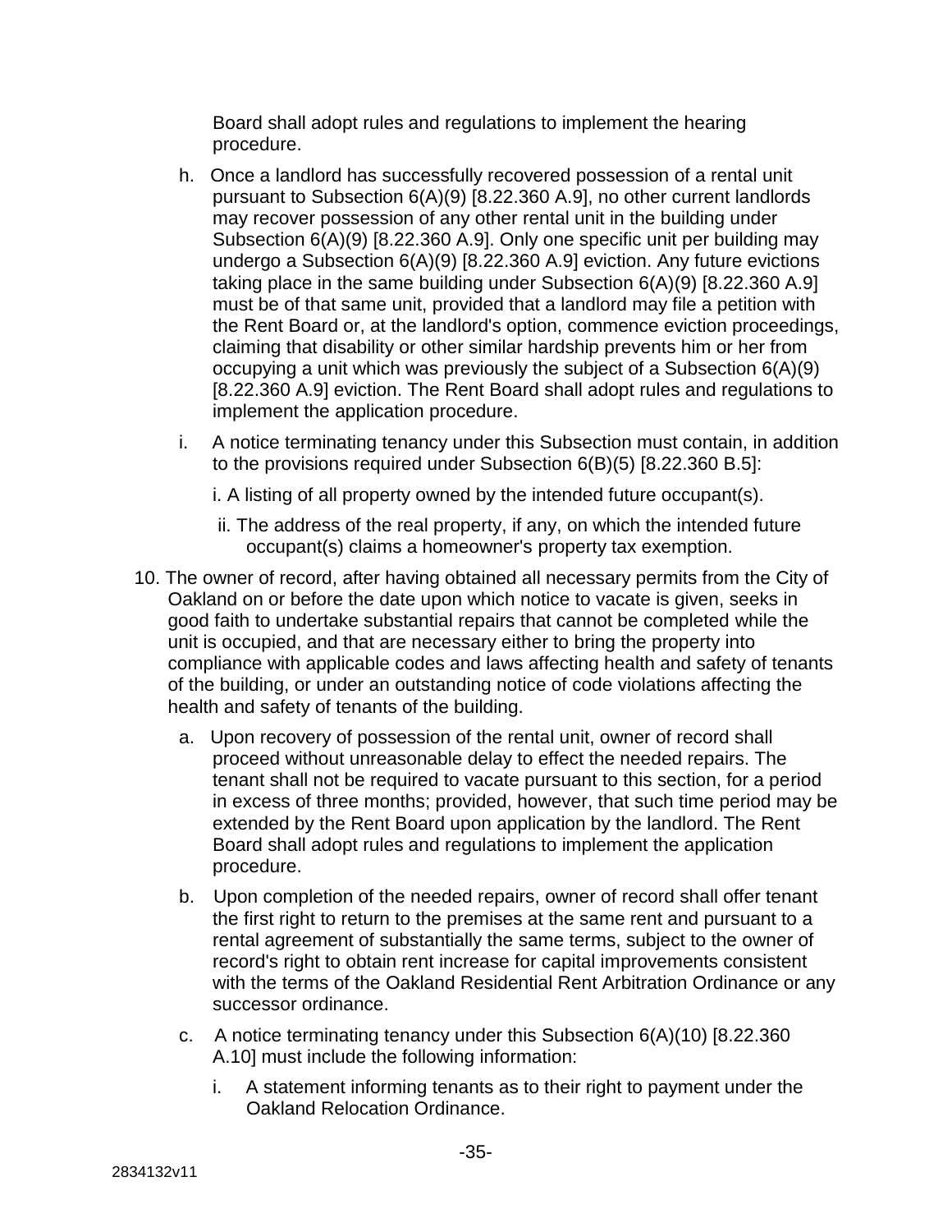Board shall adopt rules and regulations to implement the hearing procedure.

h. Once a landlord has successfully recovered possession of a rental unit pursuant to Subsection 6(A)(9) [8.22.360 A.9], no other current landlords may recover possession of any other rental unit in the building under Subsection 6(A)(9) [8.22.360 A.9]. Only one specific unit per building may undergo a Subsection 6(A)(9) [8.22.360 A.9] eviction. Any future evictions taking place in the same building under Subsection 6(A)(9) [8.22.360 A.9] must be of that same unit, provided that a landlord may file a petition with the Rent Board or, at the landlord's option, commence eviction proceedings, claiming that disability or other similar hardship prevents him or her from occupying a unit which was previously the subject of a Subsection 6(A)(9) [8.22.360 A.9] eviction. The Rent Board shall adopt rules and regulations to implement the application procedure.

i. A notice terminating tenancy under this Subsection must contain, in addition to the provisions required under Subsection 6(B)(5) [8.22.360 B.5]:

   i. A listing of all property owned by the intended future occupant(s).

   ii. The address of the real property, if any, on which the intended future occupant(s) claims a homeowner's property tax exemption.

10. The owner of record, after having obtained all necessary permits from the City of Oakland on or before the date upon which notice to vacate is given, seeks in good faith to undertake substantial repairs that cannot be completed while the unit is occupied, and that are necessary either to bring the property into compliance with applicable codes and laws affecting health and safety of tenants of the building, or under an outstanding notice of code violations affecting the health and safety of tenants of the building.

   a. Upon recovery of possession of the rental unit, owner of record shall proceed without unreasonable delay to effect the needed repairs. The tenant shall not be required to vacate pursuant to this section, for a period in excess of three months; provided, however, that such time period may be extended by the Rent Board upon application by the landlord. The Rent Board shall adopt rules and regulations to implement the application procedure.

   b. Upon completion of the needed repairs, owner of record shall offer tenant the first right to return to the premises at the same rent and pursuant to a rental agreement of substantially the same terms, subject to the owner of record's right to obtain rent increase for capital improvements consistent with the terms of the Oakland Residential Rent Arbitration Ordinance or any successor ordinance.

   c. A notice terminating tenancy under this Subsection 6(A)(10) [8.22.360 A.10] must include the following information:

      i. A statement informing tenants as to their right to payment under the Oakland Relocation Ordinance.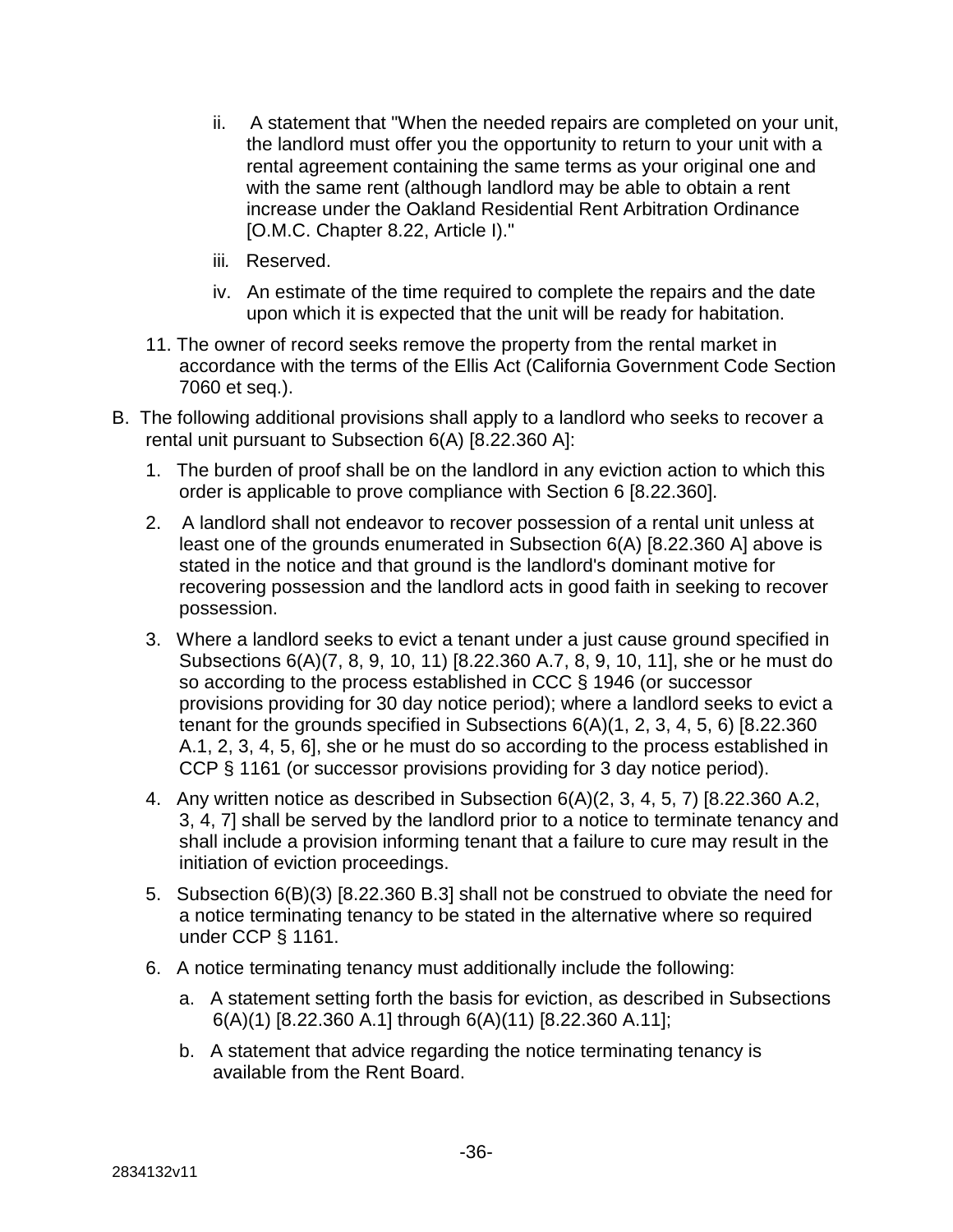ii. A statement that "When the needed repairs are completed on your unit, the landlord must offer you the opportunity to return to your unit with a rental agreement containing the same terms as your original one and with the same rent (although landlord may be able to obtain a rent increase under the Oakland Residential Rent Arbitration Ordinance [O.M.C. Chapter 8.22, Article I)."

iii. Reserved.

iv. An estimate of the time required to complete the repairs and the date upon which it is expected that the unit will be ready for habitation.

11. The owner of record seeks remove the property from the rental market in accordance with the terms of the Ellis Act (California Government Code Section 7060 et seq.).

B. The following additional provisions shall apply to a landlord who seeks to recover a rental unit pursuant to Subsection 6(A) [8.22.360 A]:

1. The burden of proof shall be on the landlord in any eviction action to which this order is applicable to prove compliance with Section 6 [8.22.360].

2. A landlord shall not endeavor to recover possession of a rental unit unless at least one of the grounds enumerated in Subsection 6(A) [8.22.360 A] above is stated in the notice and that ground is the landlord's dominant motive for recovering possession and the landlord acts in good faith in seeking to recover possession.

3. Where a landlord seeks to evict a tenant under a just cause ground specified in Subsections 6(A)(7, 8, 9, 10, 11) [8.22.360 A.7, 8, 9, 10, 11], she or he must do so according to the process established in CCC § 1946 (or successor provisions providing for 30 day notice period); where a landlord seeks to evict a tenant for the grounds specified in Subsections 6(A)(1, 2, 3, 4, 5, 6) [8.22.360 A.1, 2, 3, 4, 5, 6], she or he must do so according to the process established in CCP § 1161 (or successor provisions providing for 3 day notice period).

4. Any written notice as described in Subsection 6(A)(2, 3, 4, 5, 7) [8.22.360 A.2, 3, 4, 7] shall be served by the landlord prior to a notice to terminate tenancy and shall include a provision informing tenant that a failure to cure may result in the initiation of eviction proceedings.

5. Subsection 6(B)(3) [8.22.360 B.3] shall not be construed to obviate the need for a notice terminating tenancy to be stated in the alternative where so required under CCP § 1161.

6. A notice terminating tenancy must additionally include the following:

   a. A statement setting forth the basis for eviction, as described in Subsections 6(A)(1) [8.22.360 A.1] through 6(A)(11) [8.22.360 A.11];

   b. A statement that advice regarding the notice terminating tenancy is available from the Rent Board.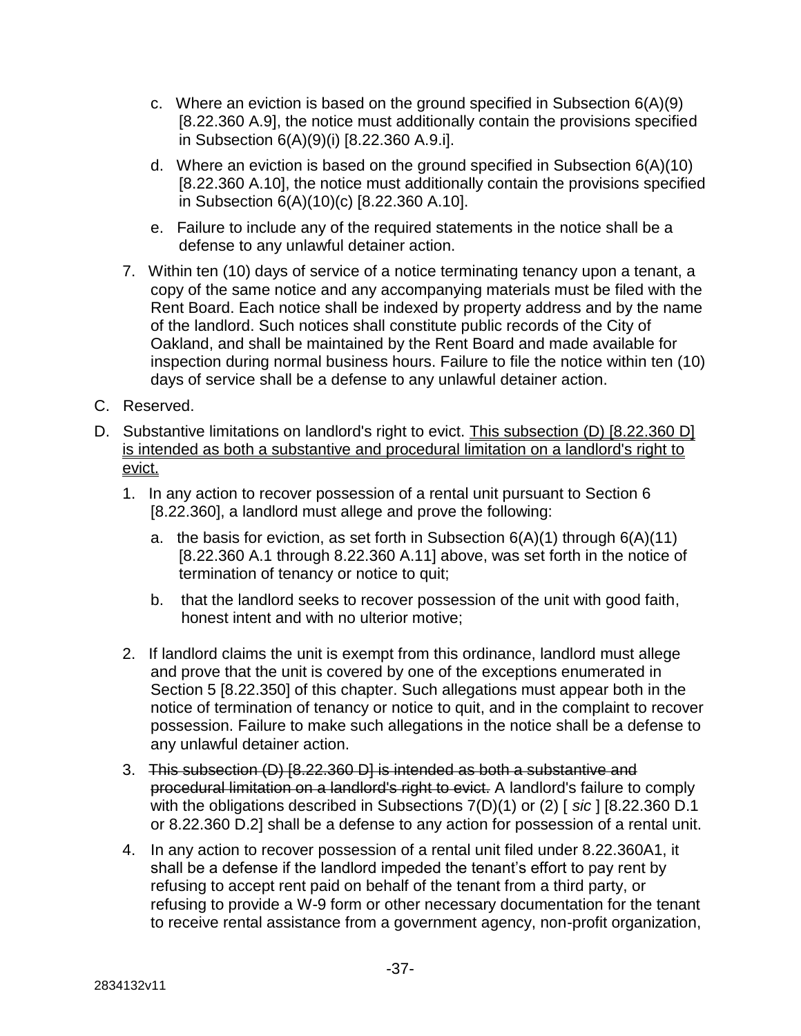c. Where an eviction is based on the ground specified in Subsection 6(A)(9) [8.22.360 A.9], the notice must additionally contain the provisions specified in Subsection 6(A)(9)(i) [8.22.360 A.9.i].

d. Where an eviction is based on the ground specified in Subsection 6(A)(10) [8.22.360 A.10], the notice must additionally contain the provisions specified in Subsection 6(A)(10)(c) [8.22.360 A.10].

e. Failure to include any of the required statements in the notice shall be a defense to any unlawful detainer action.

7. Within ten (10) days of service of a notice terminating tenancy upon a tenant, a copy of the same notice and any accompanying materials must be filed with the Rent Board. Each notice shall be indexed by property address and by the name of the landlord. Such notices shall constitute public records of the City of Oakland, and shall be maintained by the Rent Board and made available for inspection during normal business hours. Failure to file the notice within ten (10) days of service shall be a defense to any unlawful detainer action.

C. Reserved.

D. Substantive limitations on landlord's right to evict. <u>This subsection (D) [8.22.360 D] is intended as both a substantive and procedural limitation on a landlord's right to evict.</u>

1. In any action to recover possession of a rental unit pursuant to Section 6 [8.22.360], a landlord must allege and prove the following:

   a. the basis for eviction, as set forth in Subsection 6(A)(1) through 6(A)(11) [8.22.360 A.1 through 8.22.360 A.11] above, was set forth in the notice of termination of tenancy or notice to quit;

   b. that the landlord seeks to recover possession of the unit with good faith, honest intent and with no ulterior motive;

2. If landlord claims the unit is exempt from this ordinance, landlord must allege and prove that the unit is covered by one of the exceptions enumerated in Section 5 [8.22.350] of this chapter. Such allegations must appear both in the notice of termination of tenancy or notice to quit, and in the complaint to recover possession. Failure to make such allegations in the notice shall be a defense to any unlawful detainer action.

3. ~~This subsection (D) [8.22.360 D] is intended as both a substantive and procedural limitation on a landlord's right to evict.~~ A landlord's failure to comply with the obligations described in Subsections 7(D)(1) or (2) [ *sic* ] [8.22.360 D.1 or 8.22.360 D.2] shall be a defense to any action for possession of a rental unit.

4. In any action to recover possession of a rental unit filed under 8.22.360A1, it shall be a defense if the landlord impeded the tenant's effort to pay rent by refusing to accept rent paid on behalf of the tenant from a third party, or refusing to provide a W-9 form or other necessary documentation for the tenant to receive rental assistance from a government agency, non-profit organization,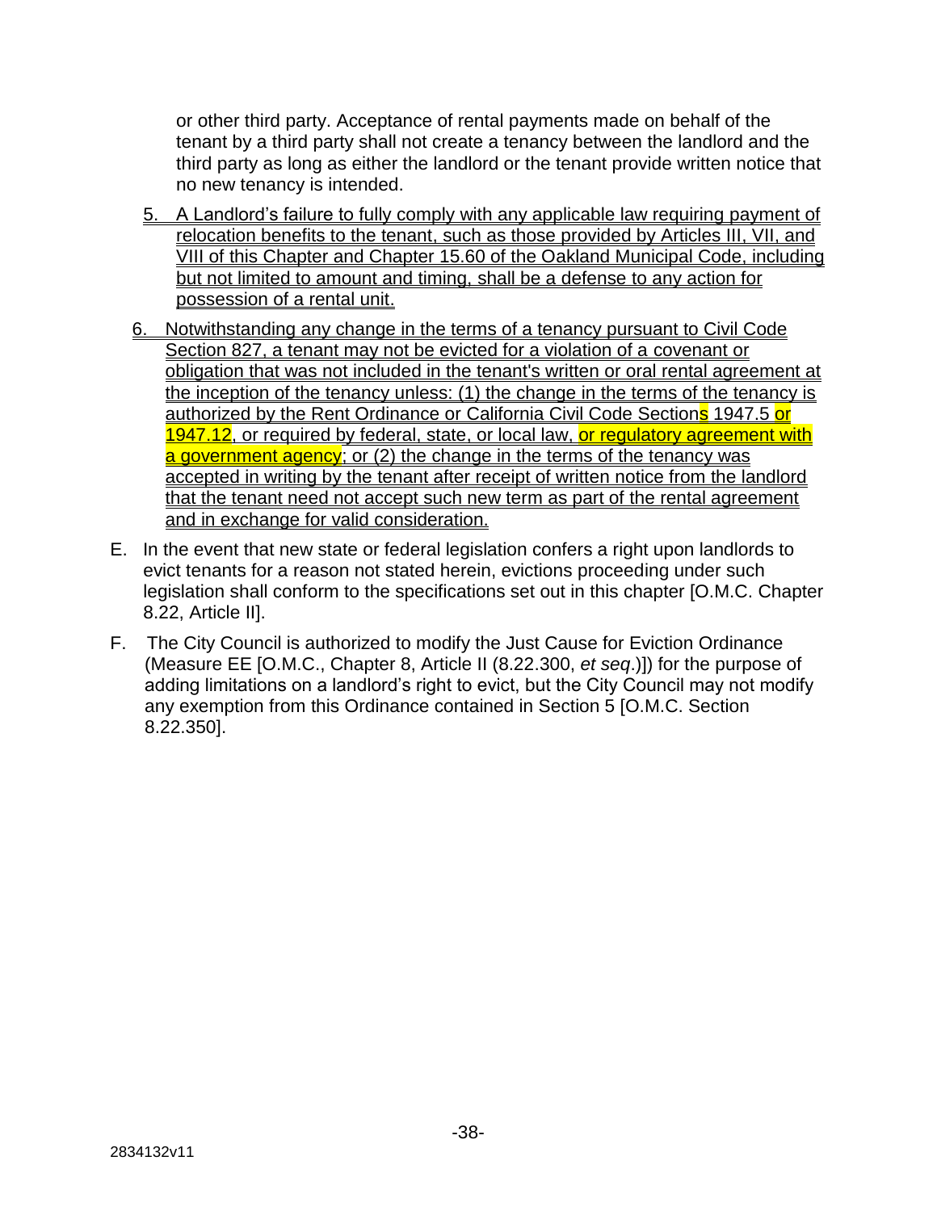or other third party. Acceptance of rental payments made on behalf of the tenant by a third party shall not create a tenancy between the landlord and the third party as long as either the landlord or the tenant provide written notice that no new tenancy is intended.

5. A Landlord's failure to fully comply with any applicable law requiring payment of relocation benefits to the tenant, such as those provided by Articles III, VII, and VIII of this Chapter and Chapter 15.60 of the Oakland Municipal Code, including but not limited to amount and timing, shall be a defense to any action for possession of a rental unit.

6. Notwithstanding any change in the terms of a tenancy pursuant to Civil Code Section 827, a tenant may not be evicted for a violation of a covenant or obligation that was not included in the tenant's written or oral rental agreement at the inception of the tenancy unless: (1) the change in the terms of the tenancy is authorized by the Rent Ordinance or California Civil Code Sections 1947.5 or 1947.12, or required by federal, state, or local law, or regulatory agreement with a government agency; or (2) the change in the terms of the tenancy was accepted in writing by the tenant after receipt of written notice from the landlord that the tenant need not accept such new term as part of the rental agreement and in exchange for valid consideration.

E. In the event that new state or federal legislation confers a right upon landlords to evict tenants for a reason not stated herein, evictions proceeding under such legislation shall conform to the specifications set out in this chapter [O.M.C. Chapter 8.22, Article II].

F. The City Council is authorized to modify the Just Cause for Eviction Ordinance (Measure EE [O.M.C., Chapter 8, Article II (8.22.300, *et seq.*)]) for the purpose of adding limitations on a landlord's right to evict, but the City Council may not modify any exemption from this Ordinance contained in Section 5 [O.M.C. Section 8.22.350].

2834132v11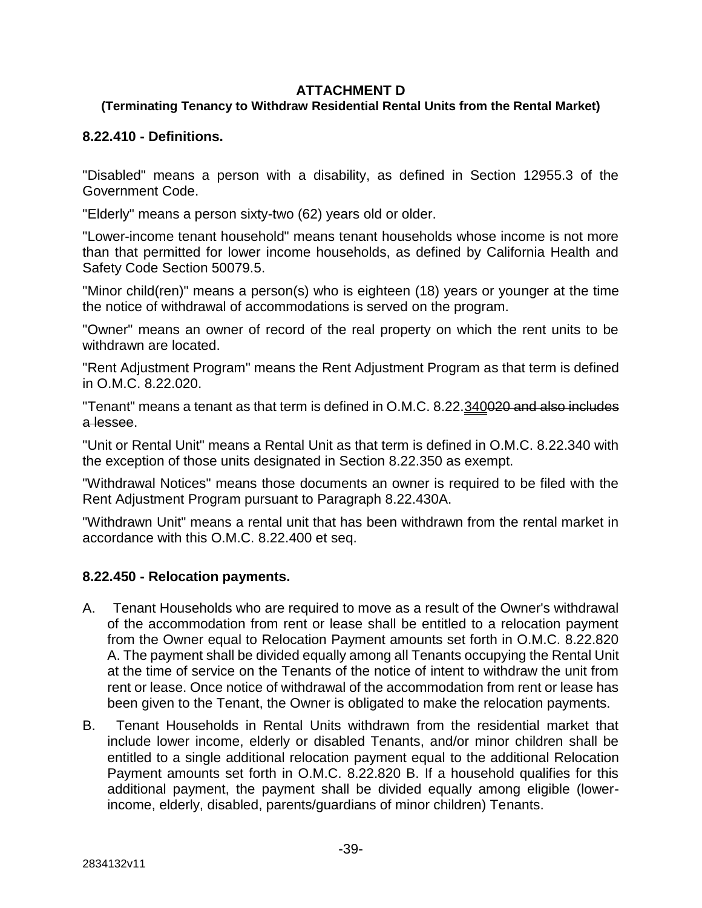## ATTACHMENT D

### (Terminating Tenancy to Withdraw Residential Rental Units from the Rental Market)

### 8.22.410 - Definitions.

"Disabled" means a person with a disability, as defined in Section 12955.3 of the Government Code.

"Elderly" means a person sixty-two (62) years old or older.

"Lower-income tenant household" means tenant households whose income is not more than that permitted for lower income households, as defined by California Health and Safety Code Section 50079.5.

"Minor child(ren)" means a person(s) who is eighteen (18) years or younger at the time the notice of withdrawal of accommodations is served on the program.

"Owner" means an owner of record of the real property on which the rent units to be withdrawn are located.

"Rent Adjustment Program" means the Rent Adjustment Program as that term is defined in O.M.C. 8.22.020.

"Tenant" means a tenant as that term is defined in O.M.C. 8.22.<u>340</u>~~020 and also includes a lessee~~.

"Unit or Rental Unit" means a Rental Unit as that term is defined in O.M.C. 8.22.340 with the exception of those units designated in Section 8.22.350 as exempt.

"Withdrawal Notices" means those documents an owner is required to be filed with the Rent Adjustment Program pursuant to Paragraph 8.22.430A.

"Withdrawn Unit" means a rental unit that has been withdrawn from the rental market in accordance with this O.M.C. 8.22.400 et seq.

### 8.22.450 - Relocation payments.

A. Tenant Households who are required to move as a result of the Owner's withdrawal of the accommodation from rent or lease shall be entitled to a relocation payment from the Owner equal to Relocation Payment amounts set forth in O.M.C. 8.22.820 A. The payment shall be divided equally among all Tenants occupying the Rental Unit at the time of service on the Tenants of the notice of intent to withdraw the unit from rent or lease. Once notice of withdrawal of the accommodation from rent or lease has been given to the Tenant, the Owner is obligated to make the relocation payments.

B. Tenant Households in Rental Units withdrawn from the residential market that include lower income, elderly or disabled Tenants, and/or minor children shall be entitled to a single additional relocation payment equal to the additional Relocation Payment amounts set forth in O.M.C. 8.22.820 B. If a household qualifies for this additional payment, the payment shall be divided equally among eligible (lower-income, elderly, disabled, parents/guardians of minor children) Tenants.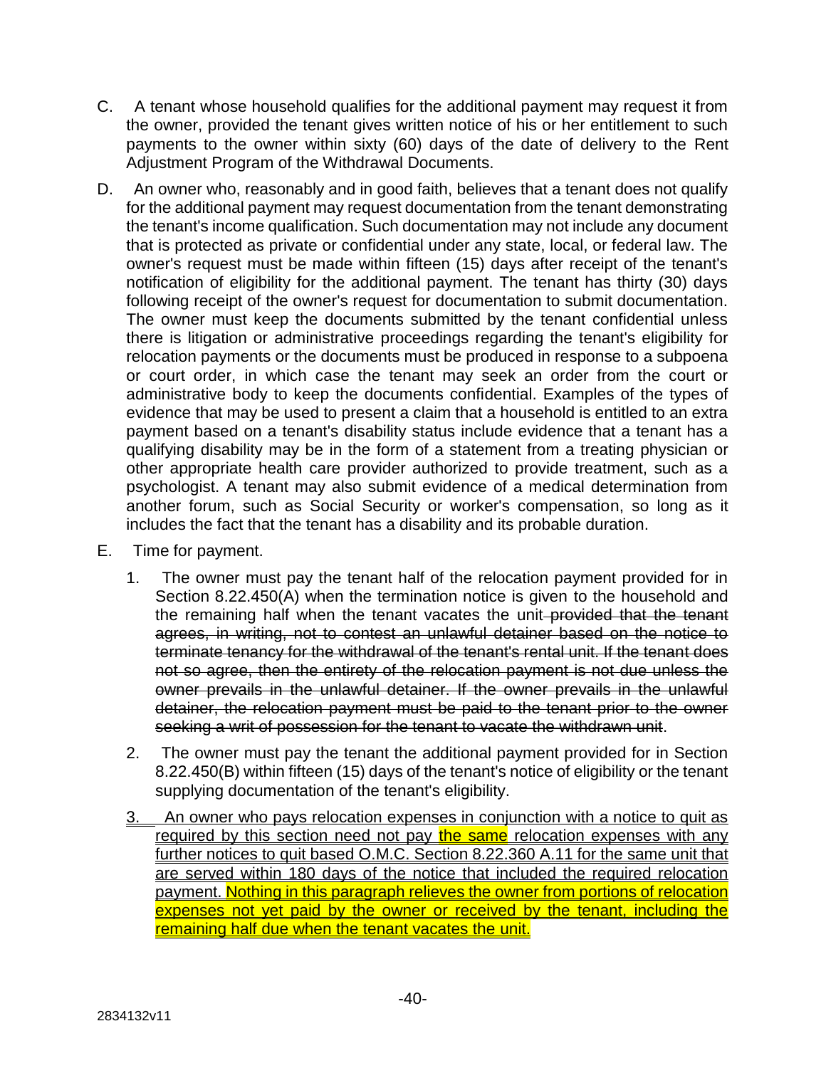C. A tenant whose household qualifies for the additional payment may request it from the owner, provided the tenant gives written notice of his or her entitlement to such payments to the owner within sixty (60) days of the date of delivery to the Rent Adjustment Program of the Withdrawal Documents.

D. An owner who, reasonably and in good faith, believes that a tenant does not qualify for the additional payment may request documentation from the tenant demonstrating the tenant's income qualification. Such documentation may not include any document that is protected as private or confidential under any state, local, or federal law. The owner's request must be made within fifteen (15) days after receipt of the tenant's notification of eligibility for the additional payment. The tenant has thirty (30) days following receipt of the owner's request for documentation to submit documentation. The owner must keep the documents submitted by the tenant confidential unless there is litigation or administrative proceedings regarding the tenant's eligibility for relocation payments or the documents must be produced in response to a subpoena or court order, in which case the tenant may seek an order from the court or administrative body to keep the documents confidential. Examples of the types of evidence that may be used to present a claim that a household is entitled to an extra payment based on a tenant's disability status include evidence that a tenant has a qualifying disability may be in the form of a statement from a treating physician or other appropriate health care provider authorized to provide treatment, such as a psychologist. A tenant may also submit evidence of a medical determination from another forum, such as Social Security or worker's compensation, so long as it includes the fact that the tenant has a disability and its probable duration.

E. Time for payment.

   1. The owner must pay the tenant half of the relocation payment provided for in Section 8.22.450(A) when the termination notice is given to the household and the remaining half when the tenant vacates the unit ~~provided that the tenant agrees, in writing, not to contest an unlawful detainer based on the notice to terminate tenancy for the withdrawal of the tenant's rental unit. If the tenant does not so agree, then the entirety of the relocation payment is not due unless the owner prevails in the unlawful detainer. If the owner prevails in the unlawful detainer, the relocation payment must be paid to the tenant prior to the owner seeking a writ of possession for the tenant to vacate the withdrawn unit~~.

   2. The owner must pay the tenant the additional payment provided for in Section 8.22.450(B) within fifteen (15) days of the tenant's notice of eligibility or the tenant supplying documentation of the tenant's eligibility.

   <u>3. An owner who pays relocation expenses in conjunction with a notice to quit as required by this section need not pay the same relocation expenses with any further notices to quit based O.M.C. Section 8.22.360 A.11 for the same unit that are served within 180 days of the notice that included the required relocation payment. Nothing in this paragraph relieves the owner from portions of relocation expenses not yet paid by the owner or received by the tenant, including the remaining half due when the tenant vacates the unit.</u>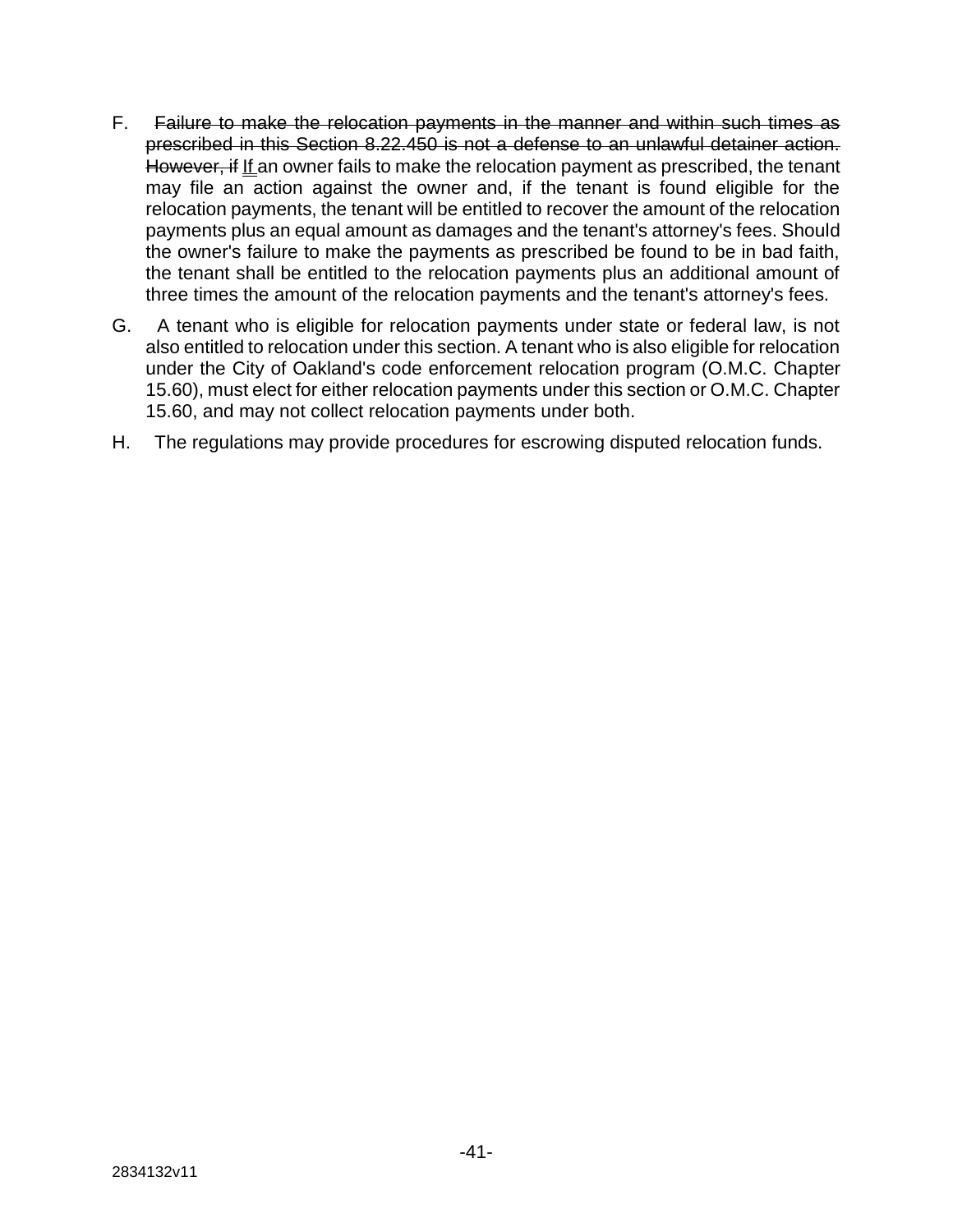F. ~~Failure to make the relocation payments in the manner and within such times as prescribed in this Section 8.22.450 is not a defense to an unlawful detainer action. However, if~~ If an owner fails to make the relocation payment as prescribed, the tenant may file an action against the owner and, if the tenant is found eligible for the relocation payments, the tenant will be entitled to recover the amount of the relocation payments plus an equal amount as damages and the tenant's attorney's fees. Should the owner's failure to make the payments as prescribed be found to be in bad faith, the tenant shall be entitled to the relocation payments plus an additional amount of three times the amount of the relocation payments and the tenant's attorney's fees.

G. A tenant who is eligible for relocation payments under state or federal law, is not also entitled to relocation under this section. A tenant who is also eligible for relocation under the City of Oakland's code enforcement relocation program (O.M.C. Chapter 15.60), must elect for either relocation payments under this section or O.M.C. Chapter 15.60, and may not collect relocation payments under both.

H. The regulations may provide procedures for escrowing disputed relocation funds.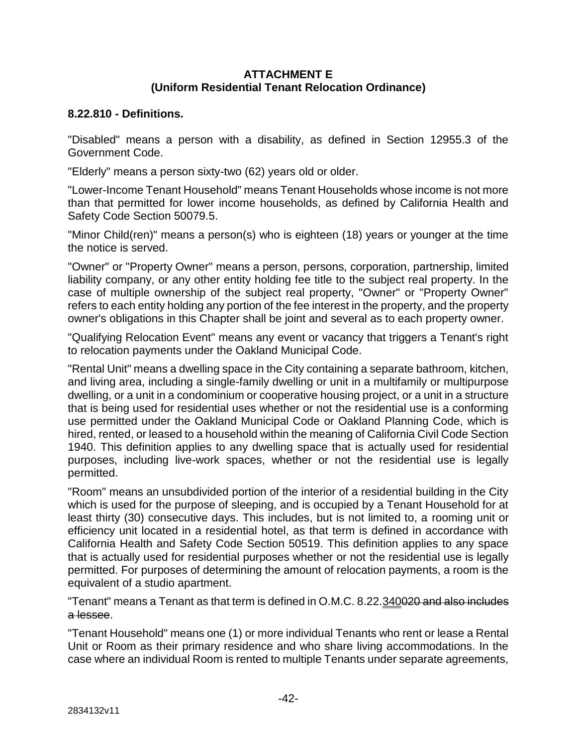**ATTACHMENT E**
**(Uniform Residential Tenant Relocation Ordinance)**

**8.22.810 - Definitions.**

"Disabled" means a person with a disability, as defined in Section 12955.3 of the Government Code.

"Elderly" means a person sixty-two (62) years old or older.

"Lower-Income Tenant Household" means Tenant Households whose income is not more than that permitted for lower income households, as defined by California Health and Safety Code Section 50079.5.

"Minor Child(ren)" means a person(s) who is eighteen (18) years or younger at the time the notice is served.

"Owner" or "Property Owner" means a person, persons, corporation, partnership, limited liability company, or any other entity holding fee title to the subject real property. In the case of multiple ownership of the subject real property, "Owner" or "Property Owner" refers to each entity holding any portion of the fee interest in the property, and the property owner's obligations in this Chapter shall be joint and several as to each property owner.

"Qualifying Relocation Event" means any event or vacancy that triggers a Tenant's right to relocation payments under the Oakland Municipal Code.

"Rental Unit" means a dwelling space in the City containing a separate bathroom, kitchen, and living area, including a single-family dwelling or unit in a multifamily or multipurpose dwelling, or a unit in a condominium or cooperative housing project, or a unit in a structure that is being used for residential uses whether or not the residential use is a conforming use permitted under the Oakland Municipal Code or Oakland Planning Code, which is hired, rented, or leased to a household within the meaning of California Civil Code Section 1940. This definition applies to any dwelling space that is actually used for residential purposes, including live-work spaces, whether or not the residential use is legally permitted.

"Room" means an unsubdivided portion of the interior of a residential building in the City which is used for the purpose of sleeping, and is occupied by a Tenant Household for at least thirty (30) consecutive days. This includes, but is not limited to, a rooming unit or efficiency unit located in a residential hotel, as that term is defined in accordance with California Health and Safety Code Section 50519. This definition applies to any space that is actually used for residential purposes whether or not the residential use is legally permitted. For purposes of determining the amount of relocation payments, a room is the equivalent of a studio apartment.

"Tenant" means a Tenant as that term is defined in O.M.C. 8.22.<u>340</u>~~020 and also includes a lessee~~.

"Tenant Household" means one (1) or more individual Tenants who rent or lease a Rental Unit or Room as their primary residence and who share living accommodations. In the case where an individual Room is rented to multiple Tenants under separate agreements,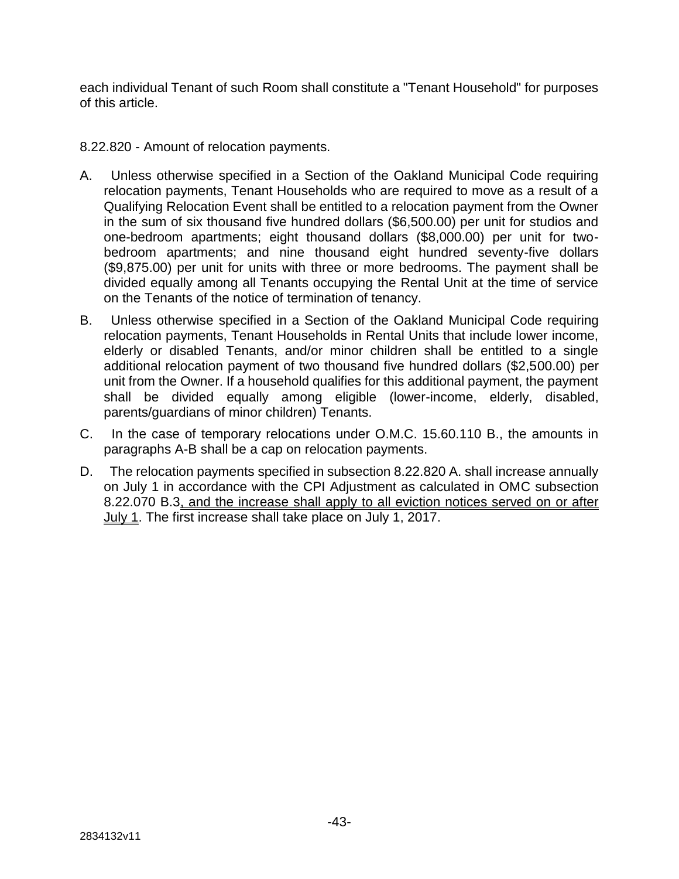each individual Tenant of such Room shall constitute a "Tenant Household" for purposes of this article.

8.22.820 - Amount of relocation payments.

A. Unless otherwise specified in a Section of the Oakland Municipal Code requiring relocation payments, Tenant Households who are required to move as a result of a Qualifying Relocation Event shall be entitled to a relocation payment from the Owner in the sum of six thousand five hundred dollars ($6,500.00) per unit for studios and one-bedroom apartments; eight thousand dollars ($8,000.00) per unit for two-bedroom apartments; and nine thousand eight hundred seventy-five dollars ($9,875.00) per unit for units with three or more bedrooms. The payment shall be divided equally among all Tenants occupying the Rental Unit at the time of service on the Tenants of the notice of termination of tenancy.

B. Unless otherwise specified in a Section of the Oakland Municipal Code requiring relocation payments, Tenant Households in Rental Units that include lower income, elderly or disabled Tenants, and/or minor children shall be entitled to a single additional relocation payment of two thousand five hundred dollars ($2,500.00) per unit from the Owner. If a household qualifies for this additional payment, the payment shall be divided equally among eligible (lower-income, elderly, disabled, parents/guardians of minor children) Tenants.

C. In the case of temporary relocations under O.M.C. 15.60.110 B., the amounts in paragraphs A-B shall be a cap on relocation payments.

D. The relocation payments specified in subsection 8.22.820 A. shall increase annually on July 1 in accordance with the CPI Adjustment as calculated in OMC subsection 8.22.070 B.3<u>, and the increase shall apply to all eviction notices served on or after July 1</u>. The first increase shall take place on July 1, 2017.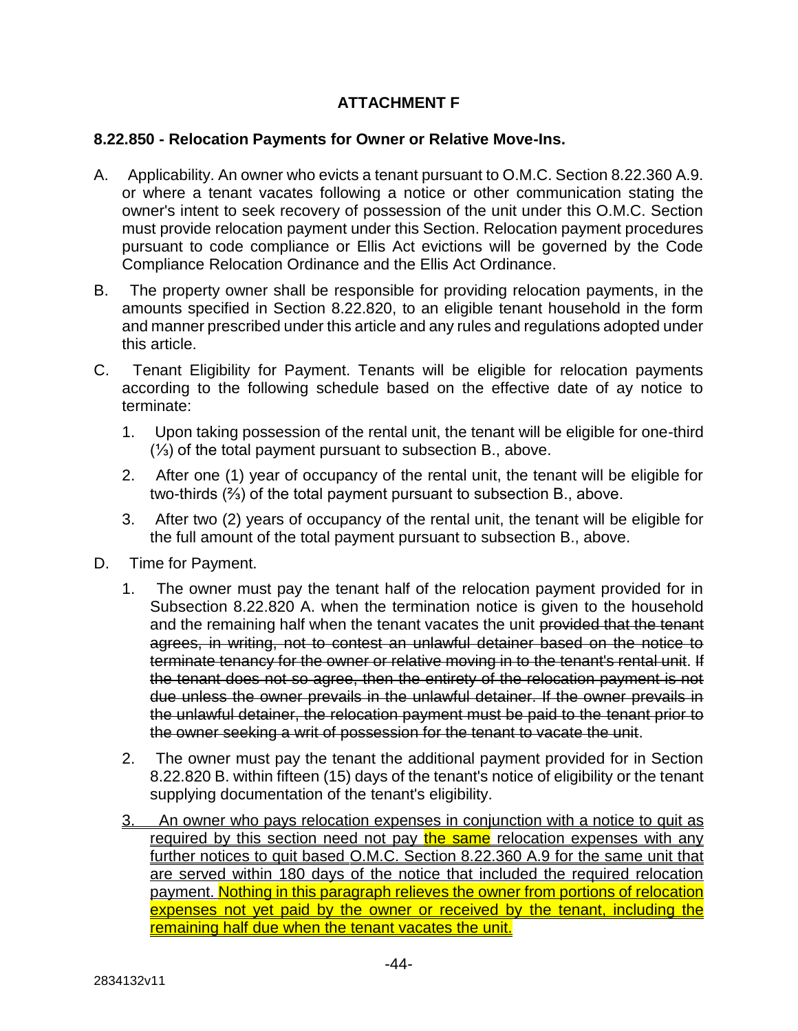**ATTACHMENT F**

**8.22.850 - Relocation Payments for Owner or Relative Move-Ins.**

A. Applicability. An owner who evicts a tenant pursuant to O.M.C. Section 8.22.360 A.9. or where a tenant vacates following a notice or other communication stating the owner's intent to seek recovery of possession of the unit under this O.M.C. Section must provide relocation payment under this Section. Relocation payment procedures pursuant to code compliance or Ellis Act evictions will be governed by the Code Compliance Relocation Ordinance and the Ellis Act Ordinance.

B. The property owner shall be responsible for providing relocation payments, in the amounts specified in Section 8.22.820, to an eligible tenant household in the form and manner prescribed under this article and any rules and regulations adopted under this article.

C. Tenant Eligibility for Payment. Tenants will be eligible for relocation payments according to the following schedule based on the effective date of ay notice to terminate:

1. Upon taking possession of the rental unit, the tenant will be eligible for one-third (⅓) of the total payment pursuant to subsection B., above.

2. After one (1) year of occupancy of the rental unit, the tenant will be eligible for two-thirds (⅔) of the total payment pursuant to subsection B., above.

3. After two (2) years of occupancy of the rental unit, the tenant will be eligible for the full amount of the total payment pursuant to subsection B., above.

D. Time for Payment.

1. The owner must pay the tenant half of the relocation payment provided for in Subsection 8.22.820 A. when the termination notice is given to the household and the remaining half when the tenant vacates the unit ~~provided that the tenant agrees, in writing, not to contest an unlawful detainer based on the notice to terminate tenancy for the owner or relative moving in to the tenant's rental unit. If the tenant does not so agree, then the entirety of the relocation payment is not due unless the owner prevails in the unlawful detainer. If the owner prevails in the unlawful detainer, the relocation payment must be paid to the tenant prior to the owner seeking a writ of possession for the tenant to vacate the unit~~.

2. The owner must pay the tenant the additional payment provided for in Section 8.22.820 B. within fifteen (15) days of the tenant's notice of eligibility or the tenant supplying documentation of the tenant's eligibility.

<u>3. An owner who pays relocation expenses in conjunction with a notice to quit as required by this section need not pay the same relocation expenses with any further notices to quit based O.M.C. Section 8.22.360 A.9 for the same unit that are served within 180 days of the notice that included the required relocation payment. Nothing in this paragraph relieves the owner from portions of relocation expenses not yet paid by the owner or received by the tenant, including the remaining half due when the tenant vacates the unit.</u>

2834132v11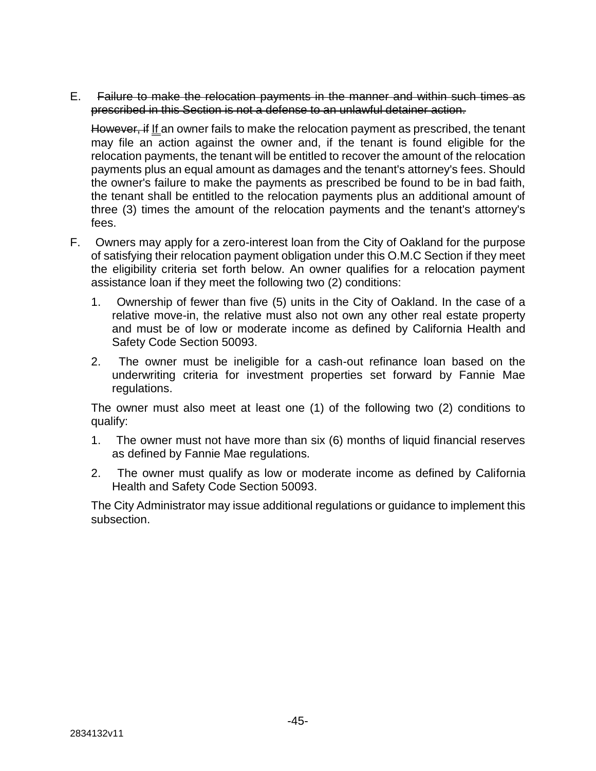E. ~~Failure to make the relocation payments in the manner and within such times as prescribed in this Section is not a defense to an unlawful detainer action.~~

~~However, if~~ If an owner fails to make the relocation payment as prescribed, the tenant may file an action against the owner and, if the tenant is found eligible for the relocation payments, the tenant will be entitled to recover the amount of the relocation payments plus an equal amount as damages and the tenant's attorney's fees. Should the owner's failure to make the payments as prescribed be found to be in bad faith, the tenant shall be entitled to the relocation payments plus an additional amount of three (3) times the amount of the relocation payments and the tenant's attorney's fees.

F. Owners may apply for a zero-interest loan from the City of Oakland for the purpose of satisfying their relocation payment obligation under this O.M.C Section if they meet the eligibility criteria set forth below. An owner qualifies for a relocation payment assistance loan if they meet the following two (2) conditions:

1. Ownership of fewer than five (5) units in the City of Oakland. In the case of a relative move-in, the relative must also not own any other real estate property and must be of low or moderate income as defined by California Health and Safety Code Section 50093.
2. The owner must be ineligible for a cash-out refinance loan based on the underwriting criteria for investment properties set forward by Fannie Mae regulations.

The owner must also meet at least one (1) of the following two (2) conditions to qualify:

1. The owner must not have more than six (6) months of liquid financial reserves as defined by Fannie Mae regulations.
2. The owner must qualify as low or moderate income as defined by California Health and Safety Code Section 50093.

The City Administrator may issue additional regulations or guidance to implement this subsection.

2834132v11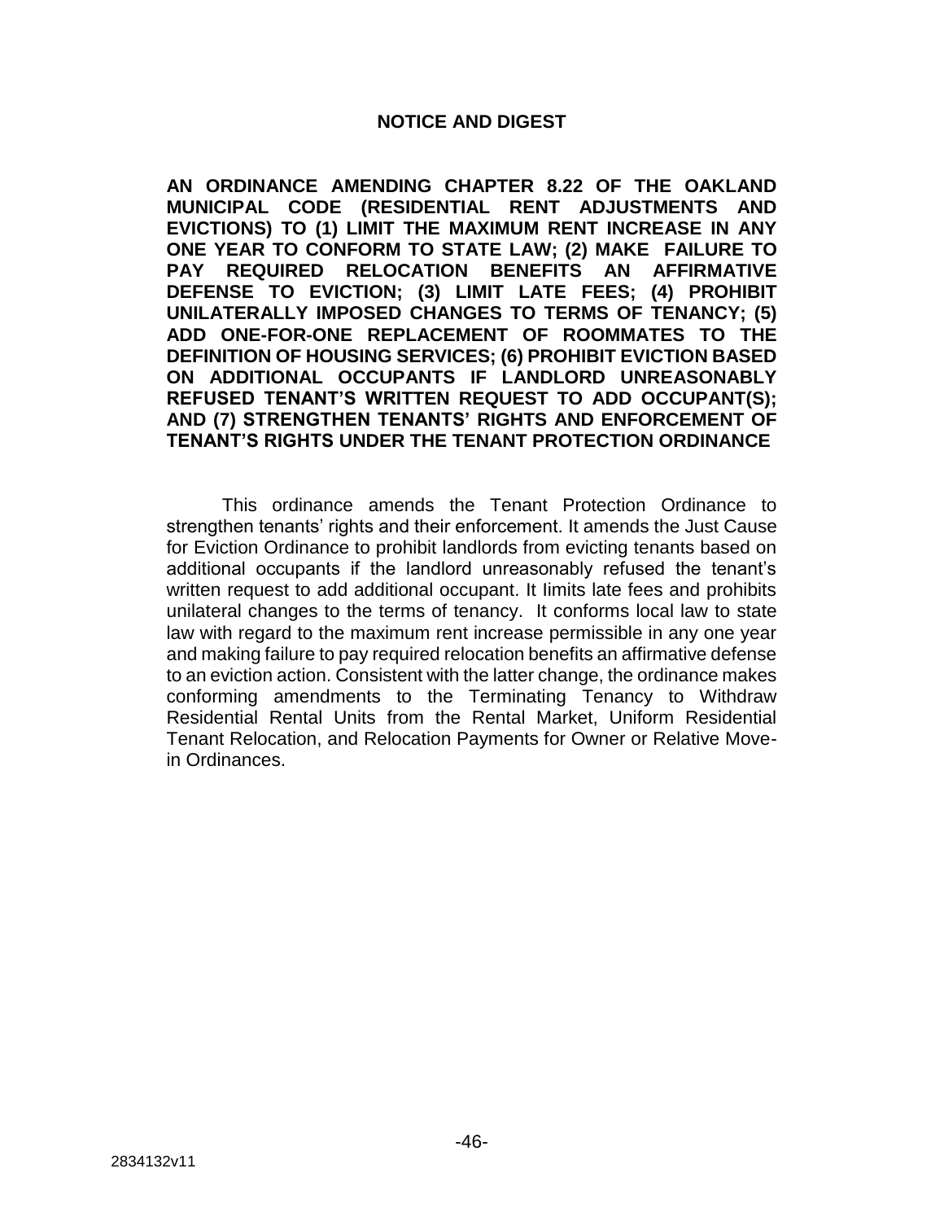## NOTICE AND DIGEST

**AN ORDINANCE AMENDING CHAPTER 8.22 OF THE OAKLAND MUNICIPAL CODE (RESIDENTIAL RENT ADJUSTMENTS AND EVICTIONS) TO (1) LIMIT THE MAXIMUM RENT INCREASE IN ANY ONE YEAR TO CONFORM TO STATE LAW; (2) MAKE FAILURE TO PAY REQUIRED RELOCATION BENEFITS AN AFFIRMATIVE DEFENSE TO EVICTION; (3) LIMIT LATE FEES; (4) PROHIBIT UNILATERALLY IMPOSED CHANGES TO TERMS OF TENANCY; (5) ADD ONE-FOR-ONE REPLACEMENT OF ROOMMATES TO THE DEFINITION OF HOUSING SERVICES; (6) PROHIBIT EVICTION BASED ON ADDITIONAL OCCUPANTS IF LANDLORD UNREASONABLY REFUSED TENANT'S WRITTEN REQUEST TO ADD OCCUPANT(S); AND (7) STRENGTHEN TENANTS' RIGHTS AND ENFORCEMENT OF TENANT'S RIGHTS UNDER THE TENANT PROTECTION ORDINANCE**

This ordinance amends the Tenant Protection Ordinance to strengthen tenants' rights and their enforcement. It amends the Just Cause for Eviction Ordinance to prohibit landlords from evicting tenants based on additional occupants if the landlord unreasonably refused the tenant's written request to add additional occupant. It limits late fees and prohibits unilateral changes to the terms of tenancy. It conforms local law to state law with regard to the maximum rent increase permissible in any one year and making failure to pay required relocation benefits an affirmative defense to an eviction action. Consistent with the latter change, the ordinance makes conforming amendments to the Terminating Tenancy to Withdraw Residential Rental Units from the Rental Market, Uniform Residential Tenant Relocation, and Relocation Payments for Owner or Relative Move-in Ordinances.

2834132v11